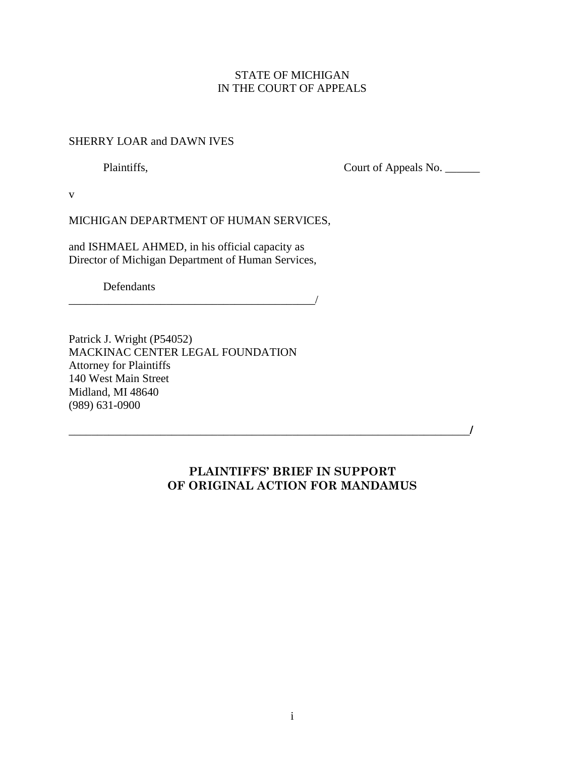STATE OF MICHIGAN
IN THE COURT OF APPEALS

SHERRY LOAR and DAWN IVES

Plaintiffs, Court of Appeals No. ______

v

MICHIGAN DEPARTMENT OF HUMAN SERVICES,

and ISHMAEL AHMED, in his official capacity as
Director of Michigan Department of Human Services,

Defendants
_____________________________________________/

Patrick J. Wright (P54052)
MACKINAC CENTER LEGAL FOUNDATION
Attorney for Plaintiffs
140 West Main Street
Midland, MI 48640
(989) 631-0900

_______________________________________________________________________/

**PLAINTIFFS' BRIEF IN SUPPORT
OF ORIGINAL ACTION FOR MANDAMUS**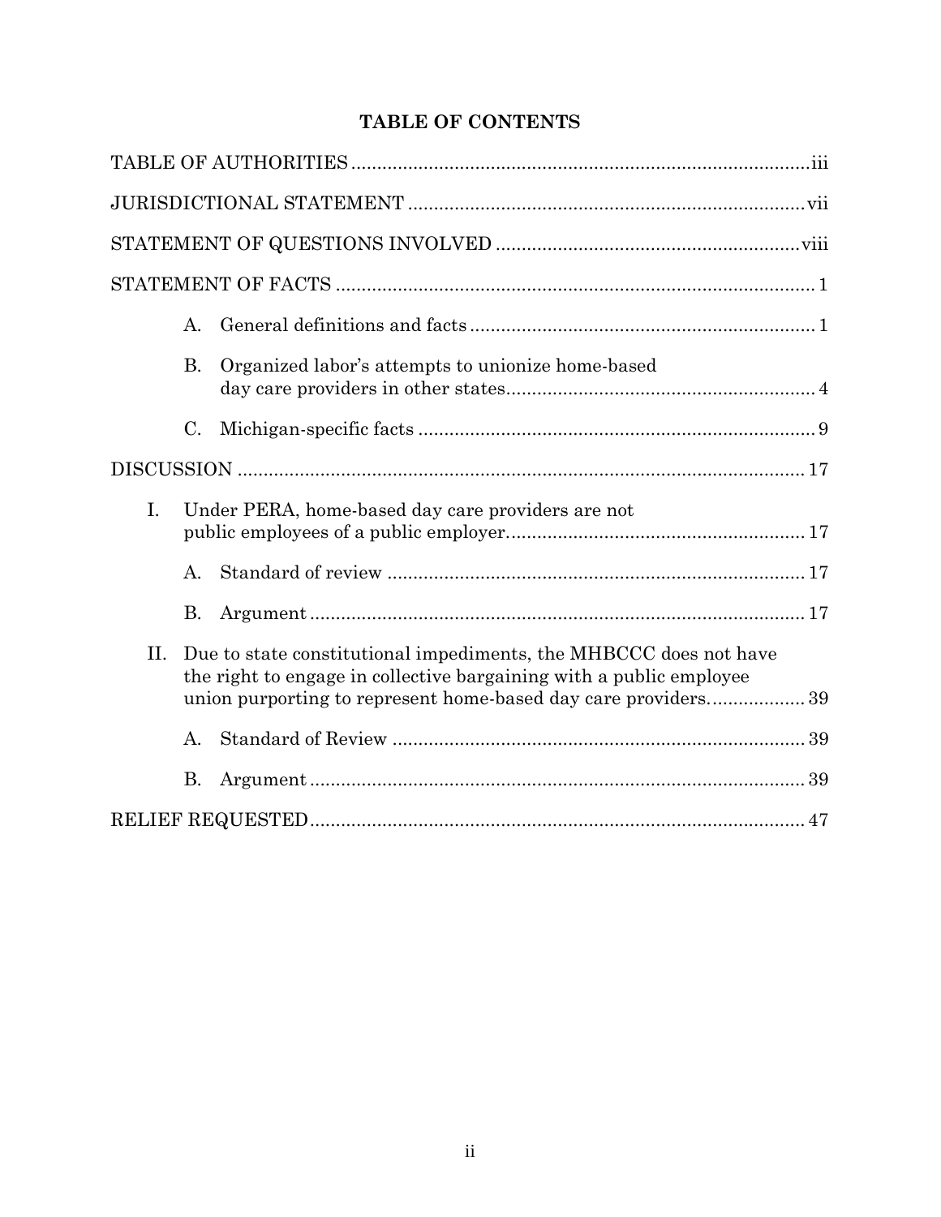# TABLE OF CONTENTS

TABLE OF AUTHORITIES ........................................................................................iii

JURISDICTIONAL STATEMENT ............................................................................vii

STATEMENT OF QUESTIONS INVOLVED ..........................................................viii

STATEMENT OF FACTS ............................................................................................ 1

- A. General definitions and facts .................................................................. 1
- B. Organized labor's attempts to unionize home-based day care providers in other states........................................................... 4
- C. Michigan-specific facts ............................................................................ 9

DISCUSSION ............................................................................................................. 17

- I. Under PERA, home-based day care providers are not public employees of a public employer......................................................... 17
  - A. Standard of review ................................................................................ 17
  - B. Argument ............................................................................................... 17
- II. Due to state constitutional impediments, the MHBCCC does not have the right to engage in collective bargaining with a public employee union purporting to represent home-based day care providers.................. 39
  - A. Standard of Review ............................................................................... 39
  - B. Argument ............................................................................................... 39

RELIEF REQUESTED................................................................................................ 47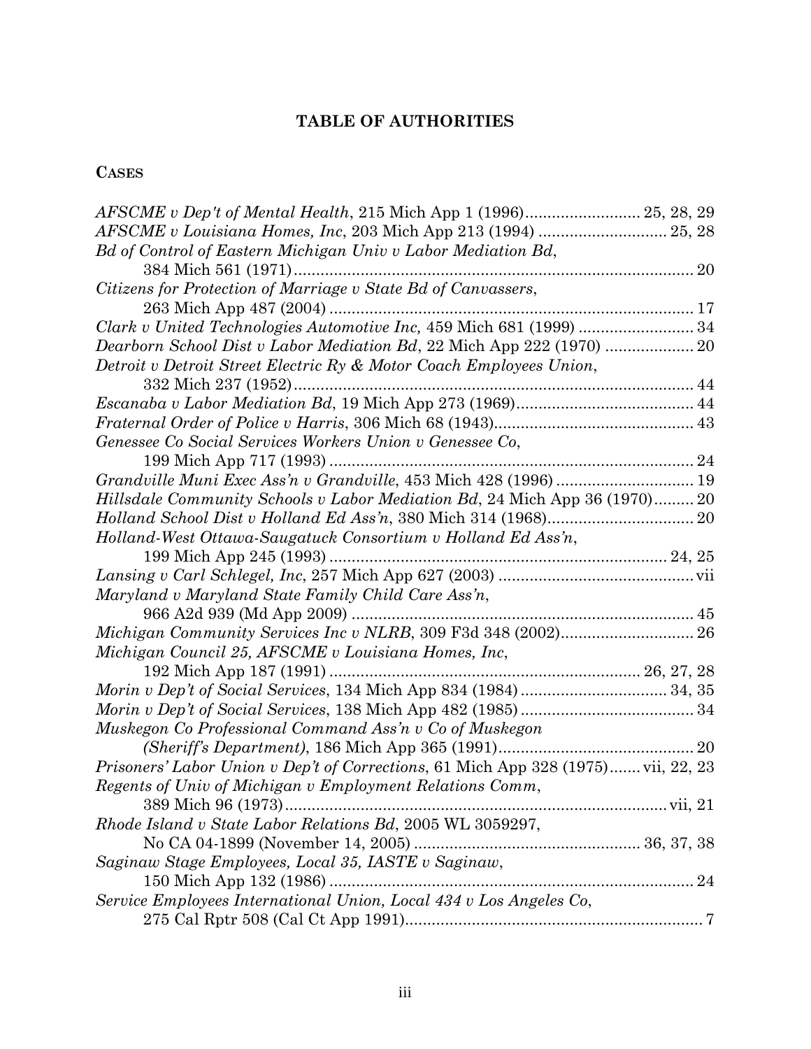# TABLE OF AUTHORITIES

## CASES

*AFSCME v Dep't of Mental Health*, 215 Mich App 1 (1996) .......................... 25, 28, 29
*AFSCME v Louisiana Homes, Inc*, 203 Mich App 213 (1994) ............................. 25, 28
*Bd of Control of Eastern Michigan Univ v Labor Mediation Bd*, 384 Mich 561 (1971) ........................................................................................ 20
*Citizens for Protection of Marriage v State Bd of Canvassers*, 263 Mich App 487 (2004) ................................................................................ 17
*Clark v United Technologies Automotive Inc,* 459 Mich 681 (1999) .......................... 34
*Dearborn School Dist v Labor Mediation Bd*, 22 Mich App 222 (1970) .................... 20
*Detroit v Detroit Street Electric Ry & Motor Coach Employees Union*, 332 Mich 237 (1952) ........................................................................................ 44
*Escanaba v Labor Mediation Bd*, 19 Mich App 273 (1969) ........................................ 44
*Fraternal Order of Police v Harris*, 306 Mich 68 (1943) ............................................ 43
*Genessee Co Social Services Workers Union v Genessee Co*, 199 Mich App 717 (1993) ................................................................................ 24
*Grandville Muni Exec Ass'n v Grandville*, 453 Mich 428 (1996) ............................... 19
*Hillsdale Community Schools v Labor Mediation Bd*, 24 Mich App 36 (1970) ......... 20
*Holland School Dist v Holland Ed Ass'n*, 380 Mich 314 (1968) ................................. 20
*Holland-West Ottawa-Saugatuck Consortium v Holland Ed Ass'n*, 199 Mich App 245 (1993) ......................................................................... 24, 25
*Lansing v Carl Schlegel, Inc*, 257 Mich App 627 (2003) ............................................ vii
*Maryland v Maryland State Family Child Care Ass'n*, 966 A2d 939 (Md App 2009) ........................................................................... 45
*Michigan Community Services Inc v NLRB*, 309 F3d 348 (2002) .............................. 26
*Michigan Council 25, AFSCME v Louisiana Homes, Inc*, 192 Mich App 187 (1991) .................................................................... 26, 27, 28
*Morin v Dep't of Social Services*, 134 Mich App 834 (1984) ................................. 34, 35
*Morin v Dep't of Social Services*, 138 Mich App 482 (1985) ....................................... 34
*Muskegon Co Professional Command Ass'n v Co of Muskegon (Sheriff's Department)*, 186 Mich App 365 (1991) ............................................ 20
*Prisoners' Labor Union v Dep't of Corrections*, 61 Mich App 328 (1975) ....... vii, 22, 23
*Regents of Univ of Michigan v Employment Relations Comm*, 389 Mich 96 (1973) ..................................................................................... vii, 21
*Rhode Island v State Labor Relations Bd*, 2005 WL 3059297, No CA 04-1899 (November 14, 2005) .................................................. 36, 37, 38
*Saginaw Stage Employees, Local 35, IASTE v Saginaw*, 150 Mich App 132 (1986) ................................................................................ 24
*Service Employees International Union, Local 434 v Los Angeles Co*, 275 Cal Rptr 508 (Cal Ct App 1991) ................................................................. 7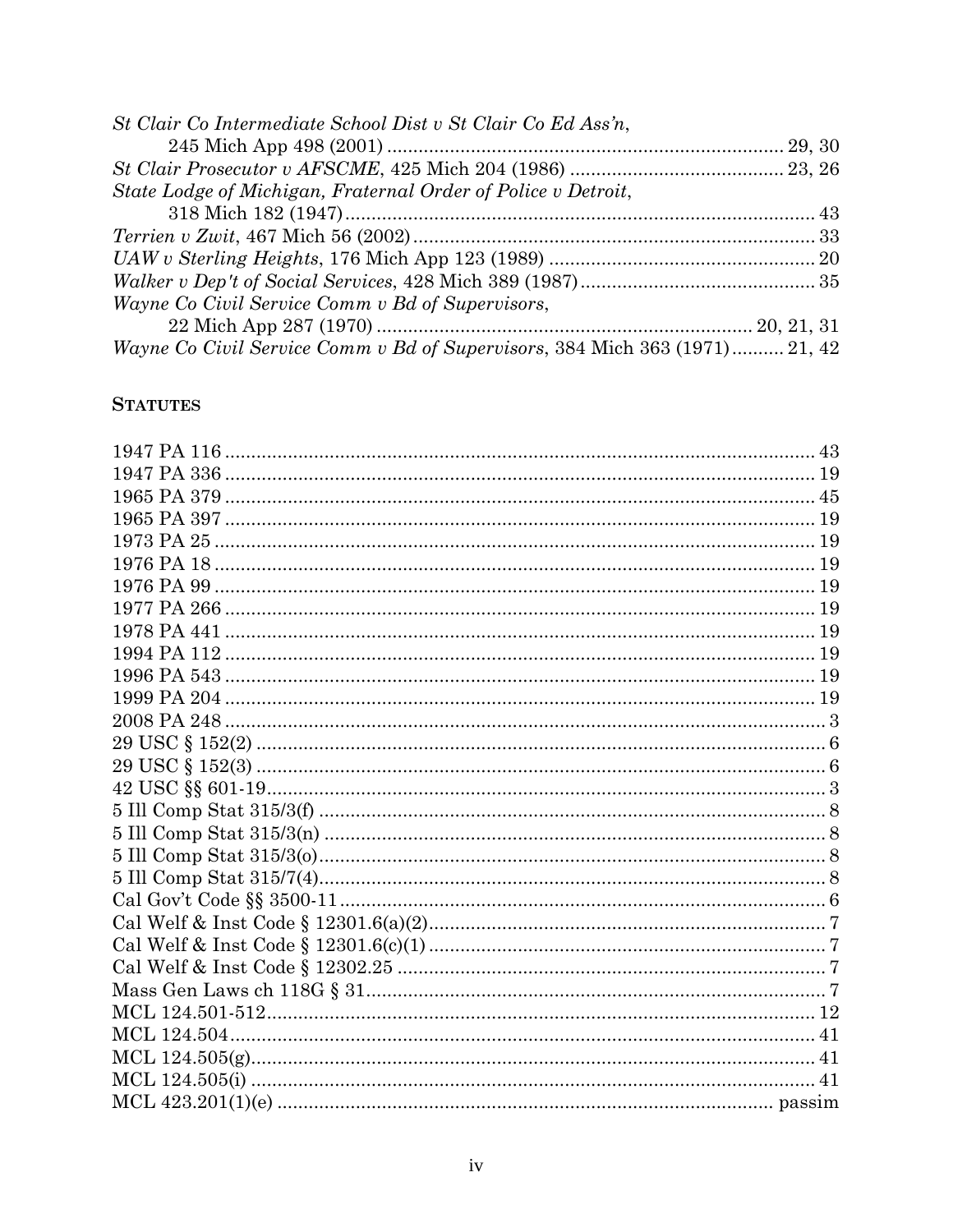*St Clair Co Intermediate School Dist v St Clair Co Ed Ass'n*, 245 Mich App 498 (2001) .......... 29, 30
*St Clair Prosecutor v AFSCME*, 425 Mich 204 (1986) .......... 23, 26
*State Lodge of Michigan, Fraternal Order of Police v Detroit*, 318 Mich 182 (1947) .......... 43
*Terrien v Zwit*, 467 Mich 56 (2002) .......... 33
*UAW v Sterling Heights*, 176 Mich App 123 (1989) .......... 20
*Walker v Dep't of Social Services*, 428 Mich 389 (1987) .......... 35
*Wayne Co Civil Service Comm v Bd of Supervisors*, 22 Mich App 287 (1970) .......... 20, 21, 31
*Wayne Co Civil Service Comm v Bd of Supervisors*, 384 Mich 363 (1971) .......... 21, 42

## Statutes

1947 PA 116 .......... 43
1947 PA 336 .......... 19
1965 PA 379 .......... 45
1965 PA 397 .......... 19
1973 PA 25 .......... 19
1976 PA 18 .......... 19
1976 PA 99 .......... 19
1977 PA 266 .......... 19
1978 PA 441 .......... 19
1994 PA 112 .......... 19
1996 PA 543 .......... 19
1999 PA 204 .......... 19
2008 PA 248 .......... 3
29 USC § 152(2) .......... 6
29 USC § 152(3) .......... 6
42 USC §§ 601-19 .......... 3
5 Ill Comp Stat 315/3(f) .......... 8
5 Ill Comp Stat 315/3(n) .......... 8
5 Ill Comp Stat 315/3(o) .......... 8
5 Ill Comp Stat 315/7(4) .......... 8
Cal Gov't Code §§ 3500-11 .......... 6
Cal Welf & Inst Code § 12301.6(a)(2) .......... 7
Cal Welf & Inst Code § 12301.6(c)(1) .......... 7
Cal Welf & Inst Code § 12302.25 .......... 7
Mass Gen Laws ch 118G § 31 .......... 7
MCL 124.501-512 .......... 12
MCL 124.504 .......... 41
MCL 124.505(g) .......... 41
MCL 124.505(i) .......... 41
MCL 423.201(1)(e) .......... passim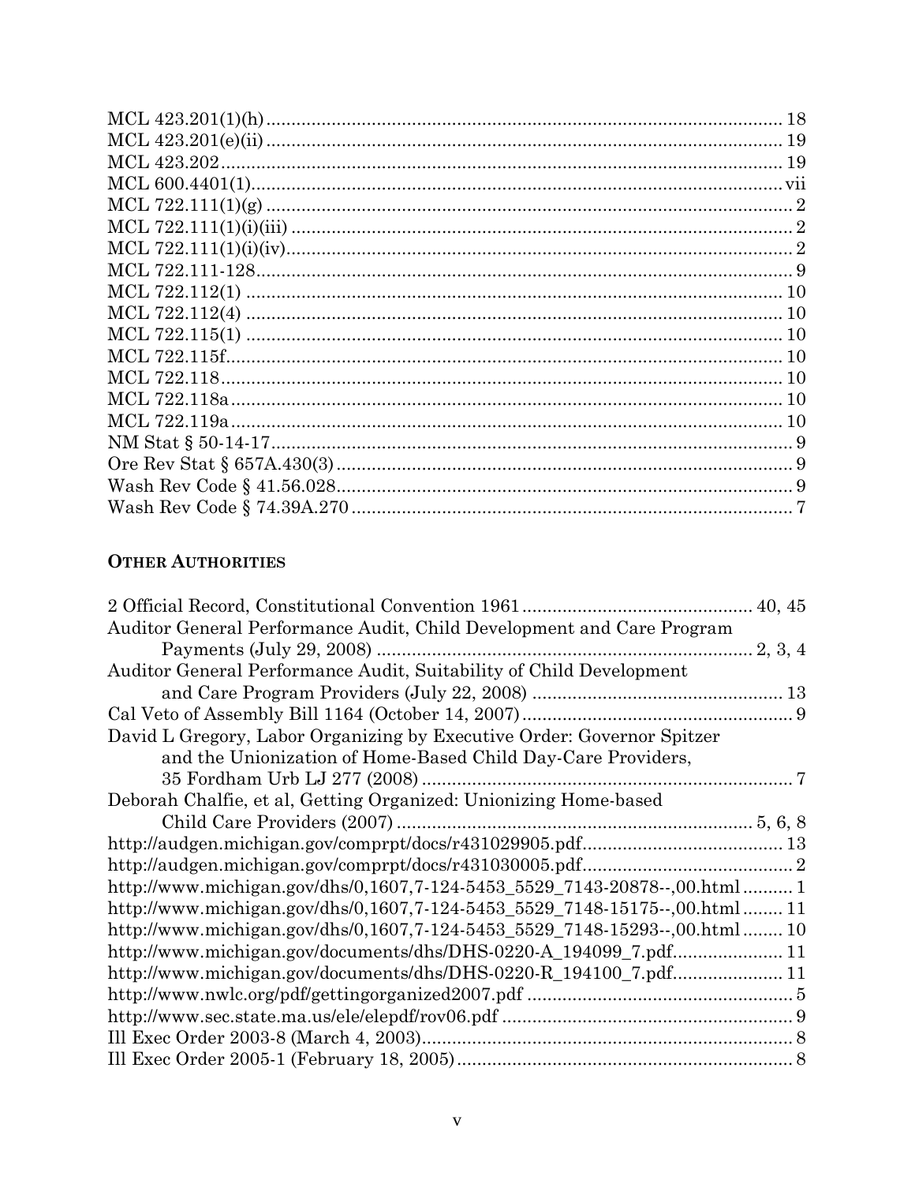MCL 423.201(1)(h) ..................................................................................... 18
MCL 423.201(e)(ii) ..................................................................................... 19
MCL 423.202 ................................................................................................ 19
MCL 600.4401(1) ......................................................................................... vii
MCL 722.111(1)(g) ......................................................................................... 2
MCL 722.111(1)(i)(iii) .................................................................................... 2
MCL 722.111(1)(i)(iv) ..................................................................................... 2
MCL 722.111-128 ........................................................................................... 9
MCL 722.112(1) ........................................................................................... 10
MCL 722.112(4) ........................................................................................... 10
MCL 722.115(1) ........................................................................................... 10
MCL 722.115f ............................................................................................... 10
MCL 722.118 ................................................................................................ 10
MCL 722.118a .............................................................................................. 10
MCL 722.119a .............................................................................................. 10
NM Stat § 50-14-17 ....................................................................................... 9
Ore Rev Stat § 657A.430(3) ........................................................................... 9
Wash Rev Code § 41.56.028 ........................................................................... 9
Wash Rev Code § 74.39A.270 ......................................................................... 7

**OTHER AUTHORITIES**

2 Official Record, Constitutional Convention 1961 ............................................. 40, 45
Auditor General Performance Audit, Child Development and Care Program
Payments (July 29, 2008) ........................................................................ 2, 3, 4
Auditor General Performance Audit, Suitability of Child Development
and Care Program Providers (July 22, 2008) ................................................ 13
Cal Veto of Assembly Bill 1164 (October 14, 2007) ............................................... 9
David L Gregory, Labor Organizing by Executive Order: Governor Spitzer
and the Unionization of Home-Based Child Day-Care Providers,
35 Fordham Urb LJ 277 (2008) ........................................................................ 7
Deborah Chalfie, et al, Getting Organized: Unionizing Home-based
Child Care Providers (2007) .................................................................... 5, 6, 8
http://audgen.michigan.gov/comprpt/docs/r431029905.pdf ....................................... 13
http://audgen.michigan.gov/comprpt/docs/r431030005.pdf ......................................... 2
http://www.michigan.gov/dhs/0,1607,7-124-5453_5529_7143-20878--,00.html .......... 1
http://www.michigan.gov/dhs/0,1607,7-124-5453_5529_7148-15175--,00.html ........ 11
http://www.michigan.gov/dhs/0,1607,7-124-5453_5529_7148-15293--,00.html ........ 10
http://www.michigan.gov/documents/dhs/DHS-0220-A_194099_7.pdf ..................... 11
http://www.michigan.gov/documents/dhs/DHS-0220-R_194100_7.pdf ..................... 11
http://www.nwlc.org/pdf/gettingorganized2007.pdf .................................................... 5
http://www.sec.state.ma.us/ele/elepdf/rov06.pdf ........................................................ 9
Ill Exec Order 2003-8 (March 4, 2003) ........................................................................ 8
Ill Exec Order 2005-1 (February 18, 2005) ................................................................. 8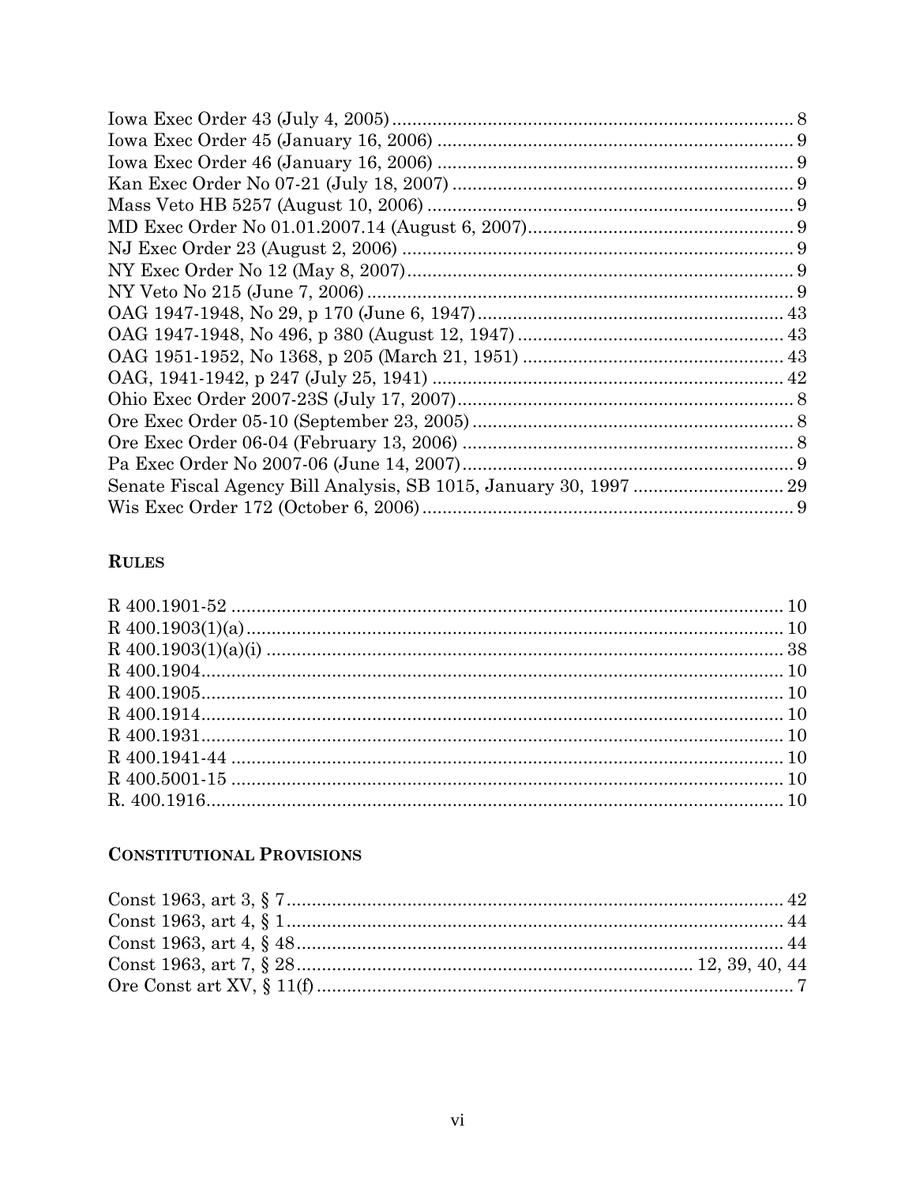Iowa Exec Order 43 (July 4, 2005) ... 8
Iowa Exec Order 45 (January 16, 2006) ... 9
Iowa Exec Order 46 (January 16, 2006) ... 9
Kan Exec Order No 07-21 (July 18, 2007) ... 9
Mass Veto HB 5257 (August 10, 2006) ... 9
MD Exec Order No 01.01.2007.14 (August 6, 2007) ... 9
NJ Exec Order 23 (August 2, 2006) ... 9
NY Exec Order No 12 (May 8, 2007) ... 9
NY Veto No 215 (June 7, 2006) ... 9
OAG 1947-1948, No 29, p 170 (June 6, 1947) ... 43
OAG 1947-1948, No 496, p 380 (August 12, 1947) ... 43
OAG 1951-1952, No 1368, p 205 (March 21, 1951) ... 43
OAG, 1941-1942, p 247 (July 25, 1941) ... 42
Ohio Exec Order 2007-23S (July 17, 2007) ... 8
Ore Exec Order 05-10 (September 23, 2005) ... 8
Ore Exec Order 06-04 (February 13, 2006) ... 8
Pa Exec Order No 2007-06 (June 14, 2007) ... 9
Senate Fiscal Agency Bill Analysis, SB 1015, January 30, 1997 ... 29
Wis Exec Order 172 (October 6, 2006) ... 9

## RULES

R 400.1901-52 ... 10
R 400.1903(1)(a) ... 10
R 400.1903(1)(a)(i) ... 38
R 400.1904 ... 10
R 400.1905 ... 10
R 400.1914 ... 10
R 400.1931 ... 10
R 400.1941-44 ... 10
R 400.5001-15 ... 10
R. 400.1916 ... 10

## CONSTITUTIONAL PROVISIONS

Const 1963, art 3, § 7 ... 42
Const 1963, art 4, § 1 ... 44
Const 1963, art 4, § 48 ... 44
Const 1963, art 7, § 28 ... 12, 39, 40, 44
Ore Const art XV, § 11(f) ... 7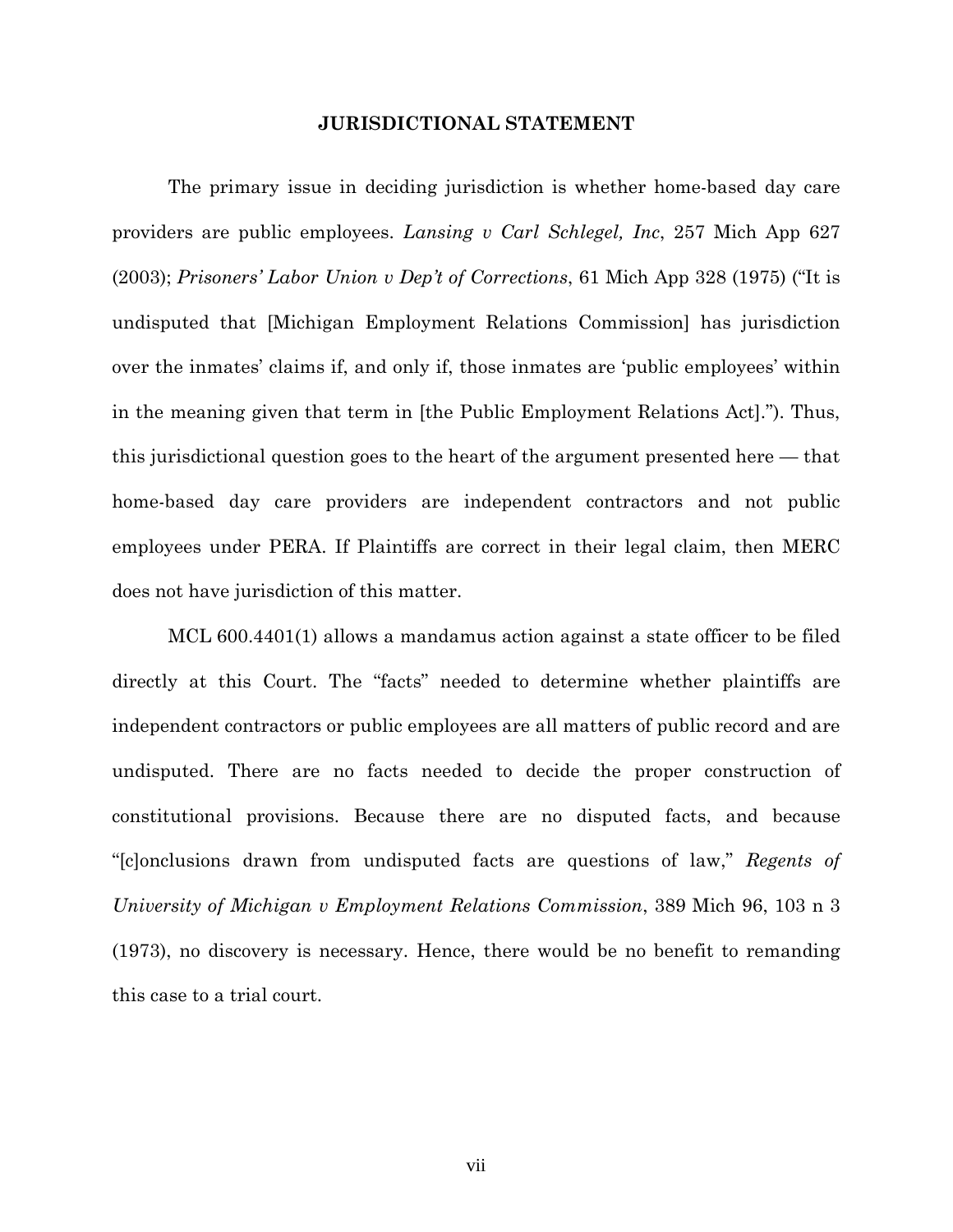## JURISDICTIONAL STATEMENT

The primary issue in deciding jurisdiction is whether home-based day care providers are public employees. *Lansing v Carl Schlegel, Inc*, 257 Mich App 627 (2003); *Prisoners' Labor Union v Dep't of Corrections*, 61 Mich App 328 (1975) ("It is undisputed that [Michigan Employment Relations Commission] has jurisdiction over the inmates' claims if, and only if, those inmates are 'public employees' within in the meaning given that term in [the Public Employment Relations Act]."). Thus, this jurisdictional question goes to the heart of the argument presented here — that home-based day care providers are independent contractors and not public employees under PERA. If Plaintiffs are correct in their legal claim, then MERC does not have jurisdiction of this matter.

MCL 600.4401(1) allows a mandamus action against a state officer to be filed directly at this Court. The "facts" needed to determine whether plaintiffs are independent contractors or public employees are all matters of public record and are undisputed. There are no facts needed to decide the proper construction of constitutional provisions. Because there are no disputed facts, and because "[c]onclusions drawn from undisputed facts are questions of law," *Regents of University of Michigan v Employment Relations Commission*, 389 Mich 96, 103 n 3 (1973), no discovery is necessary. Hence, there would be no benefit to remanding this case to a trial court.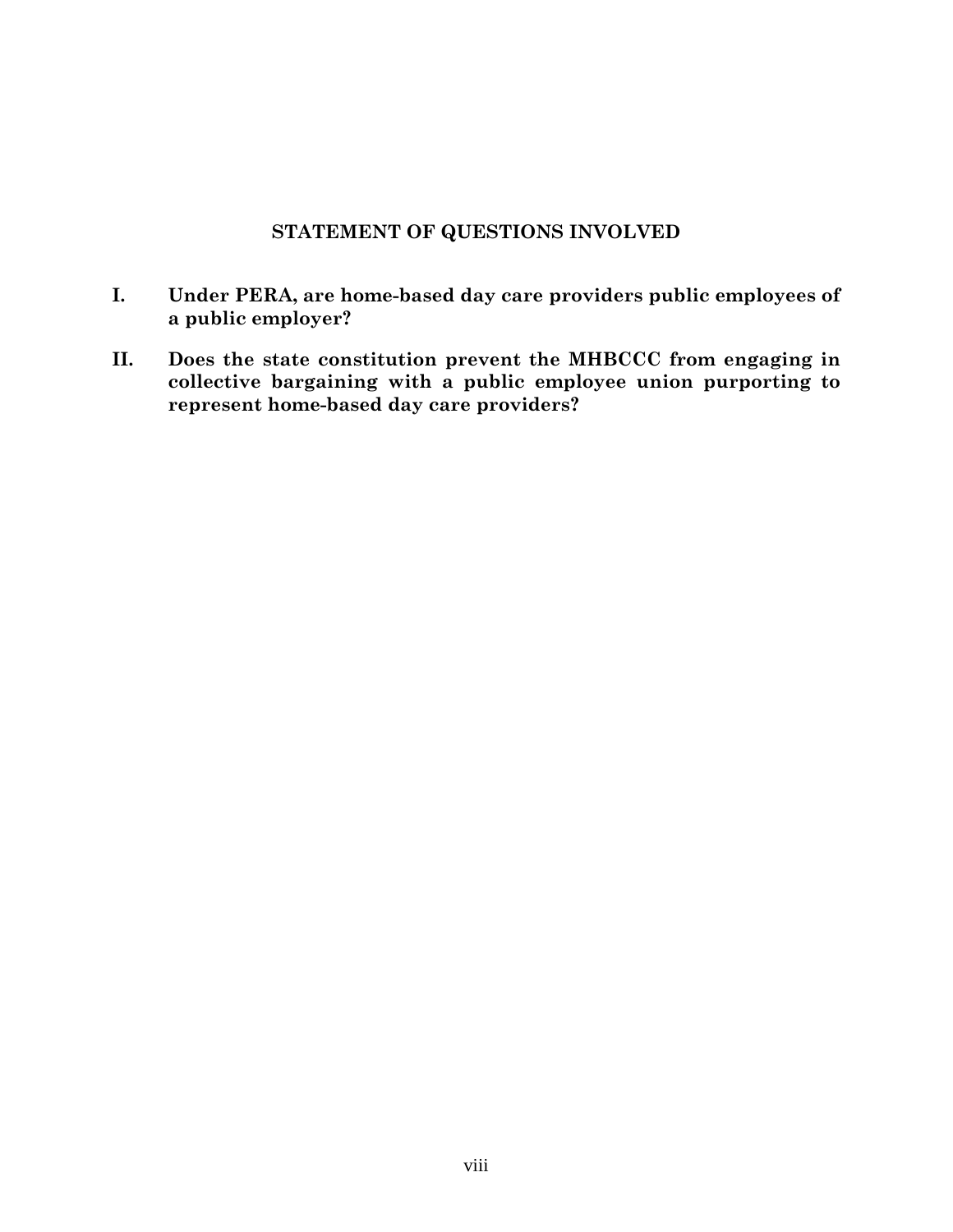## STATEMENT OF QUESTIONS INVOLVED

**I. Under PERA, are home-based day care providers public employees of a public employer?**

**II. Does the state constitution prevent the MHBCCC from engaging in collective bargaining with a public employee union purporting to represent home-based day care providers?**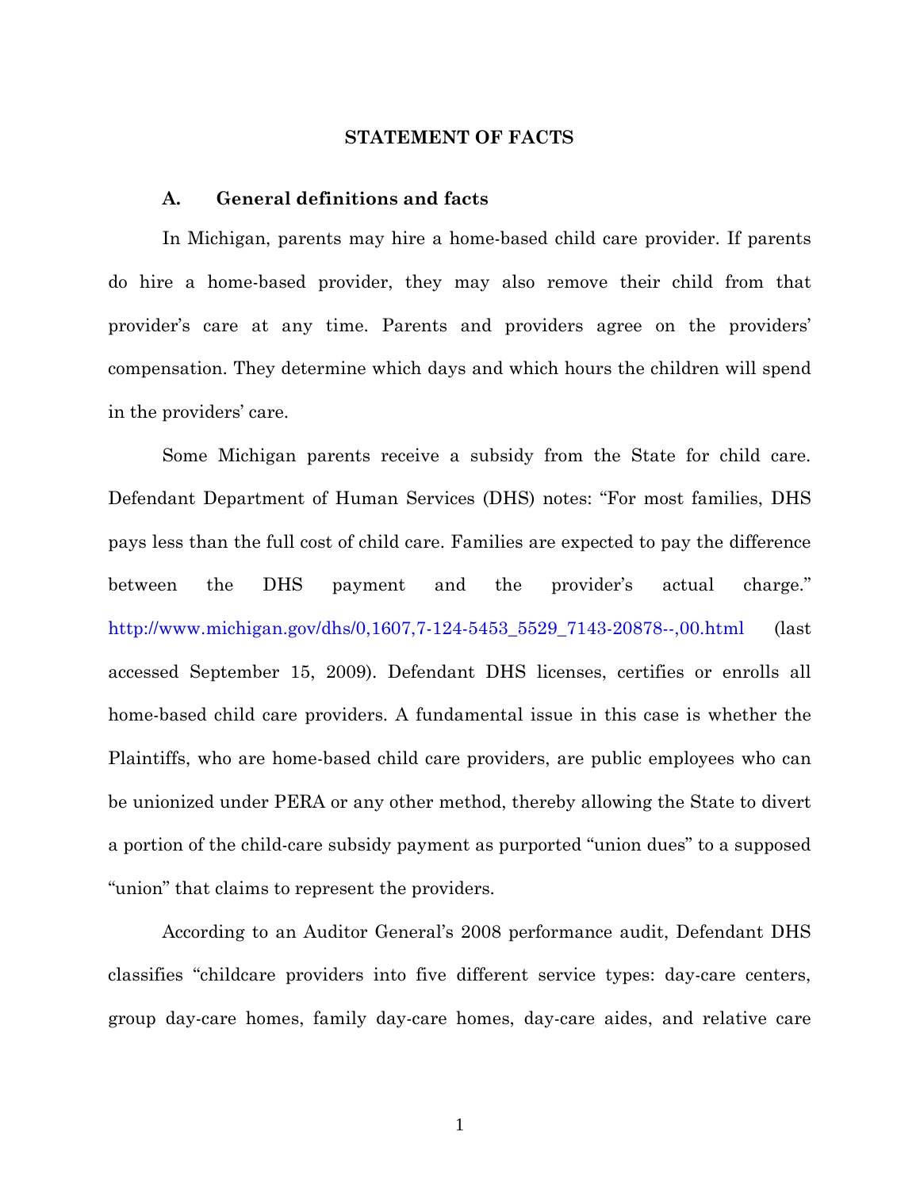## STATEMENT OF FACTS

### A. General definitions and facts

In Michigan, parents may hire a home-based child care provider. If parents do hire a home-based provider, they may also remove their child from that provider's care at any time. Parents and providers agree on the providers' compensation. They determine which days and which hours the children will spend in the providers' care.

Some Michigan parents receive a subsidy from the State for child care. Defendant Department of Human Services (DHS) notes: "For most families, DHS pays less than the full cost of child care. Families are expected to pay the difference between the DHS payment and the provider's actual charge." http://www.michigan.gov/dhs/0,1607,7-124-5453_5529_7143-20878--,00.html (last accessed September 15, 2009). Defendant DHS licenses, certifies or enrolls all home-based child care providers. A fundamental issue in this case is whether the Plaintiffs, who are home-based child care providers, are public employees who can be unionized under PERA or any other method, thereby allowing the State to divert a portion of the child-care subsidy payment as purported "union dues" to a supposed "union" that claims to represent the providers.

According to an Auditor General's 2008 performance audit, Defendant DHS classifies "childcare providers into five different service types: day-care centers, group day-care homes, family day-care homes, day-care aides, and relative care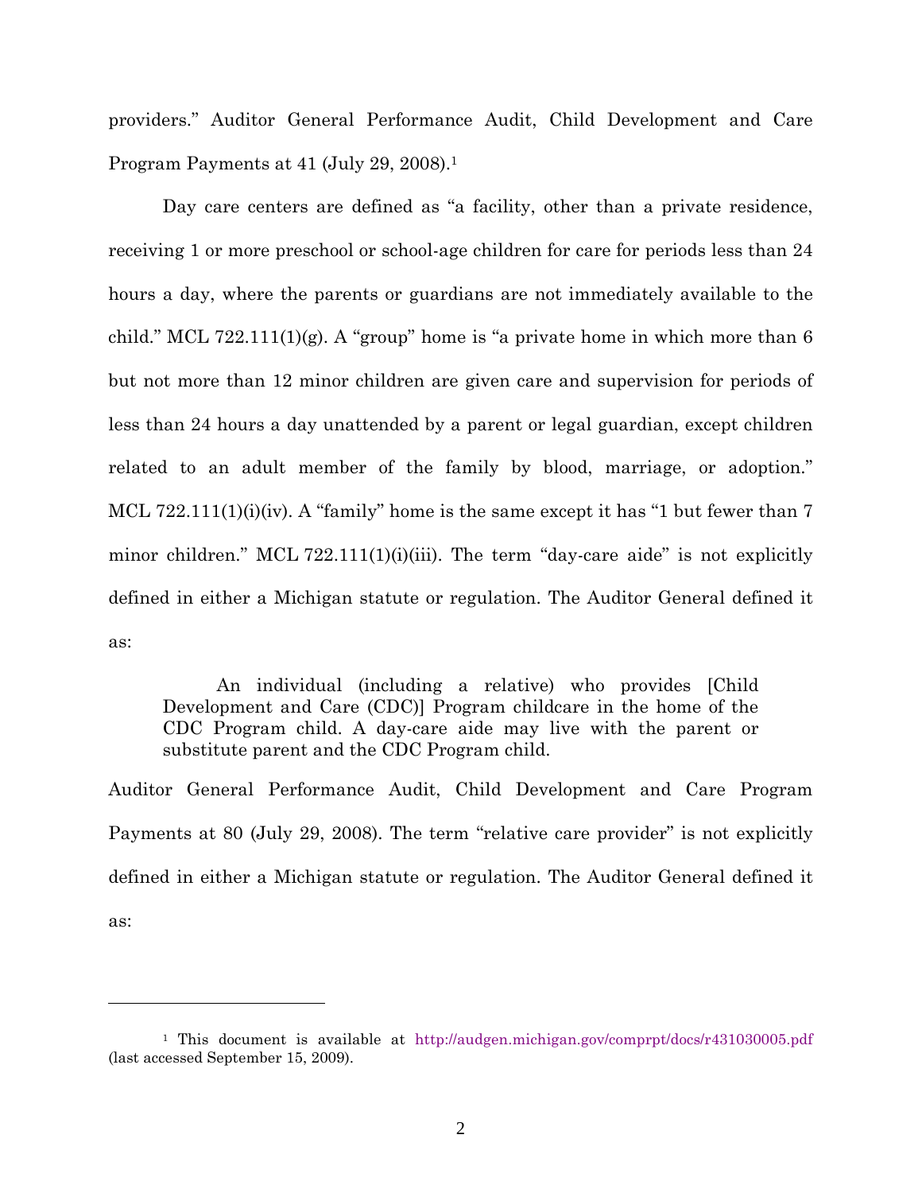providers." Auditor General Performance Audit, Child Development and Care Program Payments at 41 (July 29, 2008).[1]

Day care centers are defined as "a facility, other than a private residence, receiving 1 or more preschool or school-age children for care for periods less than 24 hours a day, where the parents or guardians are not immediately available to the child." MCL 722.111(1)(g). A "group" home is "a private home in which more than 6 but not more than 12 minor children are given care and supervision for periods of less than 24 hours a day unattended by a parent or legal guardian, except children related to an adult member of the family by blood, marriage, or adoption." MCL 722.111(1)(i)(iv). A "family" home is the same except it has "1 but fewer than 7 minor children." MCL 722.111(1)(i)(iii). The term "day-care aide" is not explicitly defined in either a Michigan statute or regulation. The Auditor General defined it as:

> An individual (including a relative) who provides [Child Development and Care (CDC)] Program childcare in the home of the CDC Program child. A day-care aide may live with the parent or substitute parent and the CDC Program child.

Auditor General Performance Audit, Child Development and Care Program Payments at 80 (July 29, 2008). The term "relative care provider" is not explicitly defined in either a Michigan statute or regulation. The Auditor General defined it as:

---

[1] This document is available at http://audgen.michigan.gov/comprpt/docs/r431030005.pdf (last accessed September 15, 2009).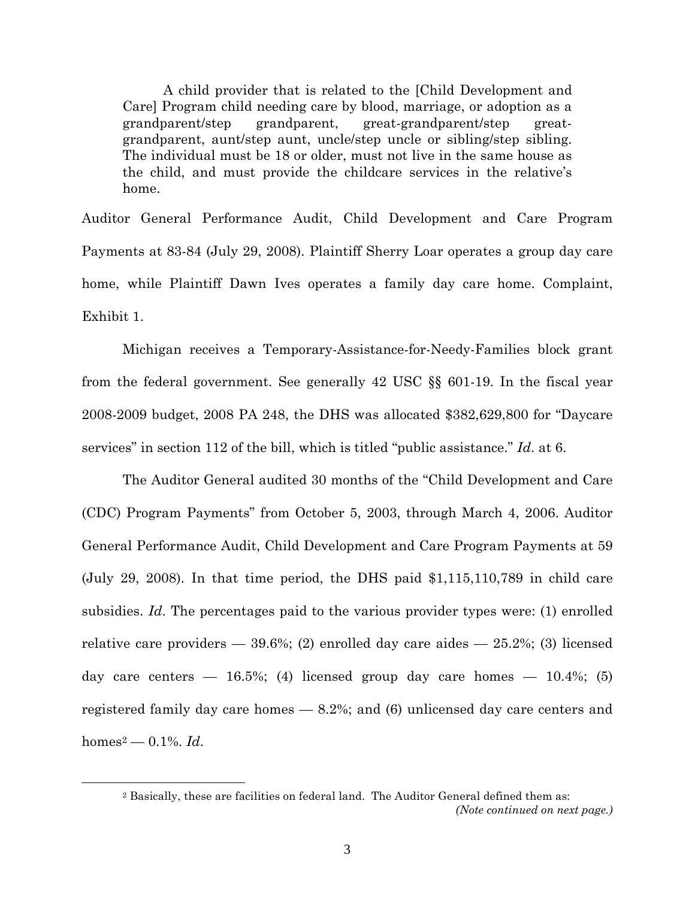> A child provider that is related to the [Child Development and Care] Program child needing care by blood, marriage, or adoption as a grandparent/step grandparent, great-grandparent/step great-grandparent, aunt/step aunt, uncle/step uncle or sibling/step sibling. The individual must be 18 or older, must not live in the same house as the child, and must provide the childcare services in the relative's home.

Auditor General Performance Audit, Child Development and Care Program Payments at 83-84 (July 29, 2008). Plaintiff Sherry Loar operates a group day care home, while Plaintiff Dawn Ives operates a family day care home. Complaint, Exhibit 1.

Michigan receives a Temporary-Assistance-for-Needy-Families block grant from the federal government. See generally 42 USC §§ 601-19. In the fiscal year 2008-2009 budget, 2008 PA 248, the DHS was allocated $382,629,800 for "Daycare services" in section 112 of the bill, which is titled "public assistance." *Id*. at 6.

The Auditor General audited 30 months of the "Child Development and Care (CDC) Program Payments" from October 5, 2003, through March 4, 2006. Auditor General Performance Audit, Child Development and Care Program Payments at 59 (July 29, 2008). In that time period, the DHS paid $1,115,110,789 in child care subsidies. *Id*. The percentages paid to the various provider types were: (1) enrolled relative care providers — 39.6%; (2) enrolled day care aides — 25.2%; (3) licensed day care centers — 16.5%; (4) licensed group day care homes — 10.4%; (5) registered family day care homes — 8.2%; and (6) unlicensed day care centers and homes[2] — 0.1%. *Id*.

[2] Basically, these are facilities on federal land. The Auditor General defined them as: *(Note continued on next page.)*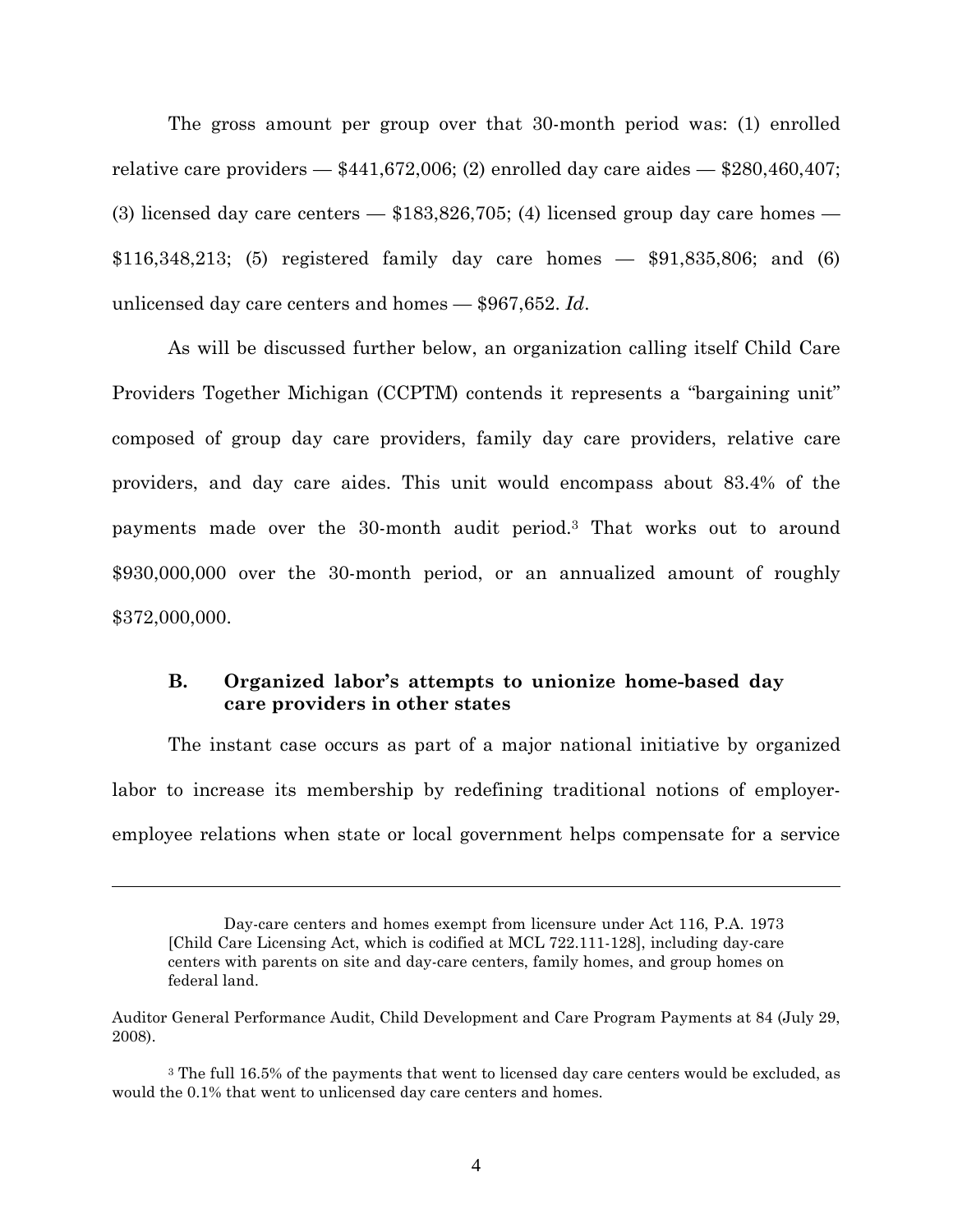The gross amount per group over that 30-month period was: (1) enrolled relative care providers — $441,672,006; (2) enrolled day care aides — $280,460,407; (3) licensed day care centers — $183,826,705; (4) licensed group day care homes — $116,348,213; (5) registered family day care homes — $91,835,806; and (6) unlicensed day care centers and homes — $967,652. *Id*.

As will be discussed further below, an organization calling itself Child Care Providers Together Michigan (CCPTM) contends it represents a "bargaining unit" composed of group day care providers, family day care providers, relative care providers, and day care aides. This unit would encompass about 83.4% of the payments made over the 30-month audit period.[3] That works out to around $930,000,000 over the 30-month period, or an annualized amount of roughly $372,000,000.

### B. Organized labor's attempts to unionize home-based day care providers in other states

The instant case occurs as part of a major national initiative by organized labor to increase its membership by redefining traditional notions of employer-employee relations when state or local government helps compensate for a service

---

> Day-care centers and homes exempt from licensure under Act 116, P.A. 1973 [Child Care Licensing Act, which is codified at MCL 722.111-128], including day-care centers with parents on site and day-care centers, family homes, and group homes on federal land.

Auditor General Performance Audit, Child Development and Care Program Payments at 84 (July 29, 2008).

[3] The full 16.5% of the payments that went to licensed day care centers would be excluded, as would the 0.1% that went to unlicensed day care centers and homes.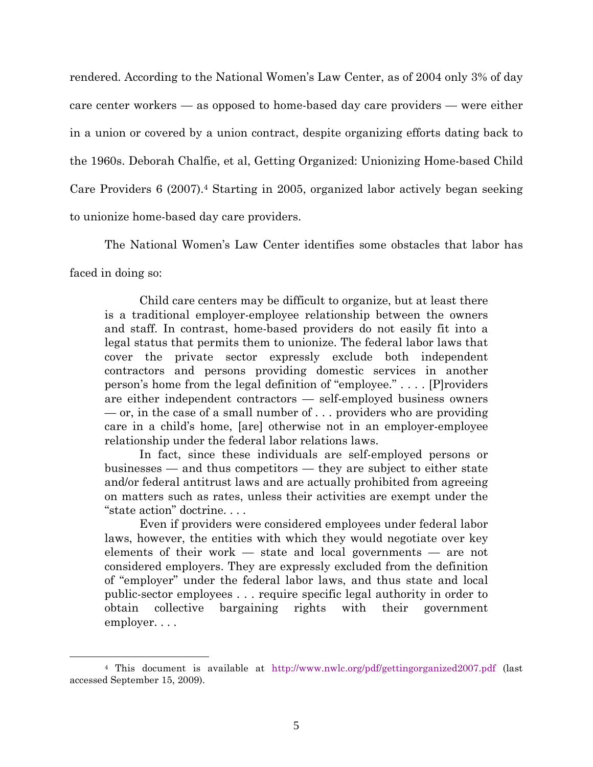rendered. According to the National Women's Law Center, as of 2004 only 3% of day care center workers — as opposed to home-based day care providers — were either in a union or covered by a union contract, despite organizing efforts dating back to the 1960s. Deborah Chalfie, et al, Getting Organized: Unionizing Home-based Child Care Providers 6 (2007).[4] Starting in 2005, organized labor actively began seeking to unionize home-based day care providers.

The National Women's Law Center identifies some obstacles that labor has faced in doing so:

> Child care centers may be difficult to organize, but at least there is a traditional employer-employee relationship between the owners and staff. In contrast, home-based providers do not easily fit into a legal status that permits them to unionize. The federal labor laws that cover the private sector expressly exclude both independent contractors and persons providing domestic services in another person's home from the legal definition of "employee." . . . . [P]roviders are either independent contractors — self-employed business owners — or, in the case of a small number of . . . providers who are providing care in a child's home, [are] otherwise not in an employer-employee relationship under the federal labor relations laws.
>
> In fact, since these individuals are self-employed persons or businesses — and thus competitors — they are subject to either state and/or federal antitrust laws and are actually prohibited from agreeing on matters such as rates, unless their activities are exempt under the "state action" doctrine. . . .
>
> Even if providers were considered employees under federal labor laws, however, the entities with which they would negotiate over key elements of their work — state and local governments — are not considered employers. They are expressly excluded from the definition of "employer" under the federal labor laws, and thus state and local public-sector employees . . . require specific legal authority in order to obtain collective bargaining rights with their government employer. . . .

---

[4] This document is available at http://www.nwlc.org/pdf/gettingorganized2007.pdf (last accessed September 15, 2009).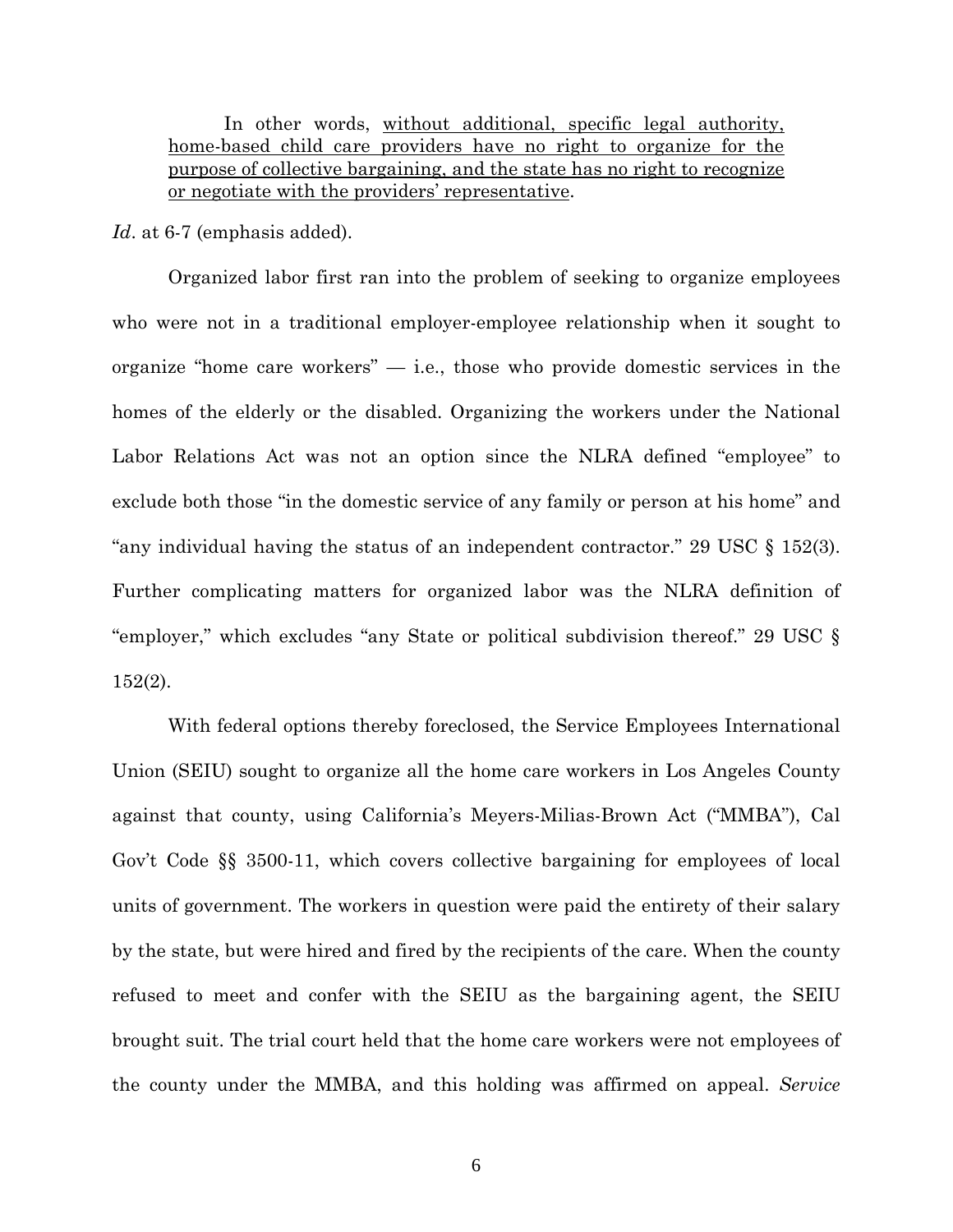> In other words, <u>without additional, specific legal authority, home-based child care providers have no right to organize for the purpose of collective bargaining, and the state has no right to recognize or negotiate with the providers' representative</u>.

*Id*. at 6-7 (emphasis added).

Organized labor first ran into the problem of seeking to organize employees who were not in a traditional employer-employee relationship when it sought to organize "home care workers" — i.e., those who provide domestic services in the homes of the elderly or the disabled. Organizing the workers under the National Labor Relations Act was not an option since the NLRA defined "employee" to exclude both those "in the domestic service of any family or person at his home" and "any individual having the status of an independent contractor." 29 USC § 152(3). Further complicating matters for organized labor was the NLRA definition of "employer," which excludes "any State or political subdivision thereof." 29 USC § 152(2).

With federal options thereby foreclosed, the Service Employees International Union (SEIU) sought to organize all the home care workers in Los Angeles County against that county, using California's Meyers-Milias-Brown Act ("MMBA"), Cal Gov't Code §§ 3500-11, which covers collective bargaining for employees of local units of government. The workers in question were paid the entirety of their salary by the state, but were hired and fired by the recipients of the care. When the county refused to meet and confer with the SEIU as the bargaining agent, the SEIU brought suit. The trial court held that the home care workers were not employees of the county under the MMBA, and this holding was affirmed on appeal. *Service*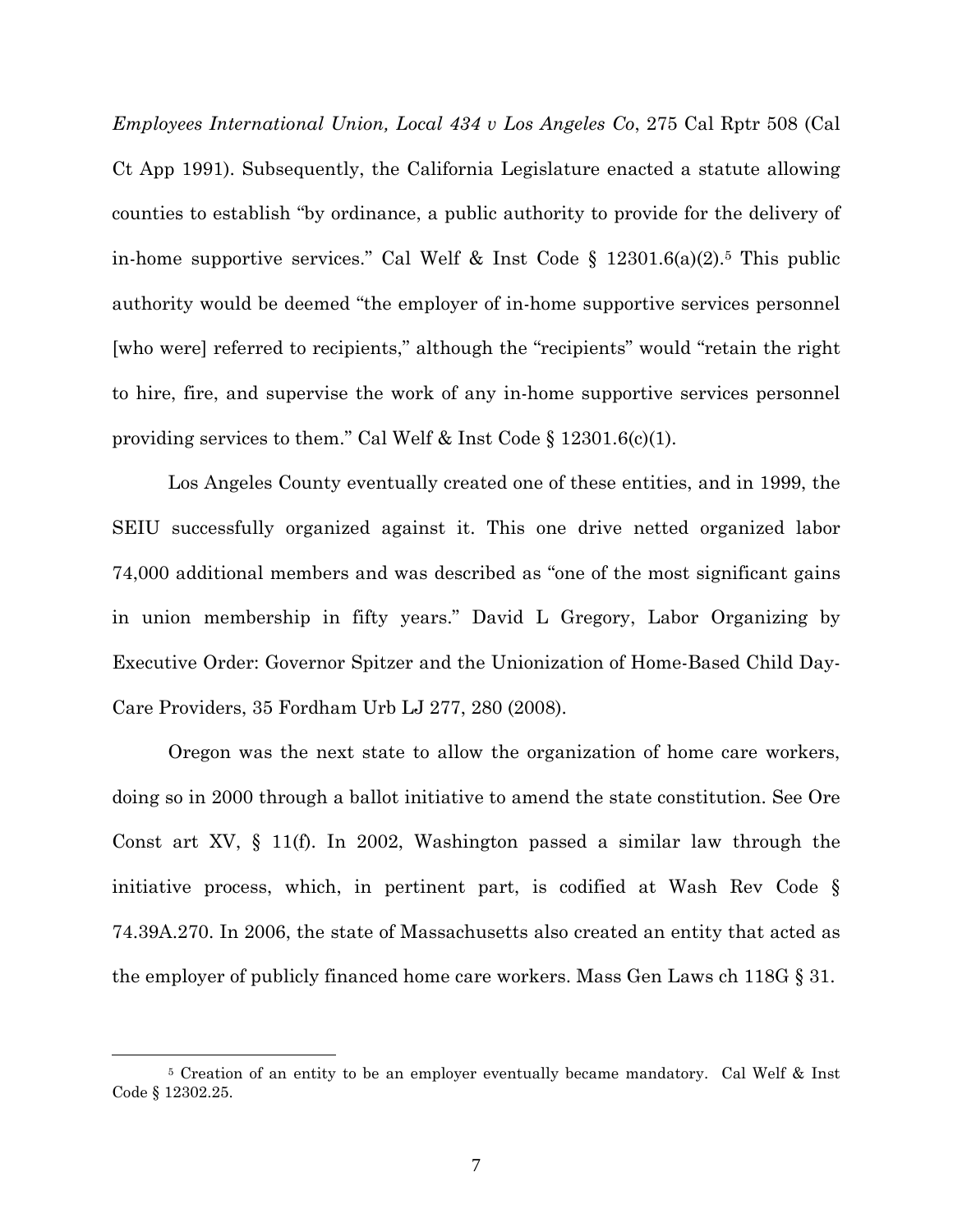*Employees International Union, Local 434 v Los Angeles Co*, 275 Cal Rptr 508 (Cal Ct App 1991). Subsequently, the California Legislature enacted a statute allowing counties to establish "by ordinance, a public authority to provide for the delivery of in-home supportive services." Cal Welf & Inst Code § 12301.6(a)(2).[5] This public authority would be deemed "the employer of in-home supportive services personnel [who were] referred to recipients," although the "recipients" would "retain the right to hire, fire, and supervise the work of any in-home supportive services personnel providing services to them." Cal Welf & Inst Code § 12301.6(c)(1).

Los Angeles County eventually created one of these entities, and in 1999, the SEIU successfully organized against it. This one drive netted organized labor 74,000 additional members and was described as "one of the most significant gains in union membership in fifty years." David L Gregory, Labor Organizing by Executive Order: Governor Spitzer and the Unionization of Home-Based Child Day-Care Providers, 35 Fordham Urb LJ 277, 280 (2008).

Oregon was the next state to allow the organization of home care workers, doing so in 2000 through a ballot initiative to amend the state constitution. See Ore Const art XV, § 11(f). In 2002, Washington passed a similar law through the initiative process, which, in pertinent part, is codified at Wash Rev Code § 74.39A.270. In 2006, the state of Massachusetts also created an entity that acted as the employer of publicly financed home care workers. Mass Gen Laws ch 118G § 31.

[5] Creation of an entity to be an employer eventually became mandatory. Cal Welf & Inst Code § 12302.25.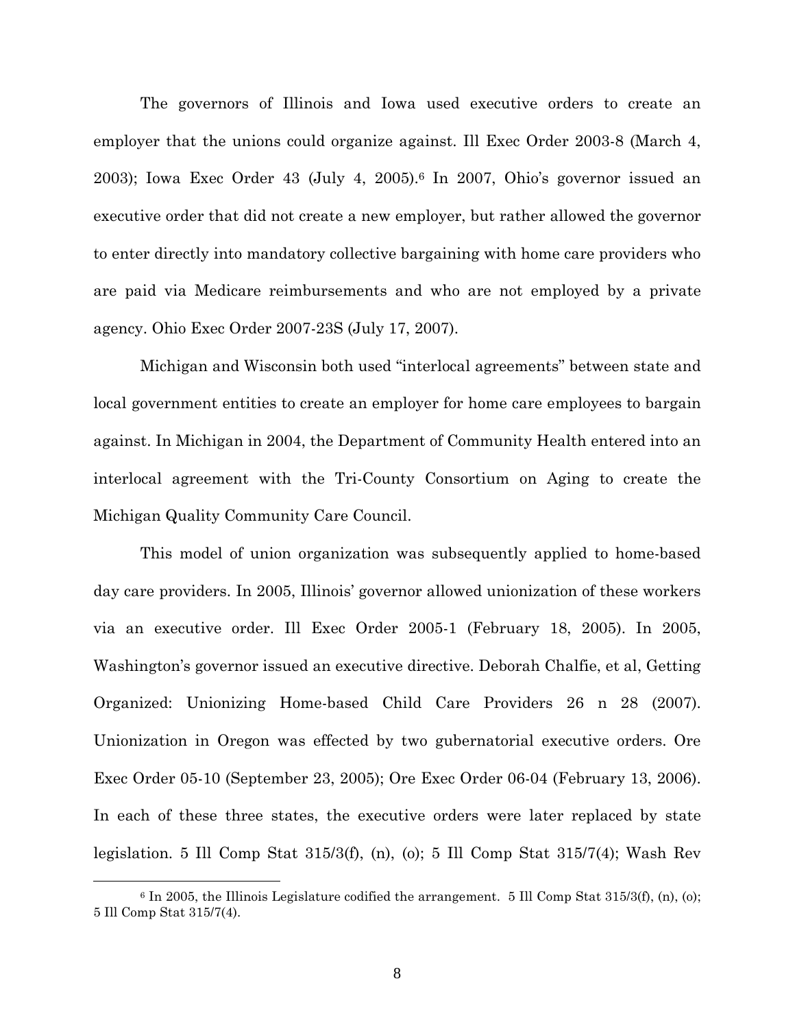The governors of Illinois and Iowa used executive orders to create an employer that the unions could organize against. Ill Exec Order 2003-8 (March 4, 2003); Iowa Exec Order 43 (July 4, 2005).[6] In 2007, Ohio's governor issued an executive order that did not create a new employer, but rather allowed the governor to enter directly into mandatory collective bargaining with home care providers who are paid via Medicare reimbursements and who are not employed by a private agency. Ohio Exec Order 2007-23S (July 17, 2007).

Michigan and Wisconsin both used "interlocal agreements" between state and local government entities to create an employer for home care employees to bargain against. In Michigan in 2004, the Department of Community Health entered into an interlocal agreement with the Tri-County Consortium on Aging to create the Michigan Quality Community Care Council.

This model of union organization was subsequently applied to home-based day care providers. In 2005, Illinois' governor allowed unionization of these workers via an executive order. Ill Exec Order 2005-1 (February 18, 2005). In 2005, Washington's governor issued an executive directive. Deborah Chalfie, et al, Getting Organized: Unionizing Home-based Child Care Providers 26 n 28 (2007). Unionization in Oregon was effected by two gubernatorial executive orders. Ore Exec Order 05-10 (September 23, 2005); Ore Exec Order 06-04 (February 13, 2006). In each of these three states, the executive orders were later replaced by state legislation. 5 Ill Comp Stat 315/3(f), (n), (o); 5 Ill Comp Stat 315/7(4); Wash Rev

---

[6] In 2005, the Illinois Legislature codified the arrangement. 5 Ill Comp Stat 315/3(f), (n), (o); 5 Ill Comp Stat 315/7(4).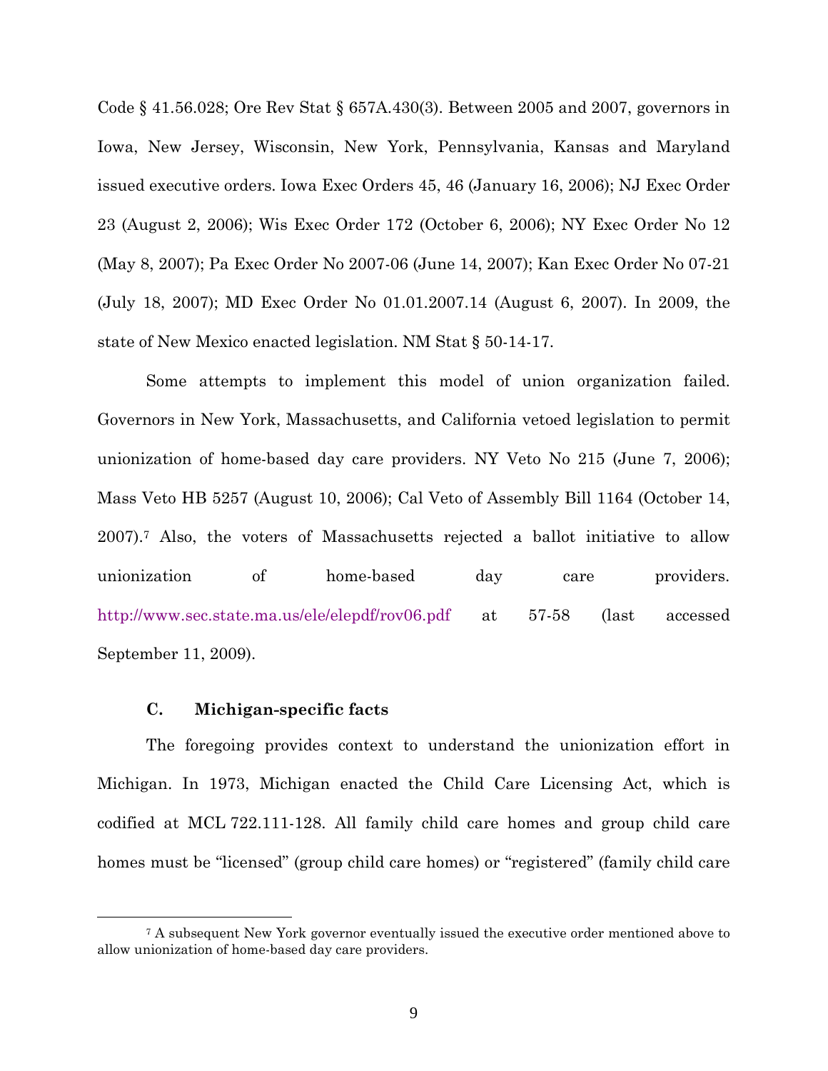Code § 41.56.028; Ore Rev Stat § 657A.430(3). Between 2005 and 2007, governors in Iowa, New Jersey, Wisconsin, New York, Pennsylvania, Kansas and Maryland issued executive orders. Iowa Exec Orders 45, 46 (January 16, 2006); NJ Exec Order 23 (August 2, 2006); Wis Exec Order 172 (October 6, 2006); NY Exec Order No 12 (May 8, 2007); Pa Exec Order No 2007-06 (June 14, 2007); Kan Exec Order No 07-21 (July 18, 2007); MD Exec Order No 01.01.2007.14 (August 6, 2007). In 2009, the state of New Mexico enacted legislation. NM Stat § 50-14-17.

Some attempts to implement this model of union organization failed. Governors in New York, Massachusetts, and California vetoed legislation to permit unionization of home-based day care providers. NY Veto No 215 (June 7, 2006); Mass Veto HB 5257 (August 10, 2006); Cal Veto of Assembly Bill 1164 (October 14, 2007).[7] Also, the voters of Massachusetts rejected a ballot initiative to allow unionization of home-based day care providers. http://www.sec.state.ma.us/ele/elepdf/rov06.pdf at 57-58 (last accessed September 11, 2009).

### C. Michigan-specific facts

The foregoing provides context to understand the unionization effort in Michigan. In 1973, Michigan enacted the Child Care Licensing Act, which is codified at MCL 722.111-128. All family child care homes and group child care homes must be "licensed" (group child care homes) or "registered" (family child care

[7] A subsequent New York governor eventually issued the executive order mentioned above to allow unionization of home-based day care providers.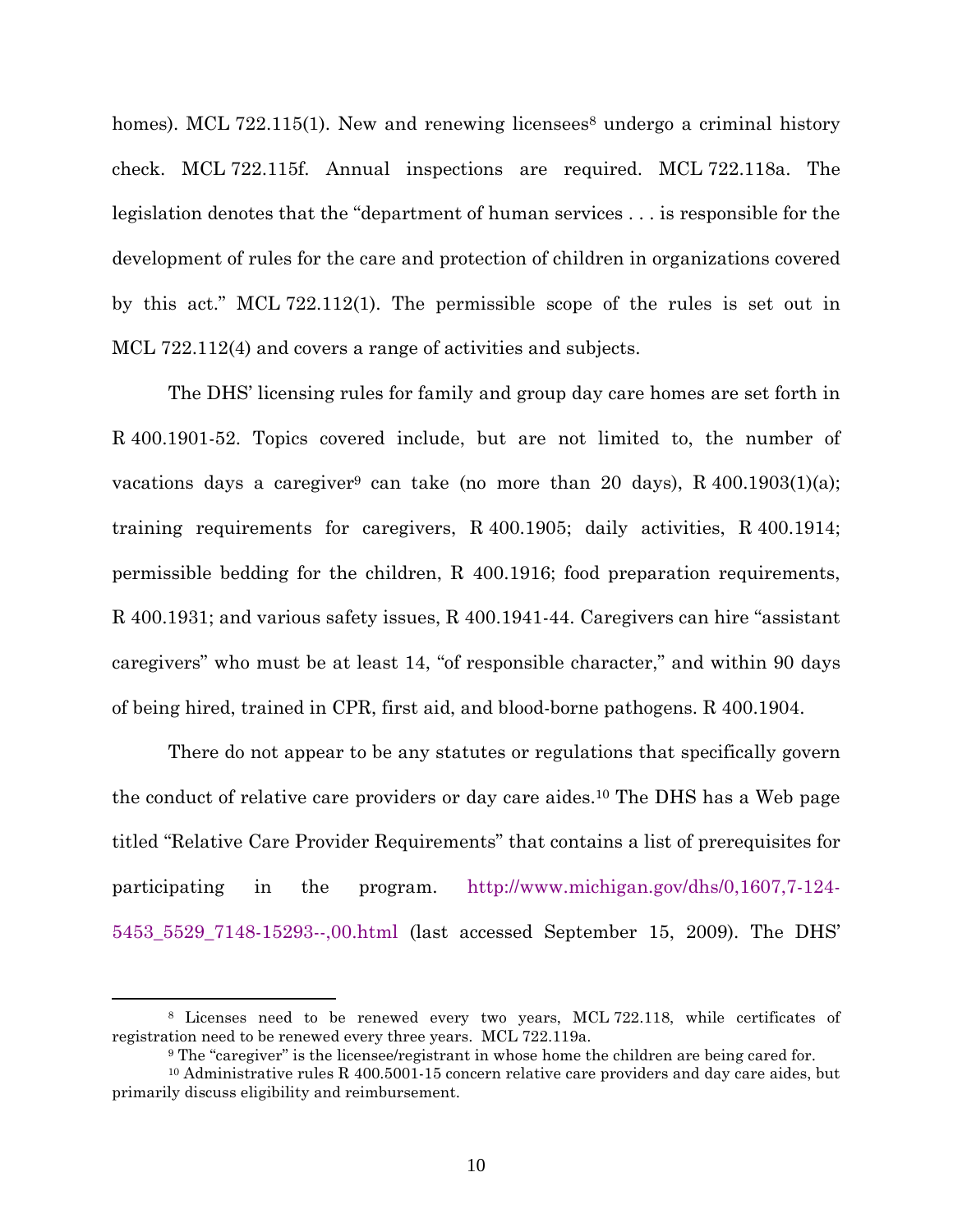homes). MCL 722.115(1). New and renewing licensees[8] undergo a criminal history check. MCL 722.115f. Annual inspections are required. MCL 722.118a. The legislation denotes that the "department of human services . . . is responsible for the development of rules for the care and protection of children in organizations covered by this act." MCL 722.112(1). The permissible scope of the rules is set out in MCL 722.112(4) and covers a range of activities and subjects.

The DHS' licensing rules for family and group day care homes are set forth in R 400.1901-52. Topics covered include, but are not limited to, the number of vacations days a caregiver[9] can take (no more than 20 days), R 400.1903(1)(a); training requirements for caregivers, R 400.1905; daily activities, R 400.1914; permissible bedding for the children, R 400.1916; food preparation requirements, R 400.1931; and various safety issues, R 400.1941-44. Caregivers can hire "assistant caregivers" who must be at least 14, "of responsible character," and within 90 days of being hired, trained in CPR, first aid, and blood-borne pathogens. R 400.1904.

There do not appear to be any statutes or regulations that specifically govern the conduct of relative care providers or day care aides.[10] The DHS has a Web page titled "Relative Care Provider Requirements" that contains a list of prerequisites for participating in the program. http://www.michigan.gov/dhs/0,1607,7-124-5453_5529_7148-15293--,00.html (last accessed September 15, 2009). The DHS'

---

[8] Licenses need to be renewed every two years, MCL 722.118, while certificates of registration need to be renewed every three years. MCL 722.119a.

[9] The "caregiver" is the licensee/registrant in whose home the children are being cared for.

[10] Administrative rules R 400.5001-15 concern relative care providers and day care aides, but primarily discuss eligibility and reimbursement.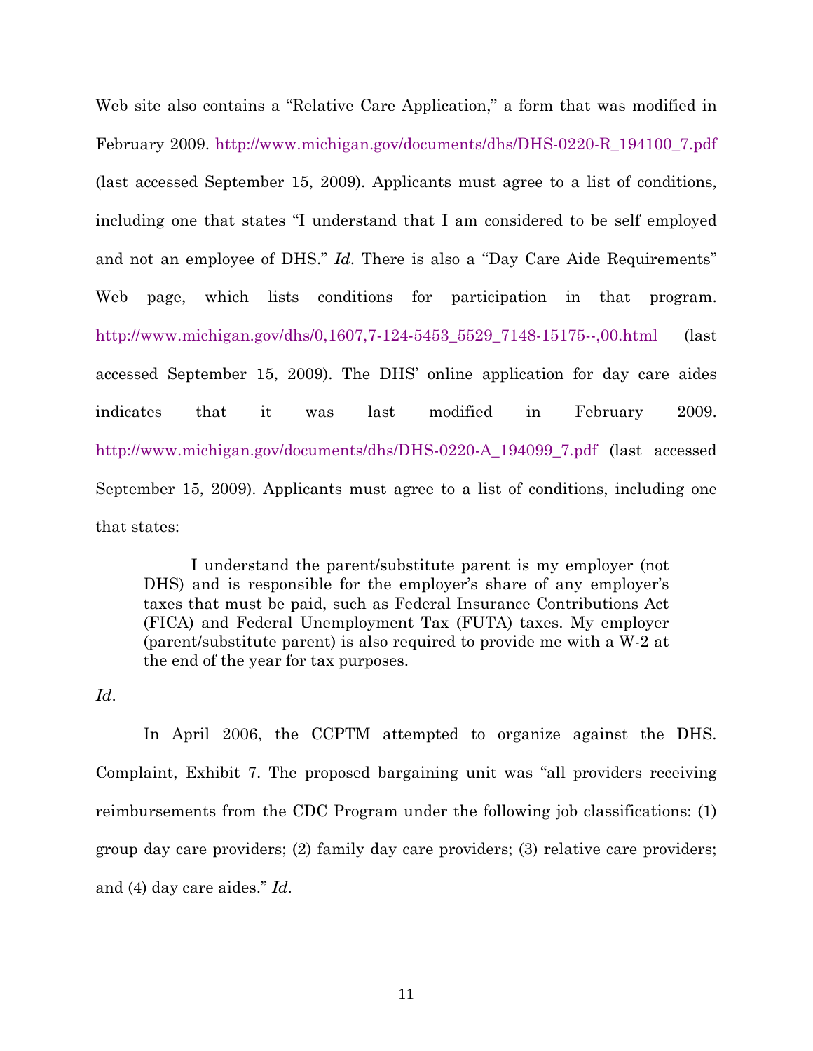Web site also contains a "Relative Care Application," a form that was modified in February 2009. http://www.michigan.gov/documents/dhs/DHS-0220-R_194100_7.pdf (last accessed September 15, 2009). Applicants must agree to a list of conditions, including one that states "I understand that I am considered to be self employed and not an employee of DHS." *Id*. There is also a "Day Care Aide Requirements" Web page, which lists conditions for participation in that program. http://www.michigan.gov/dhs/0,1607,7-124-5453_5529_7148-15175--,00.html (last accessed September 15, 2009). The DHS' online application for day care aides indicates that it was last modified in February 2009. http://www.michigan.gov/documents/dhs/DHS-0220-A_194099_7.pdf (last accessed September 15, 2009). Applicants must agree to a list of conditions, including one that states:

> I understand the parent/substitute parent is my employer (not DHS) and is responsible for the employer's share of any employer's taxes that must be paid, such as Federal Insurance Contributions Act (FICA) and Federal Unemployment Tax (FUTA) taxes. My employer (parent/substitute parent) is also required to provide me with a W-2 at the end of the year for tax purposes.

*Id*.

In April 2006, the CCPTM attempted to organize against the DHS. Complaint, Exhibit 7. The proposed bargaining unit was "all providers receiving reimbursements from the CDC Program under the following job classifications: (1) group day care providers; (2) family day care providers; (3) relative care providers; and (4) day care aides." *Id*.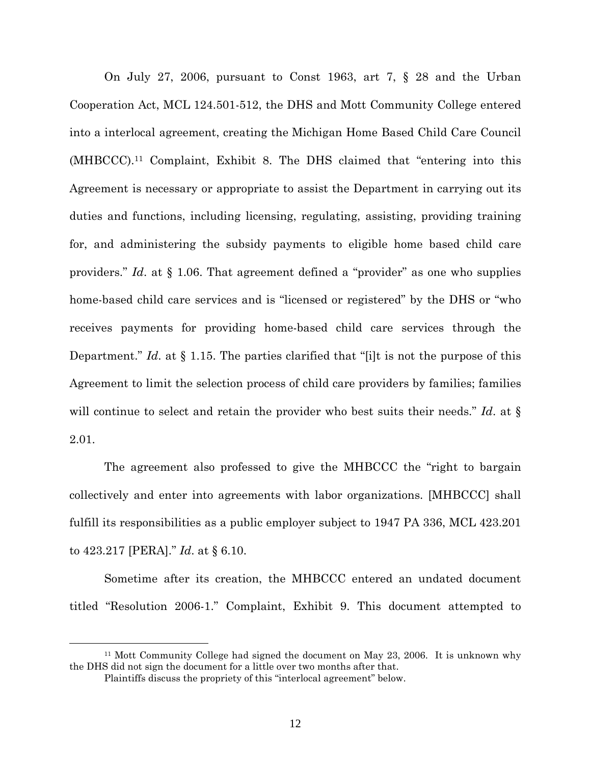On July 27, 2006, pursuant to Const 1963, art 7, § 28 and the Urban Cooperation Act, MCL 124.501-512, the DHS and Mott Community College entered into a interlocal agreement, creating the Michigan Home Based Child Care Council (MHBCCC).[11] Complaint, Exhibit 8. The DHS claimed that "entering into this Agreement is necessary or appropriate to assist the Department in carrying out its duties and functions, including licensing, regulating, assisting, providing training for, and administering the subsidy payments to eligible home based child care providers." *Id*. at § 1.06. That agreement defined a "provider" as one who supplies home-based child care services and is "licensed or registered" by the DHS or "who receives payments for providing home-based child care services through the Department." *Id*. at § 1.15. The parties clarified that "[i]t is not the purpose of this Agreement to limit the selection process of child care providers by families; families will continue to select and retain the provider who best suits their needs." *Id*. at § 2.01.

The agreement also professed to give the MHBCCC the "right to bargain collectively and enter into agreements with labor organizations. [MHBCCC] shall fulfill its responsibilities as a public employer subject to 1947 PA 336, MCL 423.201 to 423.217 [PERA]." *Id*. at § 6.10.

Sometime after its creation, the MHBCCC entered an undated document titled "Resolution 2006-1." Complaint, Exhibit 9. This document attempted to

---

[11] Mott Community College had signed the document on May 23, 2006. It is unknown why the DHS did not sign the document for a little over two months after that.

Plaintiffs discuss the propriety of this "interlocal agreement" below.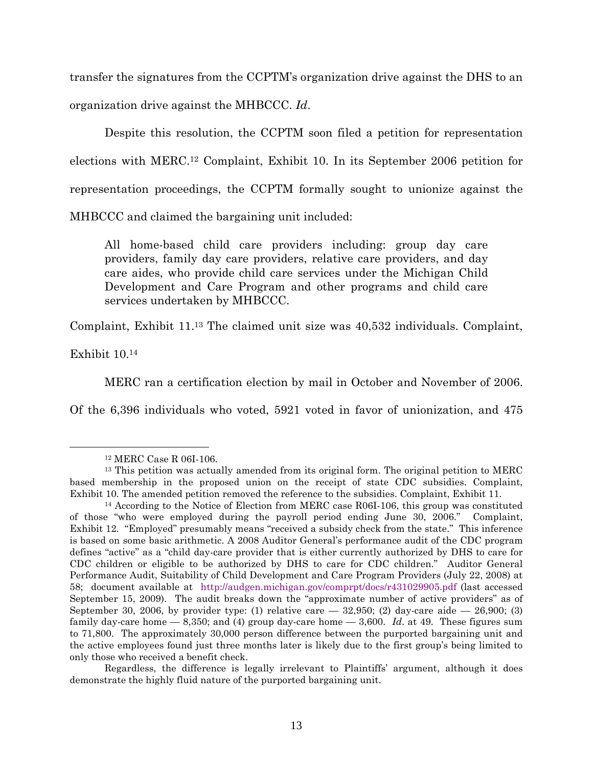transfer the signatures from the CCPTM's organization drive against the DHS to an organization drive against the MHBCCC. *Id*.

Despite this resolution, the CCPTM soon filed a petition for representation elections with MERC.[12] Complaint, Exhibit 10. In its September 2006 petition for representation proceedings, the CCPTM formally sought to unionize against the MHBCCC and claimed the bargaining unit included:

> All home-based child care providers including: group day care providers, family day care providers, relative care providers, and day care aides, who provide child care services under the Michigan Child Development and Care Program and other programs and child care services undertaken by MHBCCC.

Complaint, Exhibit 11.[13] The claimed unit size was 40,532 individuals. Complaint, Exhibit 10.[14]

MERC ran a certification election by mail in October and November of 2006. Of the 6,396 individuals who voted, 5921 voted in favor of unionization, and 475

---

[12] MERC Case R 06I-106.

[13] This petition was actually amended from its original form. The original petition to MERC based membership in the proposed union on the receipt of state CDC subsidies. Complaint, Exhibit 10. The amended petition removed the reference to the subsidies. Complaint, Exhibit 11.

[14] According to the Notice of Election from MERC case R06I-106, this group was constituted of those "who were employed during the payroll period ending June 30, 2006." Complaint, Exhibit 12. "Employed" presumably means "received a subsidy check from the state." This inference is based on some basic arithmetic. A 2008 Auditor General's performance audit of the CDC program defines "active" as a "child day-care provider that is either currently authorized by DHS to care for CDC children or eligible to be authorized by DHS to care for CDC children." Auditor General Performance Audit, Suitability of Child Development and Care Program Providers (July 22, 2008) at 58; document available at http://audgen.michigan.gov/comprpt/docs/r431029905.pdf (last accessed September 15, 2009). The audit breaks down the "approximate number of active providers" as of September 30, 2006, by provider type: (1) relative care — 32,950; (2) day-care aide — 26,900; (3) family day-care home — 8,350; and (4) group day-care home — 3,600. *Id*. at 49. These figures sum to 71,800. The approximately 30,000 person difference between the purported bargaining unit and the active employees found just three months later is likely due to the first group's being limited to only those who received a benefit check.

Regardless, the difference is legally irrelevant to Plaintiffs' argument, although it does demonstrate the highly fluid nature of the purported bargaining unit.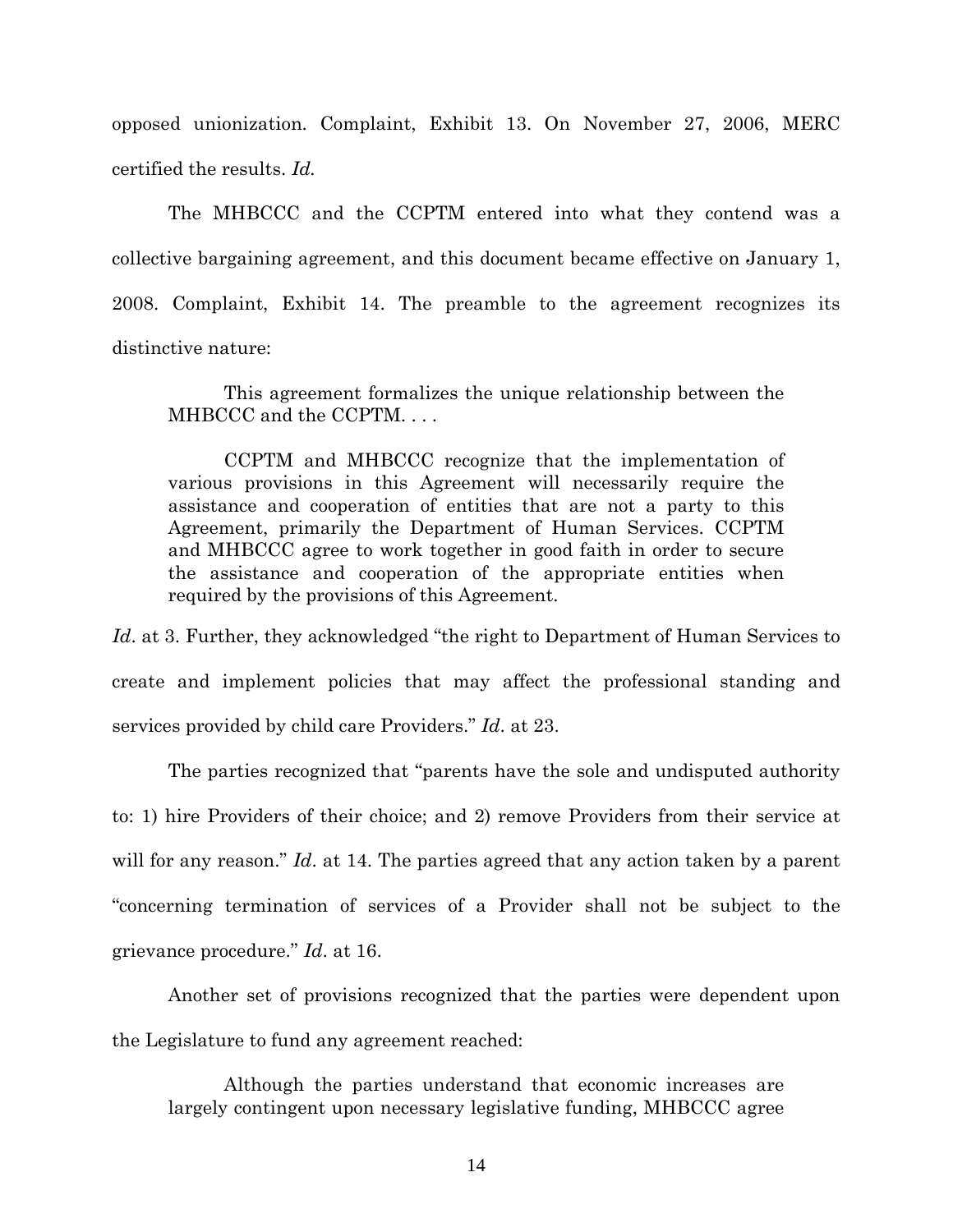opposed unionization. Complaint, Exhibit 13. On November 27, 2006, MERC certified the results. *Id.*

The MHBCCC and the CCPTM entered into what they contend was a collective bargaining agreement, and this document became effective on January 1, 2008. Complaint, Exhibit 14. The preamble to the agreement recognizes its distinctive nature:

> This agreement formalizes the unique relationship between the MHBCCC and the CCPTM. . . .
>
> CCPTM and MHBCCC recognize that the implementation of various provisions in this Agreement will necessarily require the assistance and cooperation of entities that are not a party to this Agreement, primarily the Department of Human Services. CCPTM and MHBCCC agree to work together in good faith in order to secure the assistance and cooperation of the appropriate entities when required by the provisions of this Agreement.

*Id*. at 3. Further, they acknowledged "the right to Department of Human Services to create and implement policies that may affect the professional standing and services provided by child care Providers." *Id*. at 23.

The parties recognized that "parents have the sole and undisputed authority to: 1) hire Providers of their choice; and 2) remove Providers from their service at will for any reason." *Id*. at 14. The parties agreed that any action taken by a parent "concerning termination of services of a Provider shall not be subject to the grievance procedure." *Id*. at 16.

Another set of provisions recognized that the parties were dependent upon the Legislature to fund any agreement reached:

> Although the parties understand that economic increases are largely contingent upon necessary legislative funding, MHBCCC agree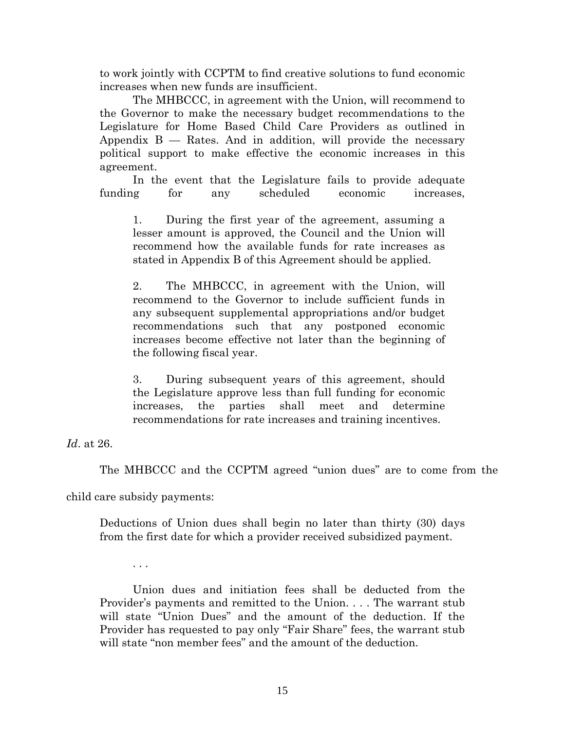to work jointly with CCPTM to find creative solutions to fund economic increases when new funds are insufficient.

> The MHBCCC, in agreement with the Union, will recommend to the Governor to make the necessary budget recommendations to the Legislature for Home Based Child Care Providers as outlined in Appendix B — Rates. And in addition, will provide the necessary political support to make effective the economic increases in this agreement.
>
> In the event that the Legislature fails to provide adequate funding for any scheduled economic increases,
>
> > 1. During the first year of the agreement, assuming a lesser amount is approved, the Council and the Union will recommend how the available funds for rate increases as stated in Appendix B of this Agreement should be applied.
> >
> > 2. The MHBCCC, in agreement with the Union, will recommend to the Governor to include sufficient funds in any subsequent supplemental appropriations and/or budget recommendations such that any postponed economic increases become effective not later than the beginning of the following fiscal year.
> >
> > 3. During subsequent years of this agreement, should the Legislature approve less than full funding for economic increases, the parties shall meet and determine recommendations for rate increases and training incentives.

*Id*. at 26.

The MHBCCC and the CCPTM agreed "union dues" are to come from the child care subsidy payments:

> Deductions of Union dues shall begin no later than thirty (30) days from the first date for which a provider received subsidized payment.
>
> . . .
>
> Union dues and initiation fees shall be deducted from the Provider's payments and remitted to the Union. . . . The warrant stub will state "Union Dues" and the amount of the deduction. If the Provider has requested to pay only "Fair Share" fees, the warrant stub will state "non member fees" and the amount of the deduction.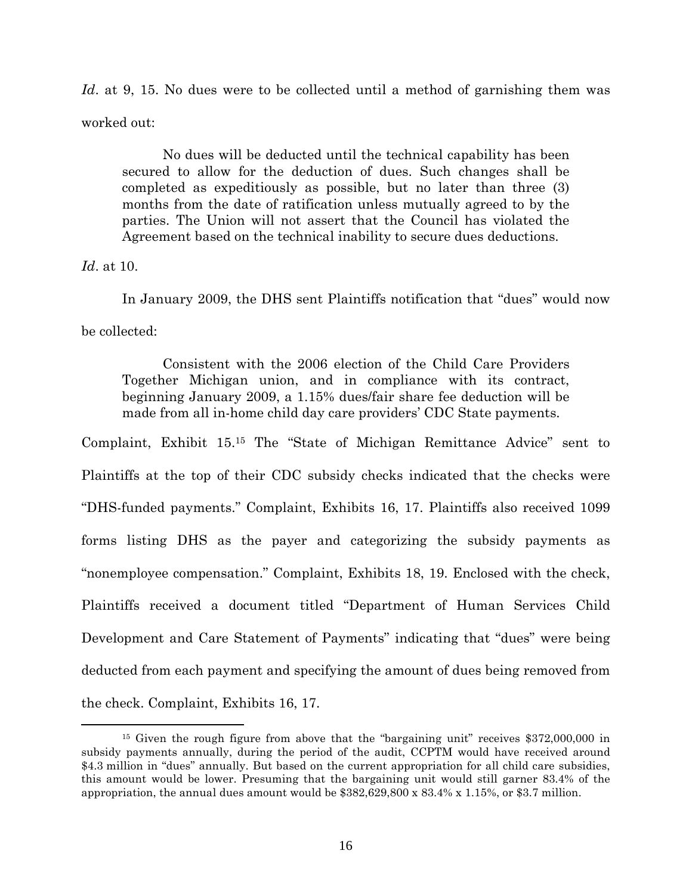*Id*. at 9, 15. No dues were to be collected until a method of garnishing them was worked out:

> No dues will be deducted until the technical capability has been secured to allow for the deduction of dues. Such changes shall be completed as expeditiously as possible, but no later than three (3) months from the date of ratification unless mutually agreed to by the parties. The Union will not assert that the Council has violated the Agreement based on the technical inability to secure dues deductions.

*Id*. at 10.

In January 2009, the DHS sent Plaintiffs notification that "dues" would now be collected:

> Consistent with the 2006 election of the Child Care Providers Together Michigan union, and in compliance with its contract, beginning January 2009, a 1.15% dues/fair share fee deduction will be made from all in-home child day care providers' CDC State payments.

Complaint, Exhibit 15.[15] The "State of Michigan Remittance Advice" sent to Plaintiffs at the top of their CDC subsidy checks indicated that the checks were "DHS-funded payments." Complaint, Exhibits 16, 17. Plaintiffs also received 1099 forms listing DHS as the payer and categorizing the subsidy payments as "nonemployee compensation." Complaint, Exhibits 18, 19. Enclosed with the check, Plaintiffs received a document titled "Department of Human Services Child Development and Care Statement of Payments" indicating that "dues" were being deducted from each payment and specifying the amount of dues being removed from the check. Complaint, Exhibits 16, 17.

---

[15] Given the rough figure from above that the "bargaining unit" receives $372,000,000 in subsidy payments annually, during the period of the audit, CCPTM would have received around $4.3 million in "dues" annually. But based on the current appropriation for all child care subsidies, this amount would be lower. Presuming that the bargaining unit would still garner 83.4% of the appropriation, the annual dues amount would be $382,629,800 x 83.4% x 1.15%, or $3.7 million.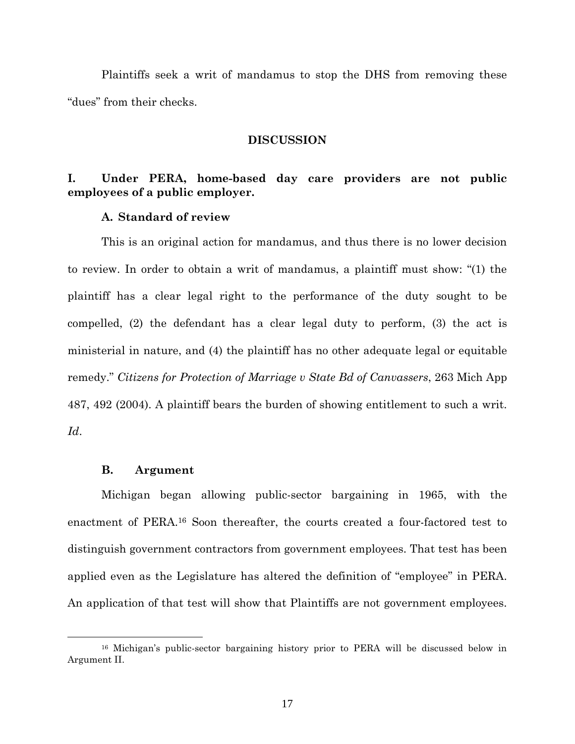Plaintiffs seek a writ of mandamus to stop the DHS from removing these "dues" from their checks.

## DISCUSSION

### I. Under PERA, home-based day care providers are not public employees of a public employer.

#### A. Standard of review

This is an original action for mandamus, and thus there is no lower decision to review. In order to obtain a writ of mandamus, a plaintiff must show: "(1) the plaintiff has a clear legal right to the performance of the duty sought to be compelled, (2) the defendant has a clear legal duty to perform, (3) the act is ministerial in nature, and (4) the plaintiff has no other adequate legal or equitable remedy." *Citizens for Protection of Marriage v State Bd of Canvassers*, 263 Mich App 487, 492 (2004). A plaintiff bears the burden of showing entitlement to such a writ. *Id*.

#### B. Argument

Michigan began allowing public-sector bargaining in 1965, with the enactment of PERA.[16] Soon thereafter, the courts created a four-factored test to distinguish government contractors from government employees. That test has been applied even as the Legislature has altered the definition of "employee" in PERA. An application of that test will show that Plaintiffs are not government employees.

[16] Michigan's public-sector bargaining history prior to PERA will be discussed below in Argument II.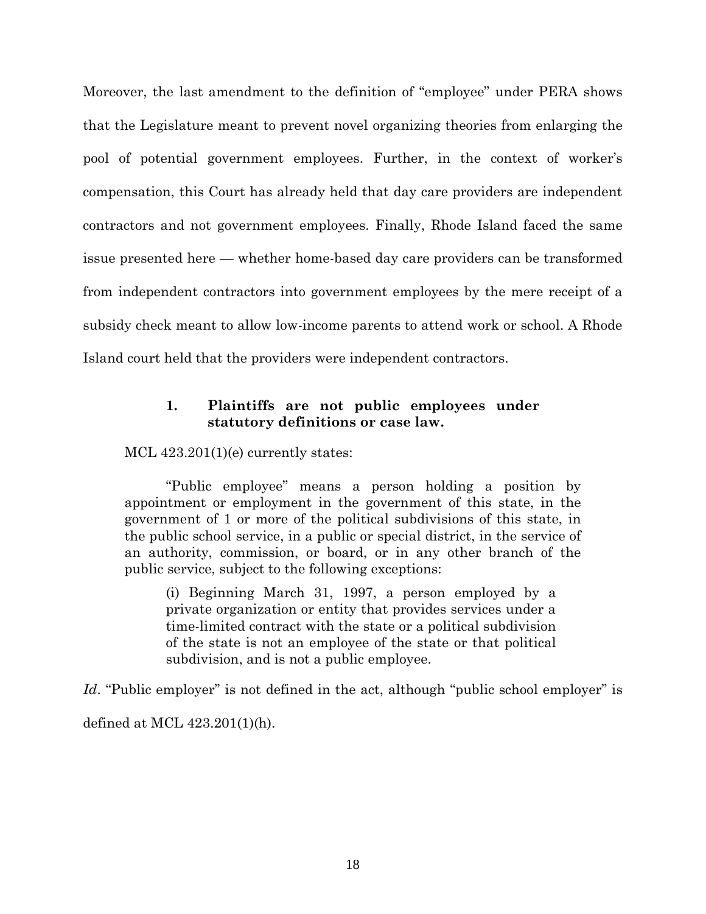Moreover, the last amendment to the definition of "employee" under PERA shows that the Legislature meant to prevent novel organizing theories from enlarging the pool of potential government employees. Further, in the context of worker's compensation, this Court has already held that day care providers are independent contractors and not government employees. Finally, Rhode Island faced the same issue presented here — whether home-based day care providers can be transformed from independent contractors into government employees by the mere receipt of a subsidy check meant to allow low-income parents to attend work or school. A Rhode Island court held that the providers were independent contractors.

### 1. Plaintiffs are not public employees under statutory definitions or case law.

MCL 423.201(1)(e) currently states:

> "Public employee" means a person holding a position by appointment or employment in the government of this state, in the government of 1 or more of the political subdivisions of this state, in the public school service, in a public or special district, in the service of an authority, commission, or board, or in any other branch of the public service, subject to the following exceptions:
>
> > (i) Beginning March 31, 1997, a person employed by a private organization or entity that provides services under a time-limited contract with the state or a political subdivision of the state is not an employee of the state or that political subdivision, and is not a public employee.

*Id*. "Public employer" is not defined in the act, although "public school employer" is defined at MCL 423.201(1)(h).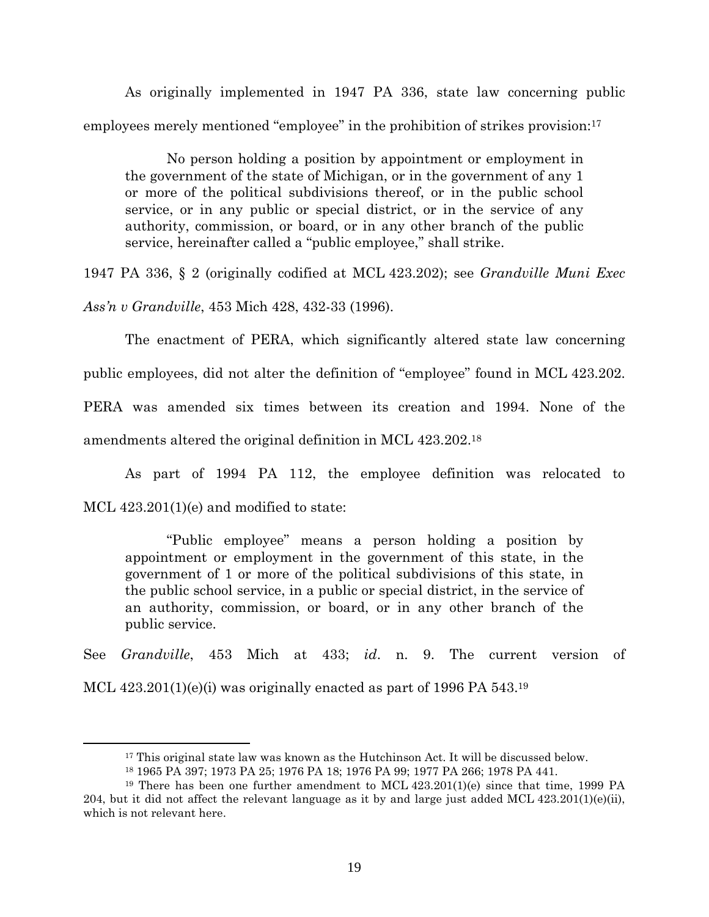As originally implemented in 1947 PA 336, state law concerning public employees merely mentioned "employee" in the prohibition of strikes provision:[17]

> No person holding a position by appointment or employment in the government of the state of Michigan, or in the government of any 1 or more of the political subdivisions thereof, or in the public school service, or in any public or special district, or in the service of any authority, commission, or board, or in any other branch of the public service, hereinafter called a "public employee," shall strike.

1947 PA 336, § 2 (originally codified at MCL 423.202); see *Grandville Muni Exec Ass'n v Grandville*, 453 Mich 428, 432-33 (1996).

The enactment of PERA, which significantly altered state law concerning public employees, did not alter the definition of "employee" found in MCL 423.202. PERA was amended six times between its creation and 1994. None of the amendments altered the original definition in MCL 423.202.[18]

As part of 1994 PA 112, the employee definition was relocated to MCL 423.201(1)(e) and modified to state:

> "Public employee" means a person holding a position by appointment or employment in the government of this state, in the government of 1 or more of the political subdivisions of this state, in the public school service, in a public or special district, in the service of an authority, commission, or board, or in any other branch of the public service.

See *Grandville*, 453 Mich at 433; *id*. n. 9. The current version of MCL 423.201(1)(e)(i) was originally enacted as part of 1996 PA 543.[19]

---

[17] This original state law was known as the Hutchinson Act. It will be discussed below.

[18] 1965 PA 397; 1973 PA 25; 1976 PA 18; 1976 PA 99; 1977 PA 266; 1978 PA 441.

[19] There has been one further amendment to MCL 423.201(1)(e) since that time, 1999 PA 204, but it did not affect the relevant language as it by and large just added MCL 423.201(1)(e)(ii), which is not relevant here.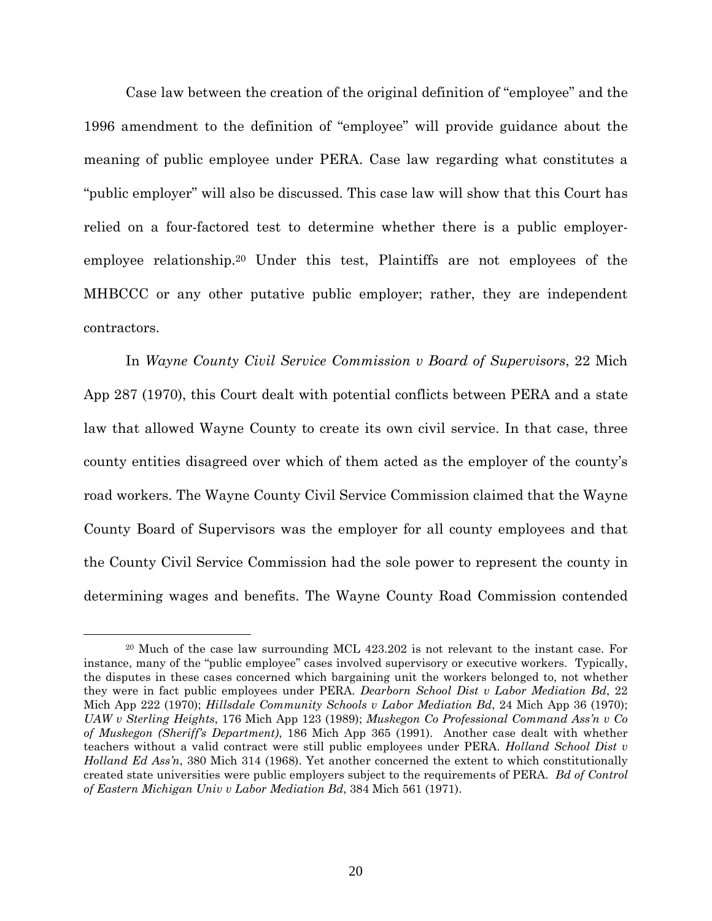Case law between the creation of the original definition of "employee" and the 1996 amendment to the definition of "employee" will provide guidance about the meaning of public employee under PERA. Case law regarding what constitutes a "public employer" will also be discussed. This case law will show that this Court has relied on a four-factored test to determine whether there is a public employer-employee relationship.[20] Under this test, Plaintiffs are not employees of the MHBCCC or any other putative public employer; rather, they are independent contractors.

In *Wayne County Civil Service Commission v Board of Supervisors*, 22 Mich App 287 (1970), this Court dealt with potential conflicts between PERA and a state law that allowed Wayne County to create its own civil service. In that case, three county entities disagreed over which of them acted as the employer of the county's road workers. The Wayne County Civil Service Commission claimed that the Wayne County Board of Supervisors was the employer for all county employees and that the County Civil Service Commission had the sole power to represent the county in determining wages and benefits. The Wayne County Road Commission contended

[20] Much of the case law surrounding MCL 423.202 is not relevant to the instant case. For instance, many of the "public employee" cases involved supervisory or executive workers. Typically, the disputes in these cases concerned which bargaining unit the workers belonged to, not whether they were in fact public employees under PERA. *Dearborn School Dist v Labor Mediation Bd*, 22 Mich App 222 (1970); *Hillsdale Community Schools v Labor Mediation Bd*, 24 Mich App 36 (1970); *UAW v Sterling Heights*, 176 Mich App 123 (1989); *Muskegon Co Professional Command Ass'n v Co of Muskegon (Sheriff's Department)*, 186 Mich App 365 (1991). Another case dealt with whether teachers without a valid contract were still public employees under PERA. *Holland School Dist v Holland Ed Ass'n*, 380 Mich 314 (1968). Yet another concerned the extent to which constitutionally created state universities were public employers subject to the requirements of PERA. *Bd of Control of Eastern Michigan Univ v Labor Mediation Bd*, 384 Mich 561 (1971).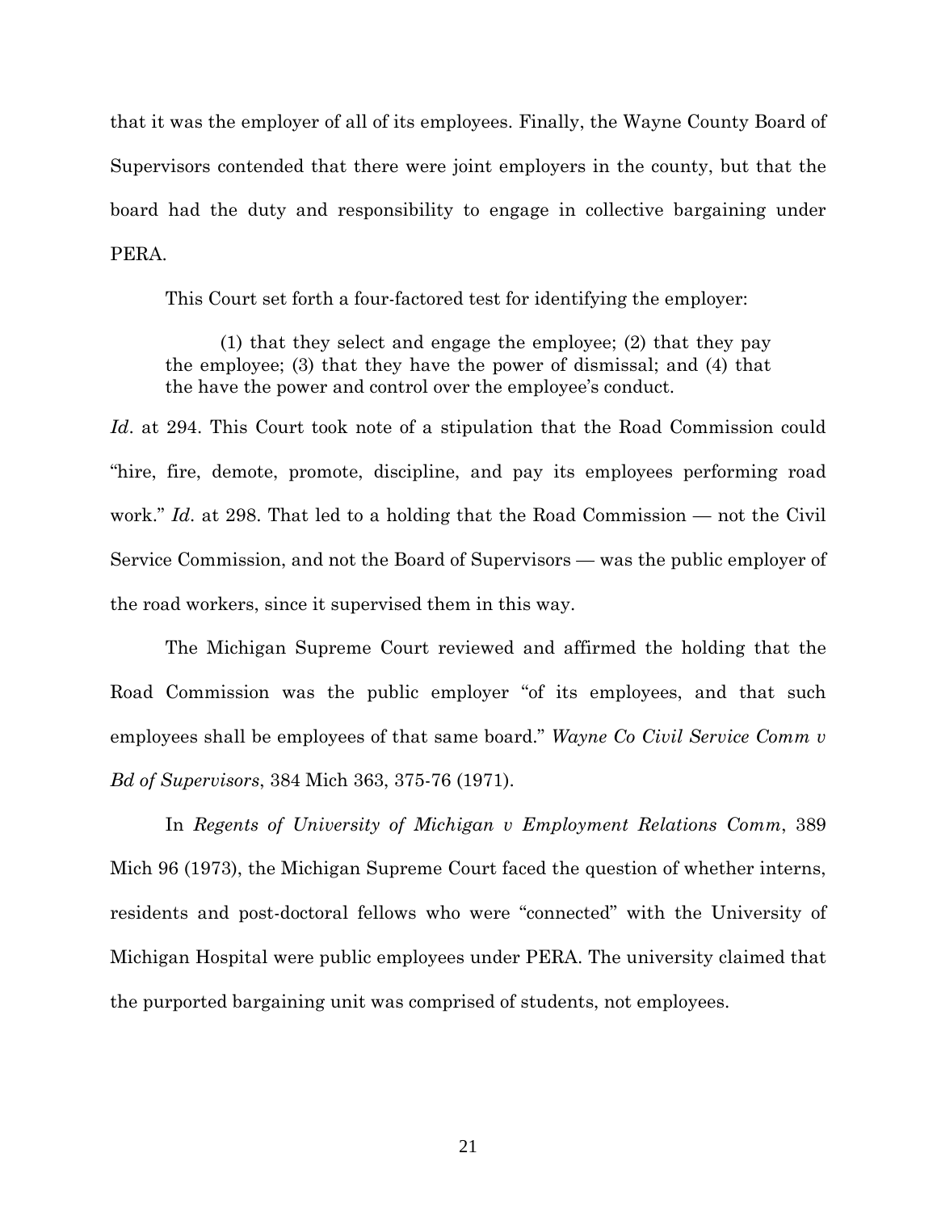that it was the employer of all of its employees. Finally, the Wayne County Board of Supervisors contended that there were joint employers in the county, but that the board had the duty and responsibility to engage in collective bargaining under PERA.

This Court set forth a four-factored test for identifying the employer:

> (1) that they select and engage the employee; (2) that they pay the employee; (3) that they have the power of dismissal; and (4) that the have the power and control over the employee's conduct.

*Id*. at 294. This Court took note of a stipulation that the Road Commission could "hire, fire, demote, promote, discipline, and pay its employees performing road work." *Id*. at 298. That led to a holding that the Road Commission — not the Civil Service Commission, and not the Board of Supervisors — was the public employer of the road workers, since it supervised them in this way.

The Michigan Supreme Court reviewed and affirmed the holding that the Road Commission was the public employer "of its employees, and that such employees shall be employees of that same board." *Wayne Co Civil Service Comm v Bd of Supervisors*, 384 Mich 363, 375-76 (1971).

In *Regents of University of Michigan v Employment Relations Comm*, 389 Mich 96 (1973), the Michigan Supreme Court faced the question of whether interns, residents and post-doctoral fellows who were "connected" with the University of Michigan Hospital were public employees under PERA. The university claimed that the purported bargaining unit was comprised of students, not employees.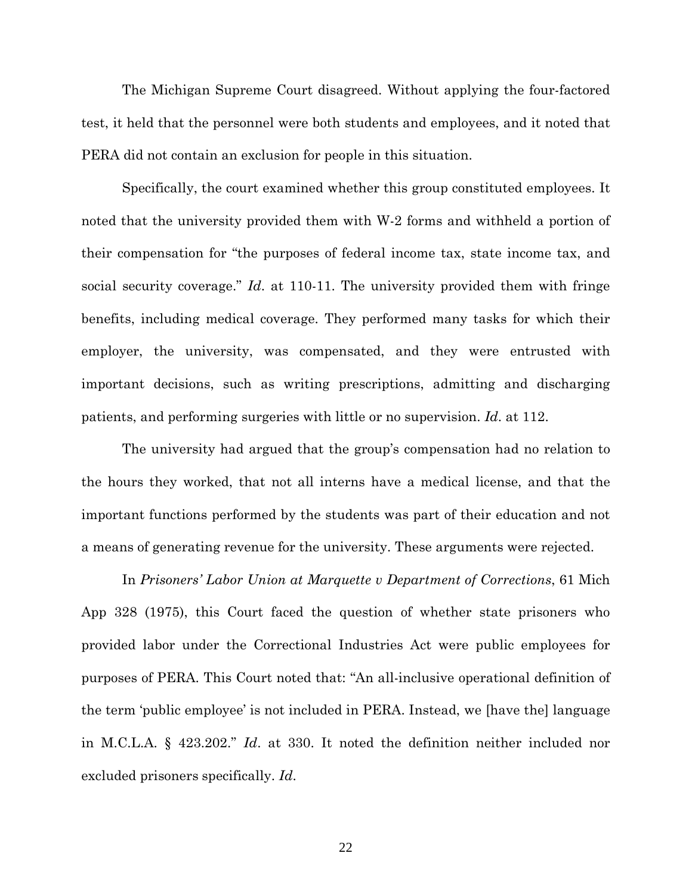The Michigan Supreme Court disagreed. Without applying the four-factored test, it held that the personnel were both students and employees, and it noted that PERA did not contain an exclusion for people in this situation.

Specifically, the court examined whether this group constituted employees. It noted that the university provided them with W-2 forms and withheld a portion of their compensation for "the purposes of federal income tax, state income tax, and social security coverage." *Id*. at 110-11. The university provided them with fringe benefits, including medical coverage. They performed many tasks for which their employer, the university, was compensated, and they were entrusted with important decisions, such as writing prescriptions, admitting and discharging patients, and performing surgeries with little or no supervision. *Id*. at 112.

The university had argued that the group's compensation had no relation to the hours they worked, that not all interns have a medical license, and that the important functions performed by the students was part of their education and not a means of generating revenue for the university. These arguments were rejected.

In *Prisoners' Labor Union at Marquette v Department of Corrections*, 61 Mich App 328 (1975), this Court faced the question of whether state prisoners who provided labor under the Correctional Industries Act were public employees for purposes of PERA. This Court noted that: "An all-inclusive operational definition of the term 'public employee' is not included in PERA. Instead, we [have the] language in M.C.L.A. § 423.202." *Id*. at 330. It noted the definition neither included nor excluded prisoners specifically. *Id*.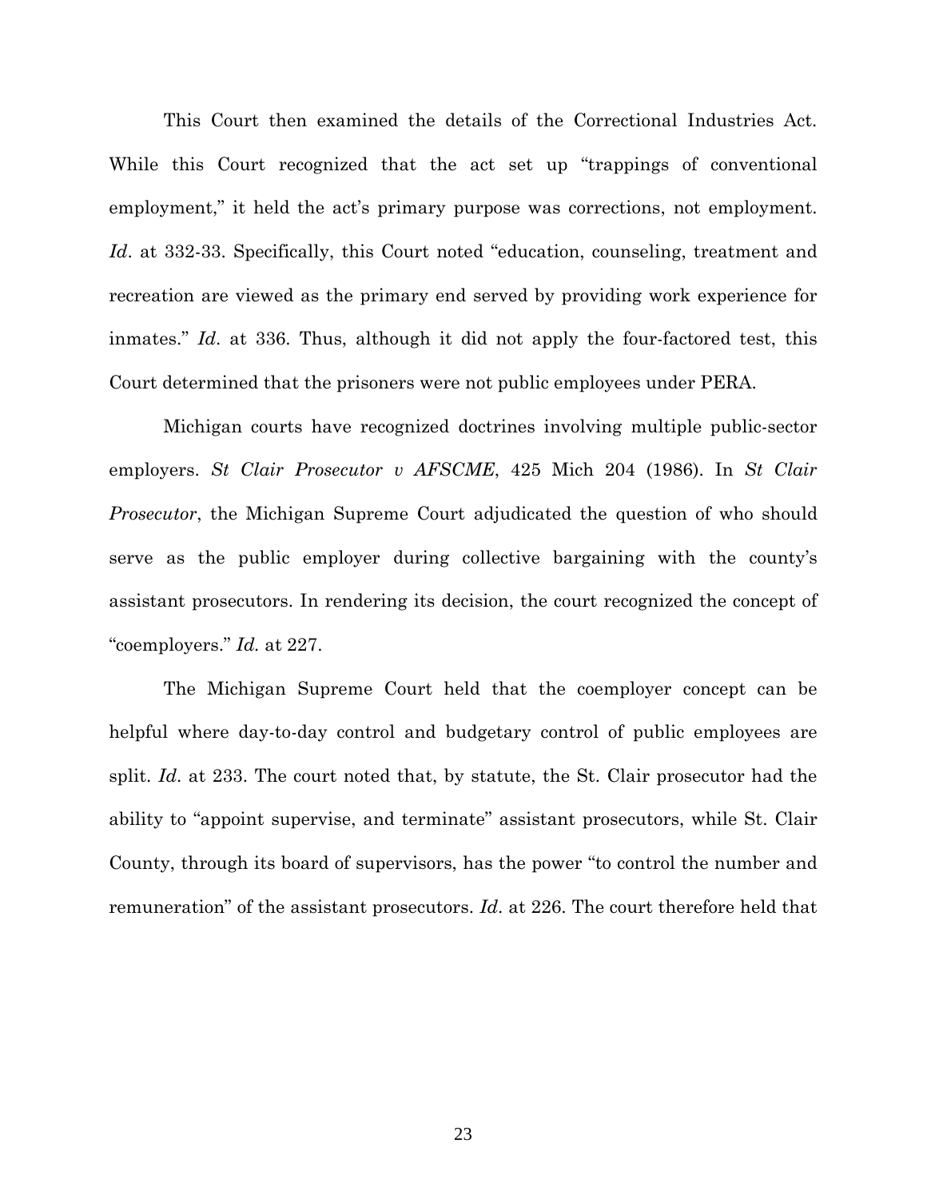This Court then examined the details of the Correctional Industries Act. While this Court recognized that the act set up "trappings of conventional employment," it held the act's primary purpose was corrections, not employment. *Id*. at 332-33. Specifically, this Court noted "education, counseling, treatment and recreation are viewed as the primary end served by providing work experience for inmates." *Id*. at 336. Thus, although it did not apply the four-factored test, this Court determined that the prisoners were not public employees under PERA.

Michigan courts have recognized doctrines involving multiple public-sector employers. *St Clair Prosecutor v AFSCME*, 425 Mich 204 (1986). In *St Clair Prosecutor*, the Michigan Supreme Court adjudicated the question of who should serve as the public employer during collective bargaining with the county's assistant prosecutors. In rendering its decision, the court recognized the concept of "coemployers." *Id.* at 227.

The Michigan Supreme Court held that the coemployer concept can be helpful where day-to-day control and budgetary control of public employees are split. *Id*. at 233. The court noted that, by statute, the St. Clair prosecutor had the ability to "appoint supervise, and terminate" assistant prosecutors, while St. Clair County, through its board of supervisors, has the power "to control the number and remuneration" of the assistant prosecutors. *Id*. at 226. The court therefore held that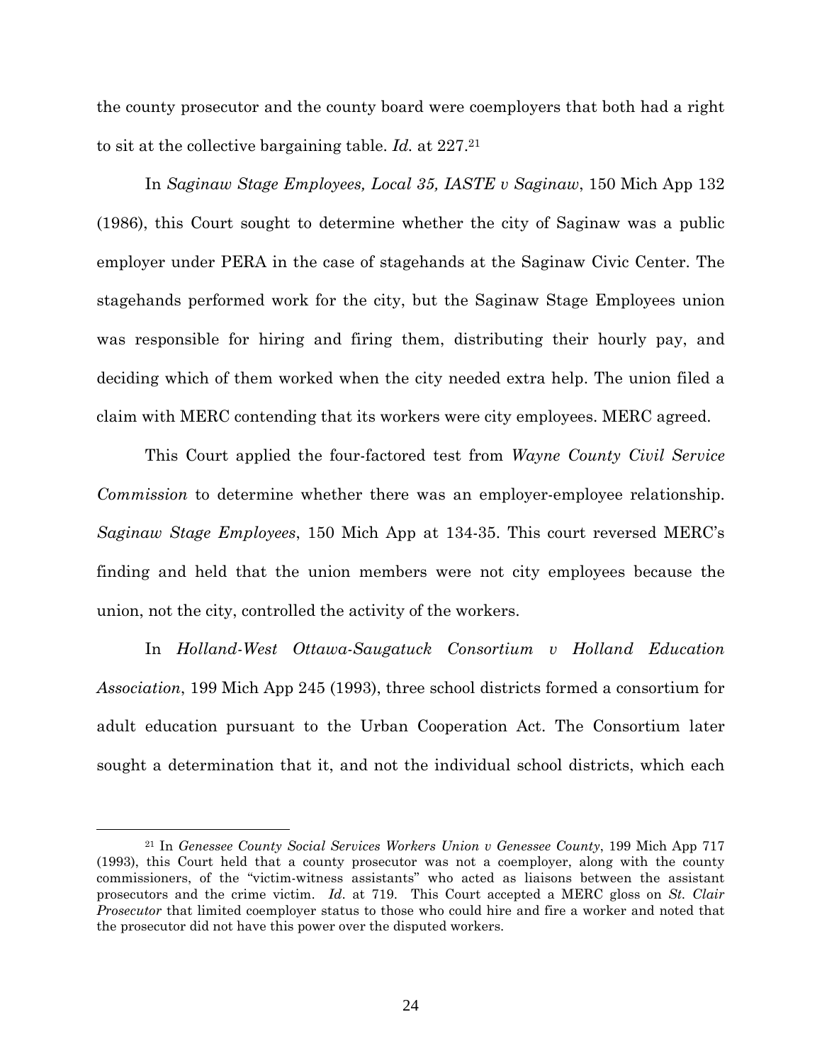the county prosecutor and the county board were coemployers that both had a right to sit at the collective bargaining table. *Id.* at 227.[21]

In *Saginaw Stage Employees, Local 35, IASTE v Saginaw*, 150 Mich App 132 (1986), this Court sought to determine whether the city of Saginaw was a public employer under PERA in the case of stagehands at the Saginaw Civic Center. The stagehands performed work for the city, but the Saginaw Stage Employees union was responsible for hiring and firing them, distributing their hourly pay, and deciding which of them worked when the city needed extra help. The union filed a claim with MERC contending that its workers were city employees. MERC agreed.

This Court applied the four-factored test from *Wayne County Civil Service Commission* to determine whether there was an employer-employee relationship. *Saginaw Stage Employees*, 150 Mich App at 134-35. This court reversed MERC's finding and held that the union members were not city employees because the union, not the city, controlled the activity of the workers.

In *Holland-West Ottawa-Saugatuck Consortium v Holland Education Association*, 199 Mich App 245 (1993), three school districts formed a consortium for adult education pursuant to the Urban Cooperation Act. The Consortium later sought a determination that it, and not the individual school districts, which each

---

[21] In *Genessee County Social Services Workers Union v Genessee County*, 199 Mich App 717 (1993), this Court held that a county prosecutor was not a coemployer, along with the county commissioners, of the "victim-witness assistants" who acted as liaisons between the assistant prosecutors and the crime victim. *Id.* at 719. This Court accepted a MERC gloss on *St. Clair Prosecutor* that limited coemployer status to those who could hire and fire a worker and noted that the prosecutor did not have this power over the disputed workers.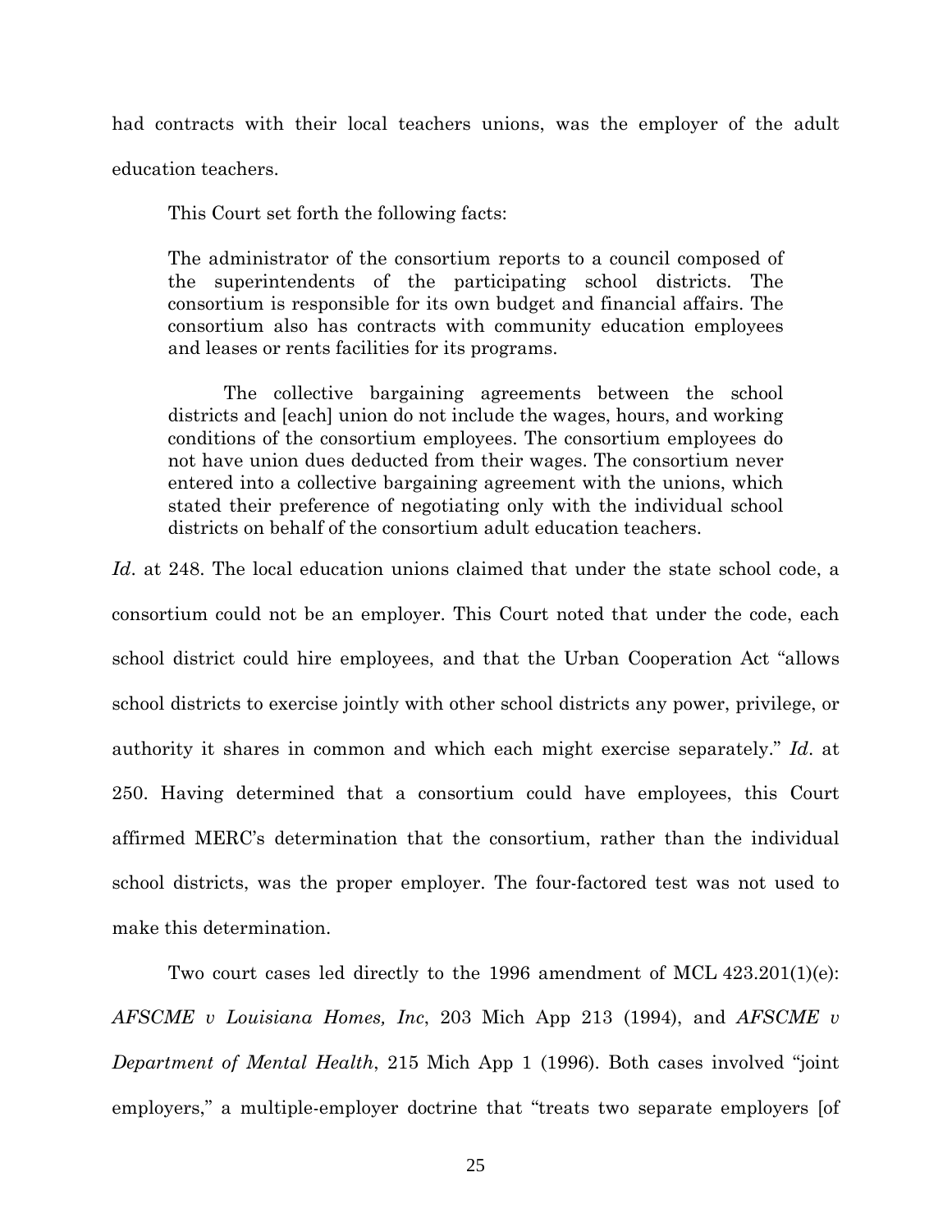had contracts with their local teachers unions, was the employer of the adult education teachers.

This Court set forth the following facts:

> The administrator of the consortium reports to a council composed of the superintendents of the participating school districts. The consortium is responsible for its own budget and financial affairs. The consortium also has contracts with community education employees and leases or rents facilities for its programs.
>
> The collective bargaining agreements between the school districts and [each] union do not include the wages, hours, and working conditions of the consortium employees. The consortium employees do not have union dues deducted from their wages. The consortium never entered into a collective bargaining agreement with the unions, which stated their preference of negotiating only with the individual school districts on behalf of the consortium adult education teachers.

*Id*. at 248. The local education unions claimed that under the state school code, a consortium could not be an employer. This Court noted that under the code, each school district could hire employees, and that the Urban Cooperation Act "allows school districts to exercise jointly with other school districts any power, privilege, or authority it shares in common and which each might exercise separately." *Id*. at 250. Having determined that a consortium could have employees, this Court affirmed MERC's determination that the consortium, rather than the individual school districts, was the proper employer. The four-factored test was not used to make this determination.

Two court cases led directly to the 1996 amendment of MCL 423.201(1)(e): *AFSCME v Louisiana Homes, Inc*, 203 Mich App 213 (1994), and *AFSCME v Department of Mental Health*, 215 Mich App 1 (1996). Both cases involved "joint employers," a multiple-employer doctrine that "treats two separate employers [of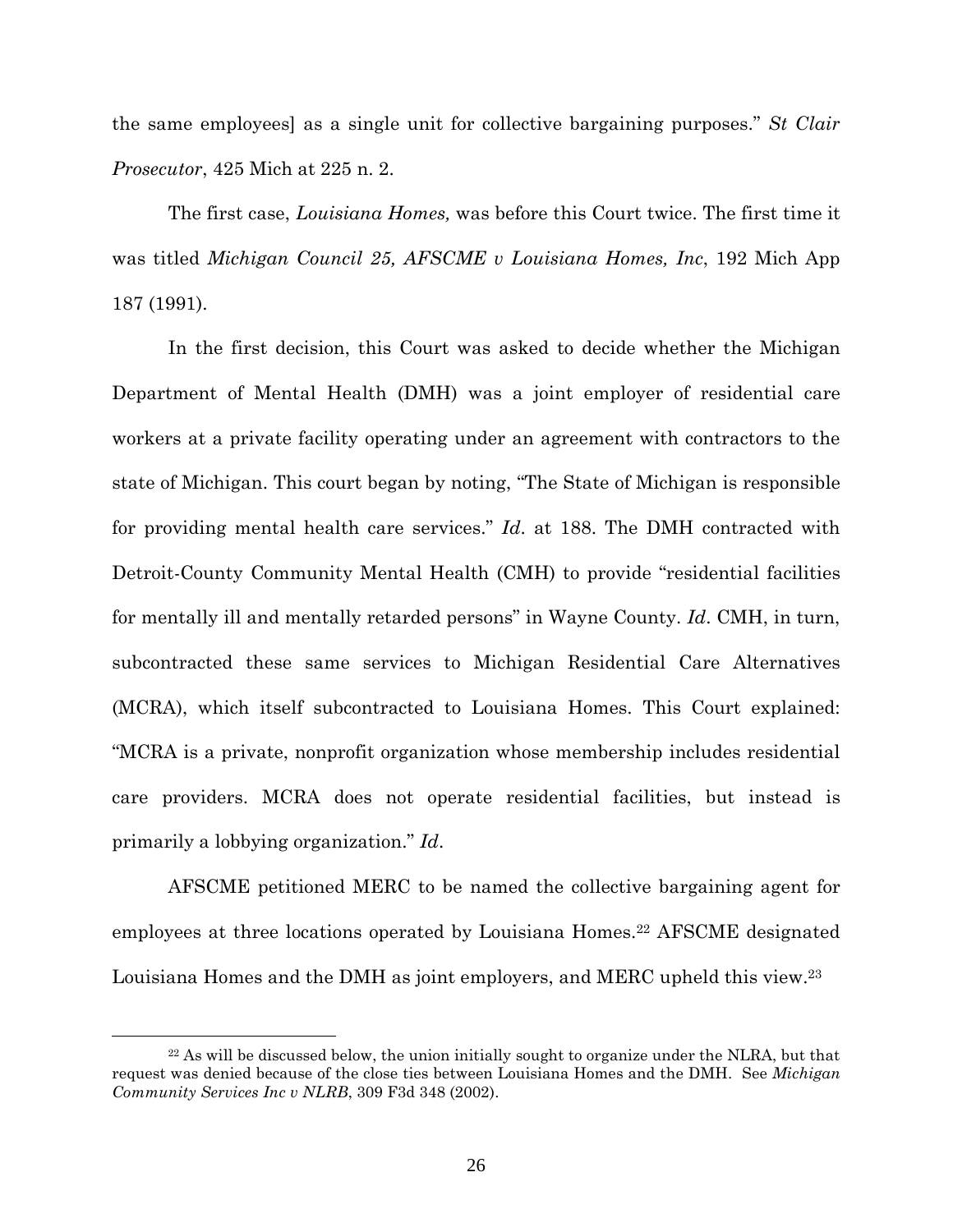the same employees] as a single unit for collective bargaining purposes." *St Clair Prosecutor*, 425 Mich at 225 n. 2.

The first case, *Louisiana Homes,* was before this Court twice. The first time it was titled *Michigan Council 25, AFSCME v Louisiana Homes, Inc*, 192 Mich App 187 (1991).

In the first decision, this Court was asked to decide whether the Michigan Department of Mental Health (DMH) was a joint employer of residential care workers at a private facility operating under an agreement with contractors to the state of Michigan. This court began by noting, "The State of Michigan is responsible for providing mental health care services." *Id*. at 188. The DMH contracted with Detroit-County Community Mental Health (CMH) to provide "residential facilities for mentally ill and mentally retarded persons" in Wayne County. *Id*. CMH, in turn, subcontracted these same services to Michigan Residential Care Alternatives (MCRA), which itself subcontracted to Louisiana Homes. This Court explained: "MCRA is a private, nonprofit organization whose membership includes residential care providers. MCRA does not operate residential facilities, but instead is primarily a lobbying organization." *Id*.

AFSCME petitioned MERC to be named the collective bargaining agent for employees at three locations operated by Louisiana Homes.[22] AFSCME designated Louisiana Homes and the DMH as joint employers, and MERC upheld this view.[23]

---

[22] As will be discussed below, the union initially sought to organize under the NLRA, but that request was denied because of the close ties between Louisiana Homes and the DMH. See *Michigan Community Services Inc v NLRB*, 309 F3d 348 (2002).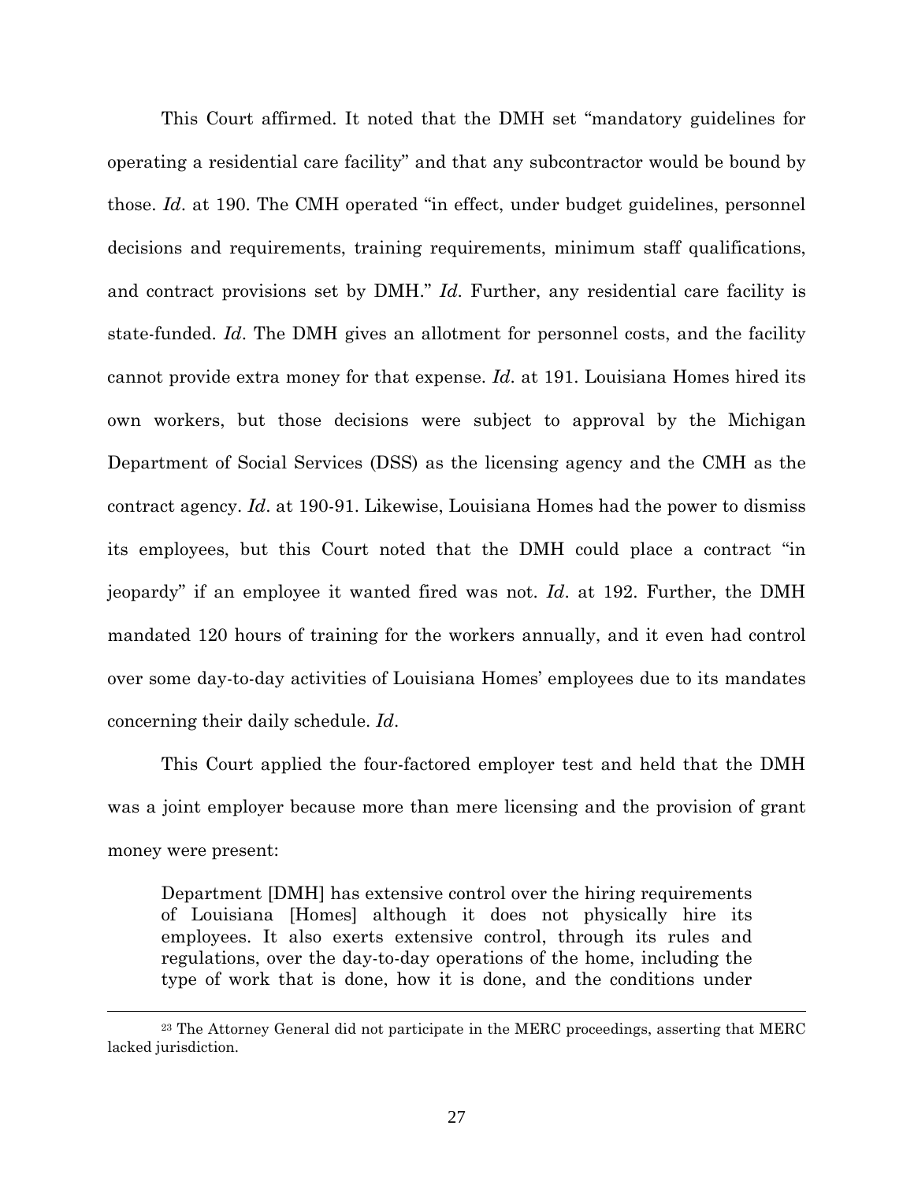This Court affirmed. It noted that the DMH set "mandatory guidelines for operating a residential care facility" and that any subcontractor would be bound by those. *Id*. at 190. The CMH operated "in effect, under budget guidelines, personnel decisions and requirements, training requirements, minimum staff qualifications, and contract provisions set by DMH." *Id.* Further, any residential care facility is state-funded. *Id*. The DMH gives an allotment for personnel costs, and the facility cannot provide extra money for that expense. *Id*. at 191. Louisiana Homes hired its own workers, but those decisions were subject to approval by the Michigan Department of Social Services (DSS) as the licensing agency and the CMH as the contract agency. *Id*. at 190-91. Likewise, Louisiana Homes had the power to dismiss its employees, but this Court noted that the DMH could place a contract "in jeopardy" if an employee it wanted fired was not. *Id*. at 192. Further, the DMH mandated 120 hours of training for the workers annually, and it even had control over some day-to-day activities of Louisiana Homes' employees due to its mandates concerning their daily schedule. *Id*.

This Court applied the four-factored employer test and held that the DMH was a joint employer because more than mere licensing and the provision of grant money were present:

> Department [DMH] has extensive control over the hiring requirements of Louisiana [Homes] although it does not physically hire its employees. It also exerts extensive control, through its rules and regulations, over the day-to-day operations of the home, including the type of work that is done, how it is done, and the conditions under

---

[23] The Attorney General did not participate in the MERC proceedings, asserting that MERC lacked jurisdiction.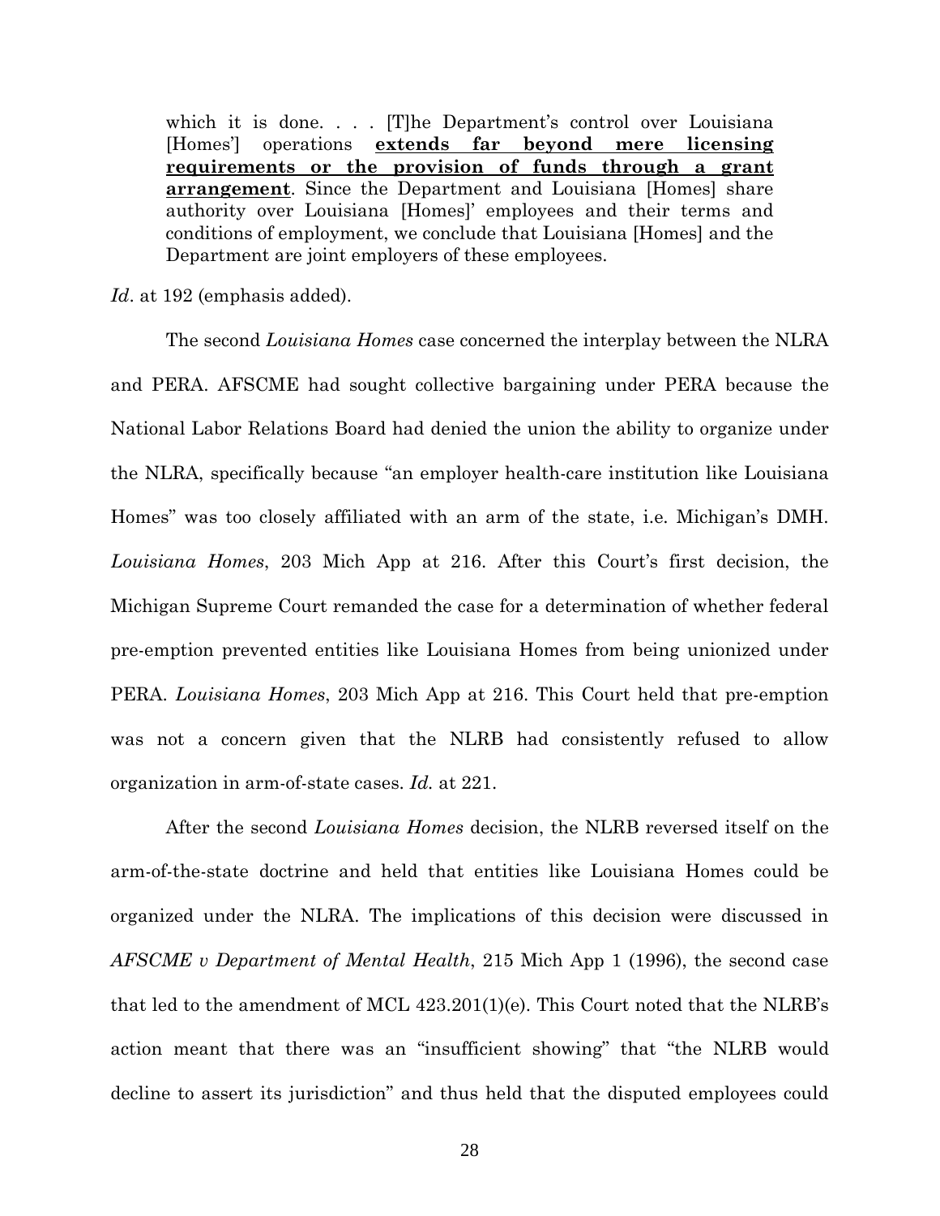> which it is done. . . . [T]he Department's control over Louisiana [Homes'] operations **extends far beyond mere licensing requirements or the provision of funds through a grant arrangement**. Since the Department and Louisiana [Homes] share authority over Louisiana [Homes]' employees and their terms and conditions of employment, we conclude that Louisiana [Homes] and the Department are joint employers of these employees.

*Id*. at 192 (emphasis added).

The second *Louisiana Homes* case concerned the interplay between the NLRA and PERA. AFSCME had sought collective bargaining under PERA because the National Labor Relations Board had denied the union the ability to organize under the NLRA, specifically because "an employer health-care institution like Louisiana Homes" was too closely affiliated with an arm of the state, i.e. Michigan's DMH. *Louisiana Homes*, 203 Mich App at 216. After this Court's first decision, the Michigan Supreme Court remanded the case for a determination of whether federal pre-emption prevented entities like Louisiana Homes from being unionized under PERA. *Louisiana Homes*, 203 Mich App at 216. This Court held that pre-emption was not a concern given that the NLRB had consistently refused to allow organization in arm-of-state cases. *Id.* at 221.

After the second *Louisiana Homes* decision, the NLRB reversed itself on the arm-of-the-state doctrine and held that entities like Louisiana Homes could be organized under the NLRA. The implications of this decision were discussed in *AFSCME v Department of Mental Health*, 215 Mich App 1 (1996), the second case that led to the amendment of MCL 423.201(1)(e). This Court noted that the NLRB's action meant that there was an "insufficient showing" that "the NLRB would decline to assert its jurisdiction" and thus held that the disputed employees could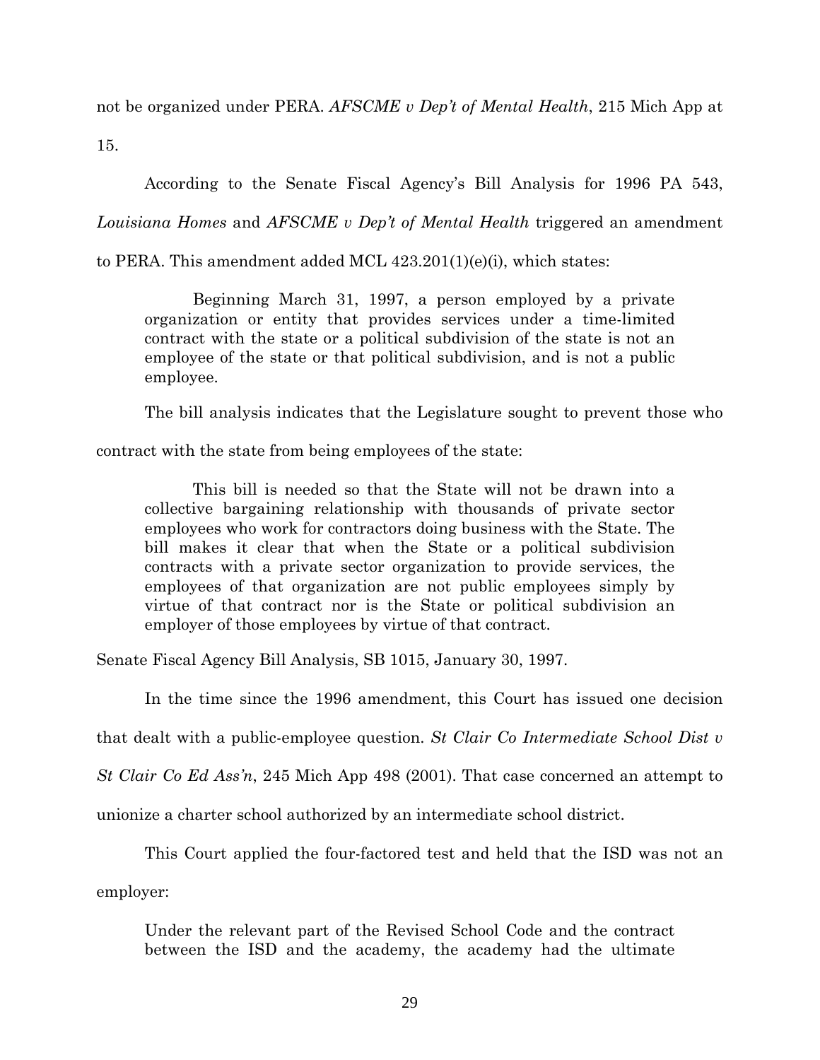not be organized under PERA. *AFSCME v Dep't of Mental Health*, 215 Mich App at 15.

According to the Senate Fiscal Agency's Bill Analysis for 1996 PA 543, *Louisiana Homes* and *AFSCME v Dep't of Mental Health* triggered an amendment to PERA. This amendment added MCL 423.201(1)(e)(i), which states:

> Beginning March 31, 1997, a person employed by a private organization or entity that provides services under a time-limited contract with the state or a political subdivision of the state is not an employee of the state or that political subdivision, and is not a public employee.

The bill analysis indicates that the Legislature sought to prevent those who contract with the state from being employees of the state:

> This bill is needed so that the State will not be drawn into a collective bargaining relationship with thousands of private sector employees who work for contractors doing business with the State. The bill makes it clear that when the State or a political subdivision contracts with a private sector organization to provide services, the employees of that organization are not public employees simply by virtue of that contract nor is the State or political subdivision an employer of those employees by virtue of that contract.

Senate Fiscal Agency Bill Analysis, SB 1015, January 30, 1997.

In the time since the 1996 amendment, this Court has issued one decision that dealt with a public-employee question. *St Clair Co Intermediate School Dist v St Clair Co Ed Ass'n*, 245 Mich App 498 (2001). That case concerned an attempt to unionize a charter school authorized by an intermediate school district.

This Court applied the four-factored test and held that the ISD was not an employer:

> Under the relevant part of the Revised School Code and the contract between the ISD and the academy, the academy had the ultimate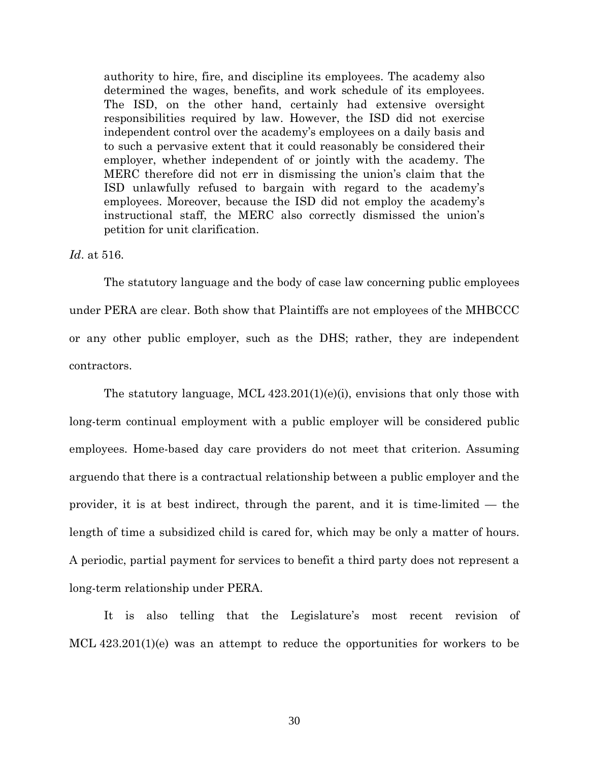> authority to hire, fire, and discipline its employees. The academy also determined the wages, benefits, and work schedule of its employees. The ISD, on the other hand, certainly had extensive oversight responsibilities required by law. However, the ISD did not exercise independent control over the academy's employees on a daily basis and to such a pervasive extent that it could reasonably be considered their employer, whether independent of or jointly with the academy. The MERC therefore did not err in dismissing the union's claim that the ISD unlawfully refused to bargain with regard to the academy's employees. Moreover, because the ISD did not employ the academy's instructional staff, the MERC also correctly dismissed the union's petition for unit clarification.

*Id*. at 516.

The statutory language and the body of case law concerning public employees under PERA are clear. Both show that Plaintiffs are not employees of the MHBCCC or any other public employer, such as the DHS; rather, they are independent contractors.

The statutory language, MCL 423.201(1)(e)(i), envisions that only those with long-term continual employment with a public employer will be considered public employees. Home-based day care providers do not meet that criterion. Assuming arguendo that there is a contractual relationship between a public employer and the provider, it is at best indirect, through the parent, and it is time-limited — the length of time a subsidized child is cared for, which may be only a matter of hours. A periodic, partial payment for services to benefit a third party does not represent a long-term relationship under PERA.

It is also telling that the Legislature's most recent revision of MCL 423.201(1)(e) was an attempt to reduce the opportunities for workers to be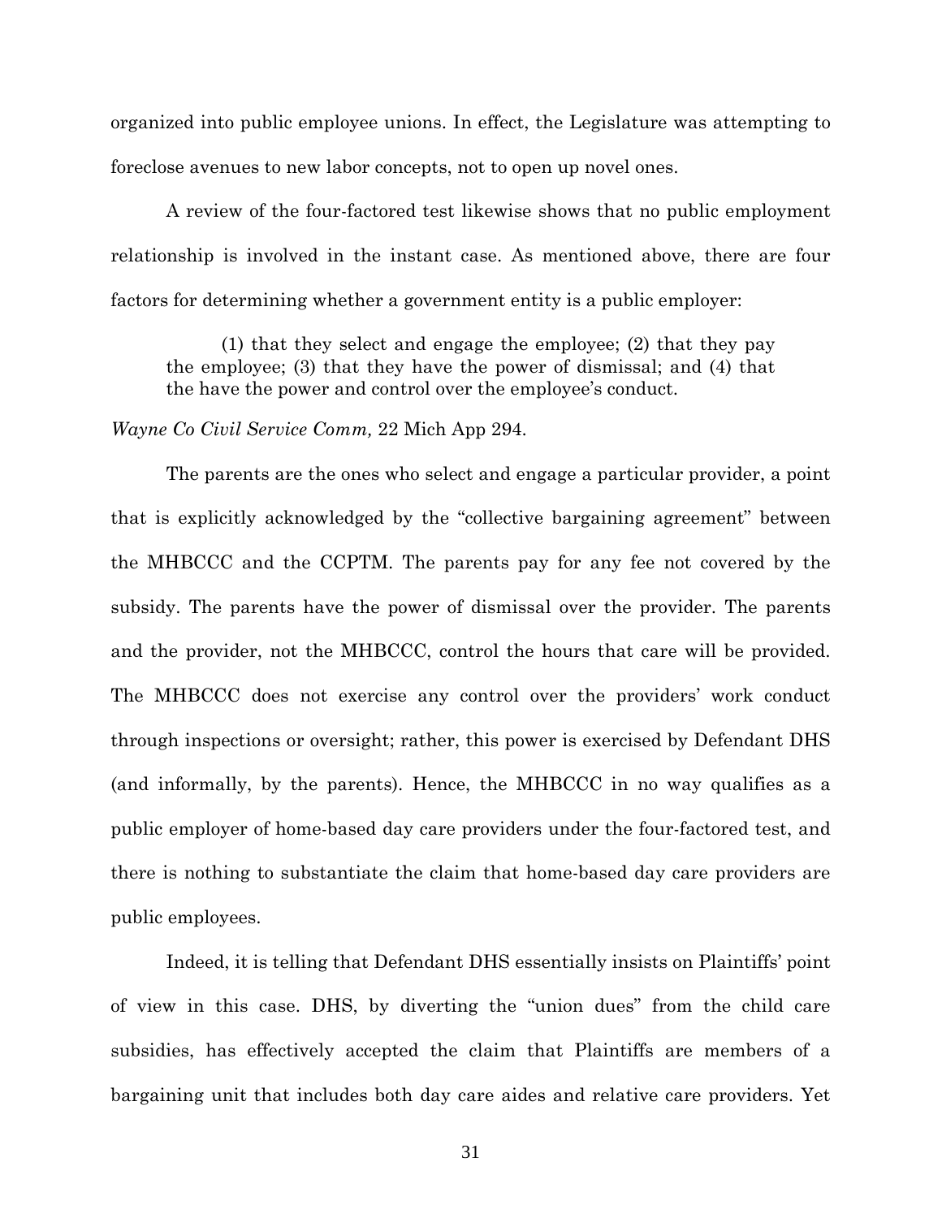organized into public employee unions. In effect, the Legislature was attempting to foreclose avenues to new labor concepts, not to open up novel ones.

A review of the four-factored test likewise shows that no public employment relationship is involved in the instant case. As mentioned above, there are four factors for determining whether a government entity is a public employer:

> (1) that they select and engage the employee; (2) that they pay the employee; (3) that they have the power of dismissal; and (4) that the have the power and control over the employee's conduct.

*Wayne Co Civil Service Comm,* 22 Mich App 294.

The parents are the ones who select and engage a particular provider, a point that is explicitly acknowledged by the "collective bargaining agreement" between the MHBCCC and the CCPTM. The parents pay for any fee not covered by the subsidy. The parents have the power of dismissal over the provider. The parents and the provider, not the MHBCCC, control the hours that care will be provided. The MHBCCC does not exercise any control over the providers' work conduct through inspections or oversight; rather, this power is exercised by Defendant DHS (and informally, by the parents). Hence, the MHBCCC in no way qualifies as a public employer of home-based day care providers under the four-factored test, and there is nothing to substantiate the claim that home-based day care providers are public employees.

Indeed, it is telling that Defendant DHS essentially insists on Plaintiffs' point of view in this case. DHS, by diverting the "union dues" from the child care subsidies, has effectively accepted the claim that Plaintiffs are members of a bargaining unit that includes both day care aides and relative care providers. Yet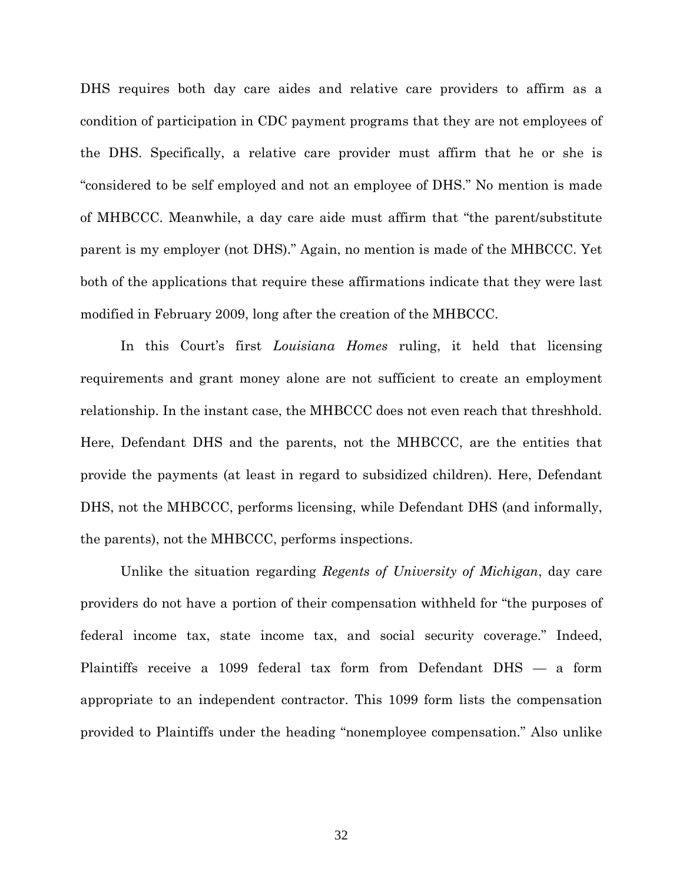DHS requires both day care aides and relative care providers to affirm as a condition of participation in CDC payment programs that they are not employees of the DHS. Specifically, a relative care provider must affirm that he or she is "considered to be self employed and not an employee of DHS." No mention is made of MHBCCC. Meanwhile, a day care aide must affirm that "the parent/substitute parent is my employer (not DHS)." Again, no mention is made of the MHBCCC. Yet both of the applications that require these affirmations indicate that they were last modified in February 2009, long after the creation of the MHBCCC.

In this Court's first *Louisiana Homes* ruling, it held that licensing requirements and grant money alone are not sufficient to create an employment relationship. In the instant case, the MHBCCC does not even reach that threshhold. Here, Defendant DHS and the parents, not the MHBCCC, are the entities that provide the payments (at least in regard to subsidized children). Here, Defendant DHS, not the MHBCCC, performs licensing, while Defendant DHS (and informally, the parents), not the MHBCCC, performs inspections.

Unlike the situation regarding *Regents of University of Michigan*, day care providers do not have a portion of their compensation withheld for "the purposes of federal income tax, state income tax, and social security coverage." Indeed, Plaintiffs receive a 1099 federal tax form from Defendant DHS — a form appropriate to an independent contractor. This 1099 form lists the compensation provided to Plaintiffs under the heading "nonemployee compensation." Also unlike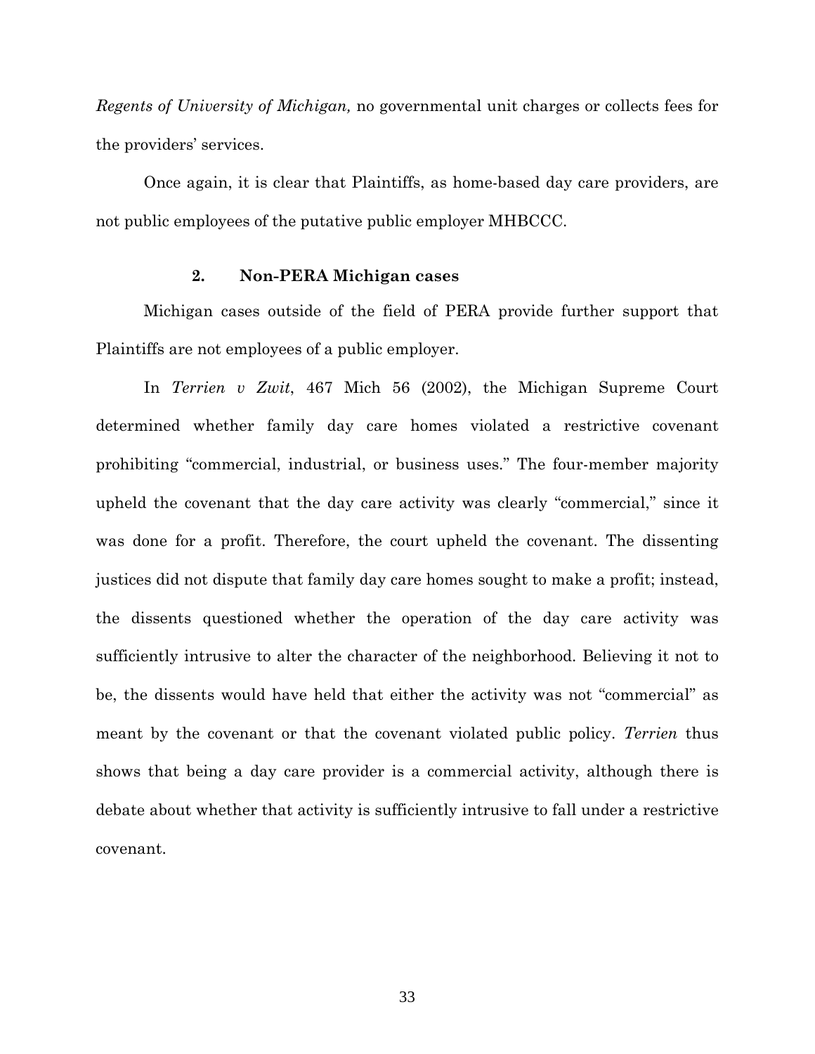*Regents of University of Michigan,* no governmental unit charges or collects fees for the providers' services.

Once again, it is clear that Plaintiffs, as home-based day care providers, are not public employees of the putative public employer MHBCCC.

### 2. Non-PERA Michigan cases

Michigan cases outside of the field of PERA provide further support that Plaintiffs are not employees of a public employer.

In *Terrien v Zwit*, 467 Mich 56 (2002), the Michigan Supreme Court determined whether family day care homes violated a restrictive covenant prohibiting "commercial, industrial, or business uses." The four-member majority upheld the covenant that the day care activity was clearly "commercial," since it was done for a profit. Therefore, the court upheld the covenant. The dissenting justices did not dispute that family day care homes sought to make a profit; instead, the dissents questioned whether the operation of the day care activity was sufficiently intrusive to alter the character of the neighborhood. Believing it not to be, the dissents would have held that either the activity was not "commercial" as meant by the covenant or that the covenant violated public policy. *Terrien* thus shows that being a day care provider is a commercial activity, although there is debate about whether that activity is sufficiently intrusive to fall under a restrictive covenant.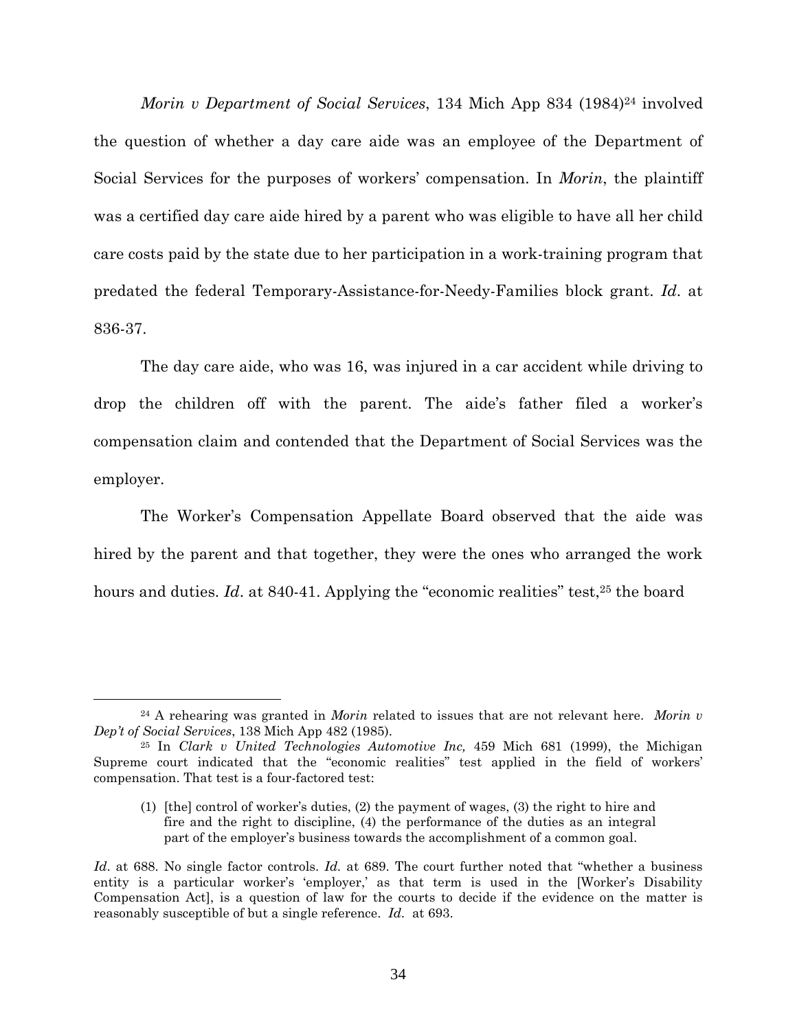*Morin v Department of Social Services*, 134 Mich App 834 (1984)[24] involved the question of whether a day care aide was an employee of the Department of Social Services for the purposes of workers' compensation. In *Morin*, the plaintiff was a certified day care aide hired by a parent who was eligible to have all her child care costs paid by the state due to her participation in a work-training program that predated the federal Temporary-Assistance-for-Needy-Families block grant. *Id*. at 836-37.

The day care aide, who was 16, was injured in a car accident while driving to drop the children off with the parent. The aide's father filed a worker's compensation claim and contended that the Department of Social Services was the employer.

The Worker's Compensation Appellate Board observed that the aide was hired by the parent and that together, they were the ones who arranged the work hours and duties. *Id*. at 840-41. Applying the "economic realities" test,[25] the board

---

[24] A rehearing was granted in *Morin* related to issues that are not relevant here. *Morin v Dep't of Social Services*, 138 Mich App 482 (1985).

[25] In *Clark v United Technologies Automotive Inc,* 459 Mich 681 (1999), the Michigan Supreme court indicated that the "economic realities" test applied in the field of workers' compensation. That test is a four-factored test:

> (1) [the] control of worker's duties, (2) the payment of wages, (3) the right to hire and fire and the right to discipline, (4) the performance of the duties as an integral part of the employer's business towards the accomplishment of a common goal.

*Id*. at 688. No single factor controls. *Id.* at 689. The court further noted that "whether a business entity is a particular worker's 'employer,' as that term is used in the [Worker's Disability Compensation Act], is a question of law for the courts to decide if the evidence on the matter is reasonably susceptible of but a single reference. *Id.* at 693.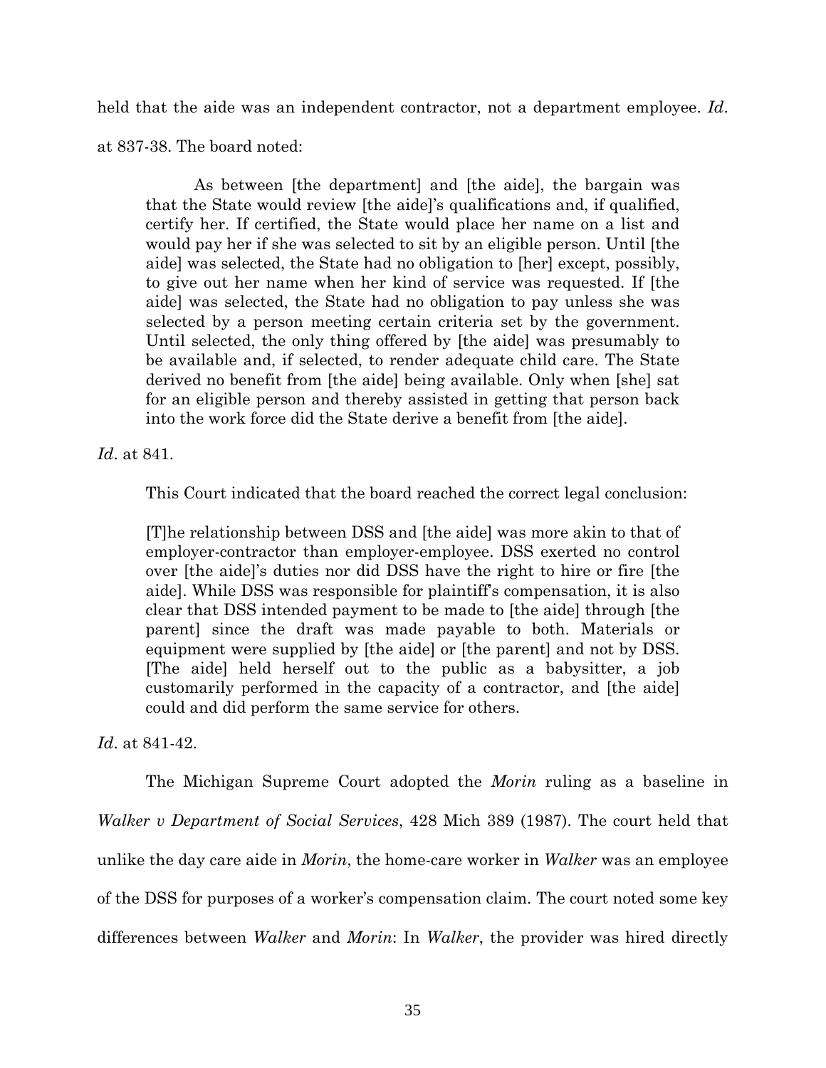held that the aide was an independent contractor, not a department employee. *Id*. at 837-38. The board noted:

> As between [the department] and [the aide], the bargain was that the State would review [the aide]'s qualifications and, if qualified, certify her. If certified, the State would place her name on a list and would pay her if she was selected to sit by an eligible person. Until [the aide] was selected, the State had no obligation to [her] except, possibly, to give out her name when her kind of service was requested. If [the aide] was selected, the State had no obligation to pay unless she was selected by a person meeting certain criteria set by the government. Until selected, the only thing offered by [the aide] was presumably to be available and, if selected, to render adequate child care. The State derived no benefit from [the aide] being available. Only when [she] sat for an eligible person and thereby assisted in getting that person back into the work force did the State derive a benefit from [the aide].

*Id*. at 841.

This Court indicated that the board reached the correct legal conclusion:

> [T]he relationship between DSS and [the aide] was more akin to that of employer-contractor than employer-employee. DSS exerted no control over [the aide]'s duties nor did DSS have the right to hire or fire [the aide]. While DSS was responsible for plaintiff's compensation, it is also clear that DSS intended payment to be made to [the aide] through [the parent] since the draft was made payable to both. Materials or equipment were supplied by [the aide] or [the parent] and not by DSS. [The aide] held herself out to the public as a babysitter, a job customarily performed in the capacity of a contractor, and [the aide] could and did perform the same service for others.

*Id*. at 841-42.

The Michigan Supreme Court adopted the *Morin* ruling as a baseline in *Walker v Department of Social Services*, 428 Mich 389 (1987). The court held that unlike the day care aide in *Morin*, the home-care worker in *Walker* was an employee of the DSS for purposes of a worker's compensation claim. The court noted some key differences between *Walker* and *Morin*: In *Walker*, the provider was hired directly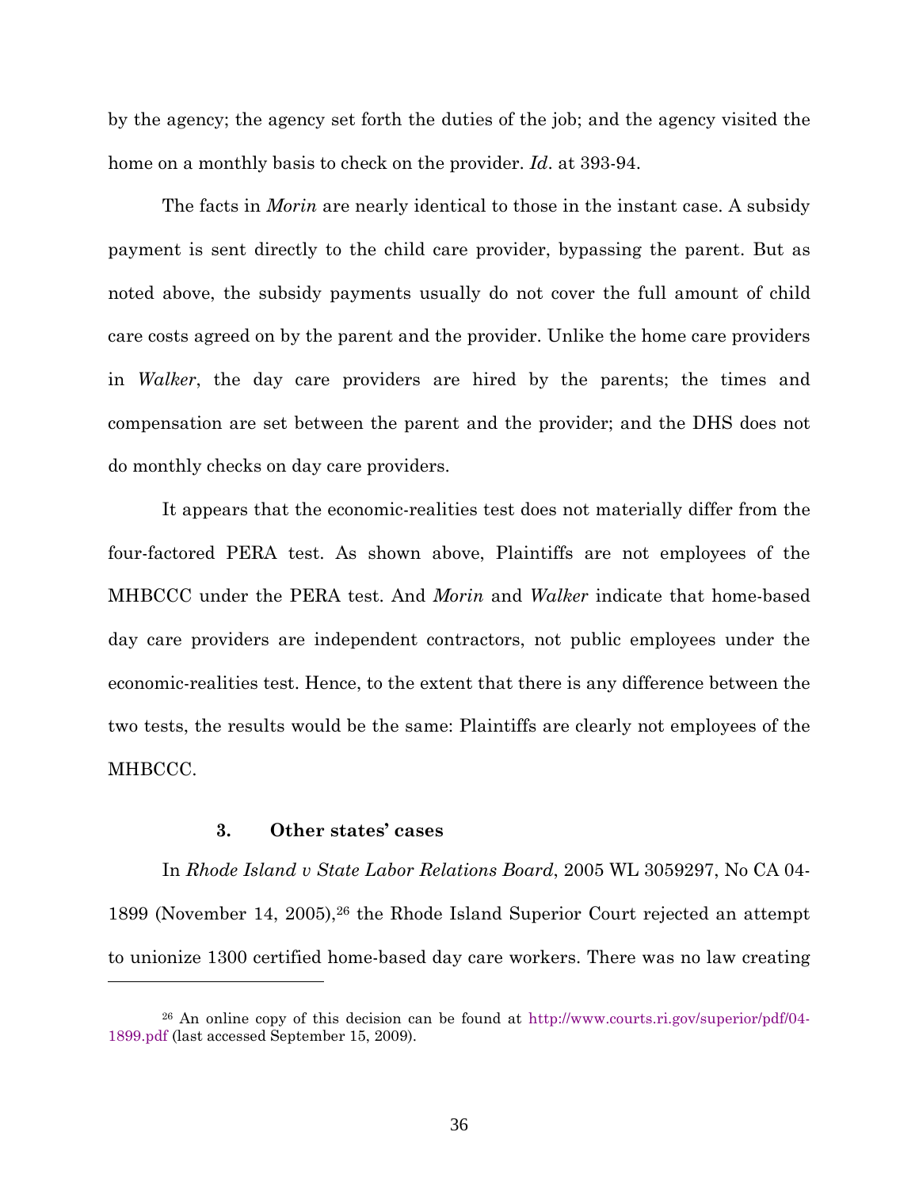by the agency; the agency set forth the duties of the job; and the agency visited the home on a monthly basis to check on the provider. *Id*. at 393-94.

The facts in *Morin* are nearly identical to those in the instant case. A subsidy payment is sent directly to the child care provider, bypassing the parent. But as noted above, the subsidy payments usually do not cover the full amount of child care costs agreed on by the parent and the provider. Unlike the home care providers in *Walker*, the day care providers are hired by the parents; the times and compensation are set between the parent and the provider; and the DHS does not do monthly checks on day care providers.

It appears that the economic-realities test does not materially differ from the four-factored PERA test. As shown above, Plaintiffs are not employees of the MHBCCC under the PERA test. And *Morin* and *Walker* indicate that home-based day care providers are independent contractors, not public employees under the economic-realities test. Hence, to the extent that there is any difference between the two tests, the results would be the same: Plaintiffs are clearly not employees of the MHBCCC.

### 3. Other states' cases

In *Rhode Island v State Labor Relations Board*, 2005 WL 3059297, No CA 04-1899 (November 14, 2005),[26] the Rhode Island Superior Court rejected an attempt to unionize 1300 certified home-based day care workers. There was no law creating

---

[26] An online copy of this decision can be found at http://www.courts.ri.gov/superior/pdf/04-1899.pdf (last accessed September 15, 2009).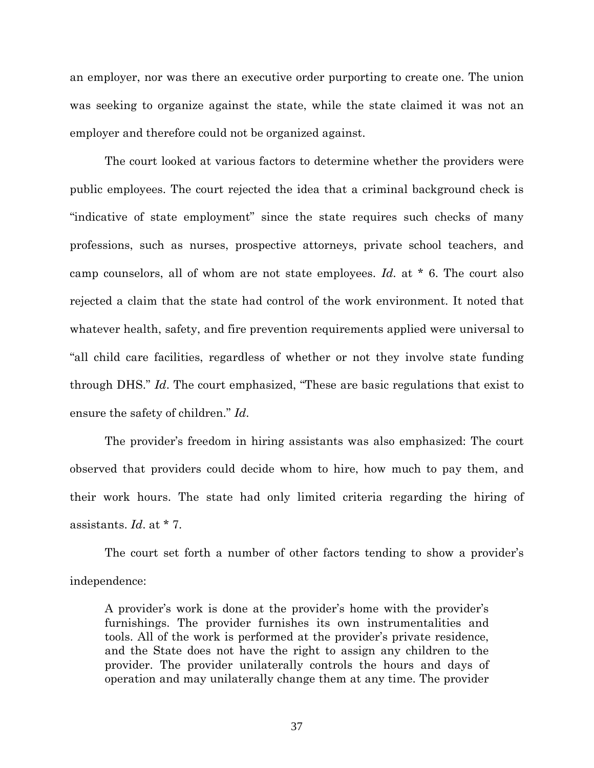an employer, nor was there an executive order purporting to create one. The union was seeking to organize against the state, while the state claimed it was not an employer and therefore could not be organized against.

The court looked at various factors to determine whether the providers were public employees. The court rejected the idea that a criminal background check is "indicative of state employment" since the state requires such checks of many professions, such as nurses, prospective attorneys, private school teachers, and camp counselors, all of whom are not state employees. *Id.* at * 6. The court also rejected a claim that the state had control of the work environment. It noted that whatever health, safety, and fire prevention requirements applied were universal to "all child care facilities, regardless of whether or not they involve state funding through DHS." *Id*. The court emphasized, "These are basic regulations that exist to ensure the safety of children." *Id*.

The provider's freedom in hiring assistants was also emphasized: The court observed that providers could decide whom to hire, how much to pay them, and their work hours. The state had only limited criteria regarding the hiring of assistants. *Id*. at * 7.

The court set forth a number of other factors tending to show a provider's independence:

> A provider's work is done at the provider's home with the provider's furnishings. The provider furnishes its own instrumentalities and tools. All of the work is performed at the provider's private residence, and the State does not have the right to assign any children to the provider. The provider unilaterally controls the hours and days of operation and may unilaterally change them at any time. The provider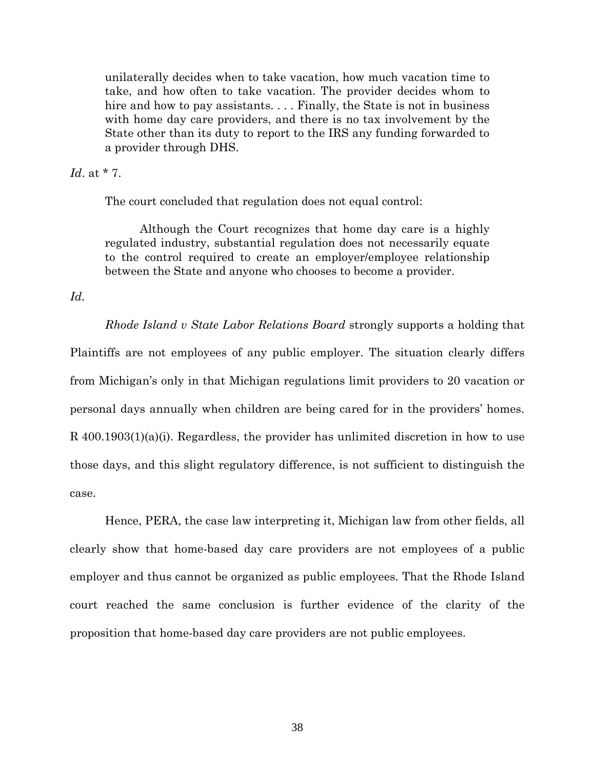> unilaterally decides when to take vacation, how much vacation time to take, and how often to take vacation. The provider decides whom to hire and how to pay assistants. . . . Finally, the State is not in business with home day care providers, and there is no tax involvement by the State other than its duty to report to the IRS any funding forwarded to a provider through DHS.

*Id*. at * 7.

The court concluded that regulation does not equal control:

> Although the Court recognizes that home day care is a highly regulated industry, substantial regulation does not necessarily equate to the control required to create an employer/employee relationship between the State and anyone who chooses to become a provider.

*Id.*

*Rhode Island v State Labor Relations Board* strongly supports a holding that Plaintiffs are not employees of any public employer. The situation clearly differs from Michigan's only in that Michigan regulations limit providers to 20 vacation or personal days annually when children are being cared for in the providers' homes. R 400.1903(1)(a)(i). Regardless, the provider has unlimited discretion in how to use those days, and this slight regulatory difference, is not sufficient to distinguish the case.

Hence, PERA, the case law interpreting it, Michigan law from other fields, all clearly show that home-based day care providers are not employees of a public employer and thus cannot be organized as public employees. That the Rhode Island court reached the same conclusion is further evidence of the clarity of the proposition that home-based day care providers are not public employees.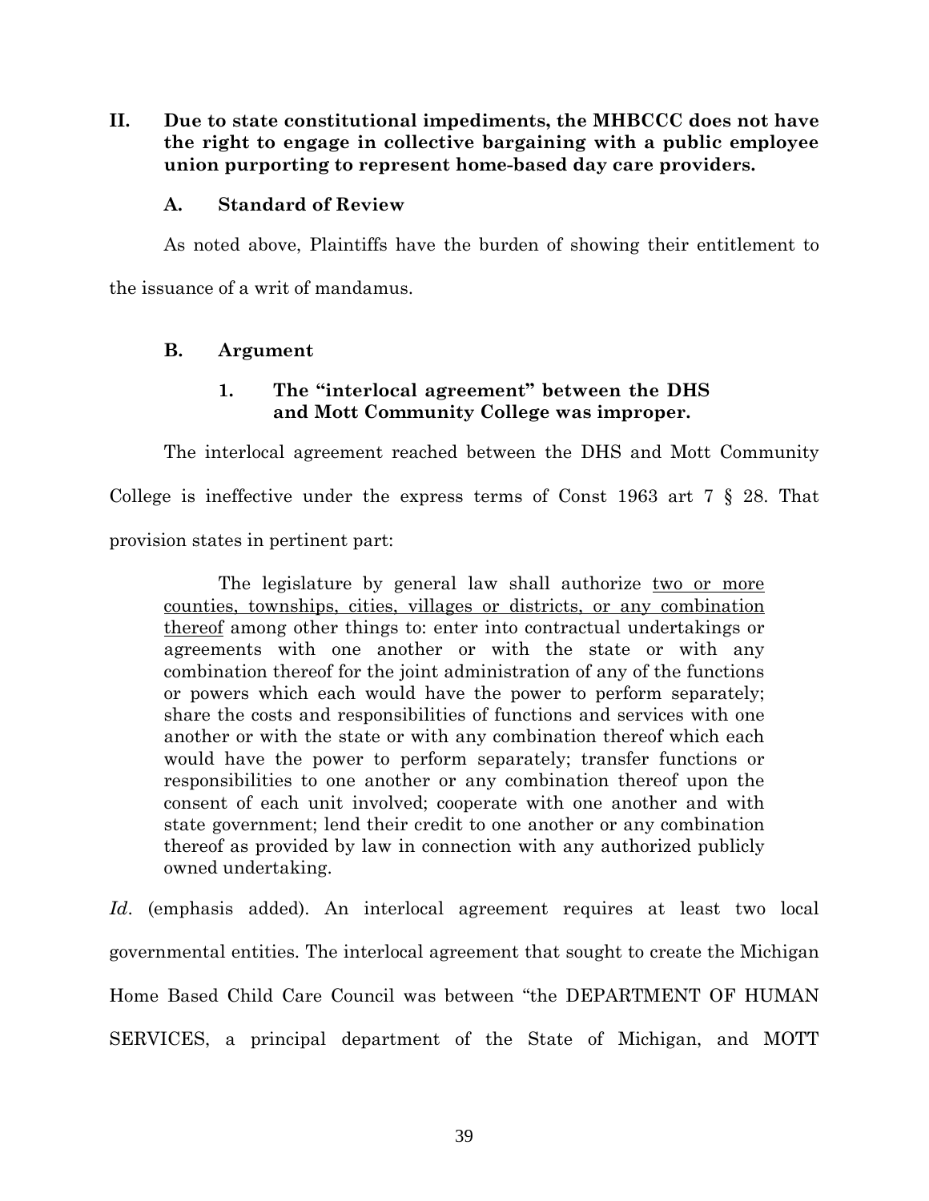## II. Due to state constitutional impediments, the MHBCCC does not have the right to engage in collective bargaining with a public employee union purporting to represent home-based day care providers.

### A. Standard of Review

As noted above, Plaintiffs have the burden of showing their entitlement to the issuance of a writ of mandamus.

### B. Argument

#### 1. The "interlocal agreement" between the DHS and Mott Community College was improper.

The interlocal agreement reached between the DHS and Mott Community College is ineffective under the express terms of Const 1963 art 7 § 28. That provision states in pertinent part:

> The legislature by general law shall authorize <u>two or more counties, townships, cities, villages or districts, or any combination thereof</u> among other things to: enter into contractual undertakings or agreements with one another or with the state or with any combination thereof for the joint administration of any of the functions or powers which each would have the power to perform separately; share the costs and responsibilities of functions and services with one another or with the state or with any combination thereof which each would have the power to perform separately; transfer functions or responsibilities to one another or any combination thereof upon the consent of each unit involved; cooperate with one another and with state government; lend their credit to one another or any combination thereof as provided by law in connection with any authorized publicly owned undertaking.

*Id*. (emphasis added). An interlocal agreement requires at least two local governmental entities. The interlocal agreement that sought to create the Michigan Home Based Child Care Council was between "the DEPARTMENT OF HUMAN SERVICES, a principal department of the State of Michigan, and MOTT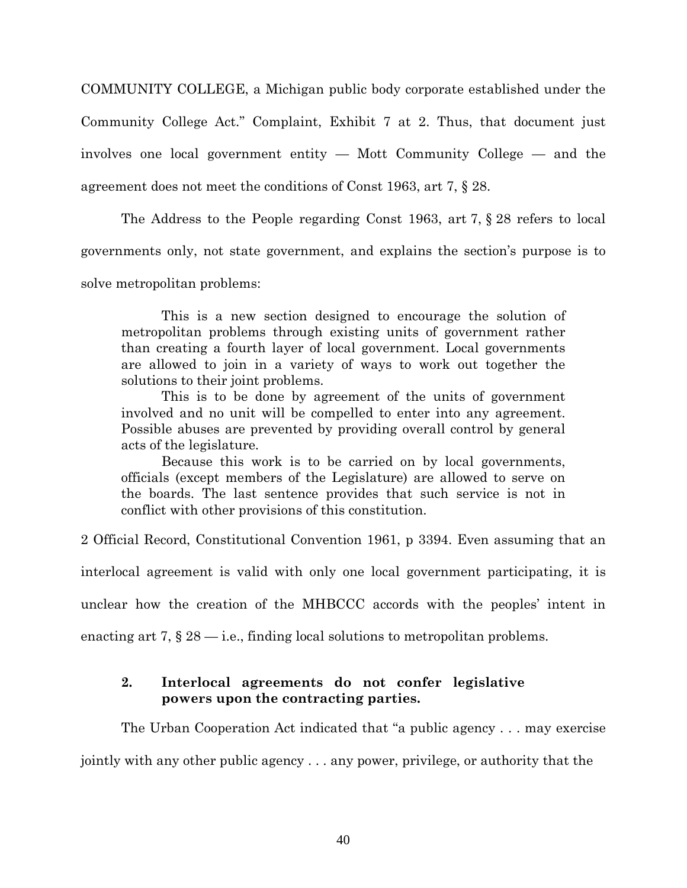COMMUNITY COLLEGE, a Michigan public body corporate established under the Community College Act." Complaint, Exhibit 7 at 2. Thus, that document just involves one local government entity — Mott Community College — and the agreement does not meet the conditions of Const 1963, art 7, § 28.

The Address to the People regarding Const 1963, art 7, § 28 refers to local governments only, not state government, and explains the section's purpose is to solve metropolitan problems:

> This is a new section designed to encourage the solution of metropolitan problems through existing units of government rather than creating a fourth layer of local government. Local governments are allowed to join in a variety of ways to work out together the solutions to their joint problems.
>
> This is to be done by agreement of the units of government involved and no unit will be compelled to enter into any agreement. Possible abuses are prevented by providing overall control by general acts of the legislature.
>
> Because this work is to be carried on by local governments, officials (except members of the Legislature) are allowed to serve on the boards. The last sentence provides that such service is not in conflict with other provisions of this constitution.

2 Official Record, Constitutional Convention 1961, p 3394. Even assuming that an interlocal agreement is valid with only one local government participating, it is unclear how the creation of the MHBCCC accords with the peoples' intent in enacting art 7, § 28 — i.e., finding local solutions to metropolitan problems.

### 2. Interlocal agreements do not confer legislative powers upon the contracting parties.

The Urban Cooperation Act indicated that "a public agency . . . may exercise jointly with any other public agency . . . any power, privilege, or authority that the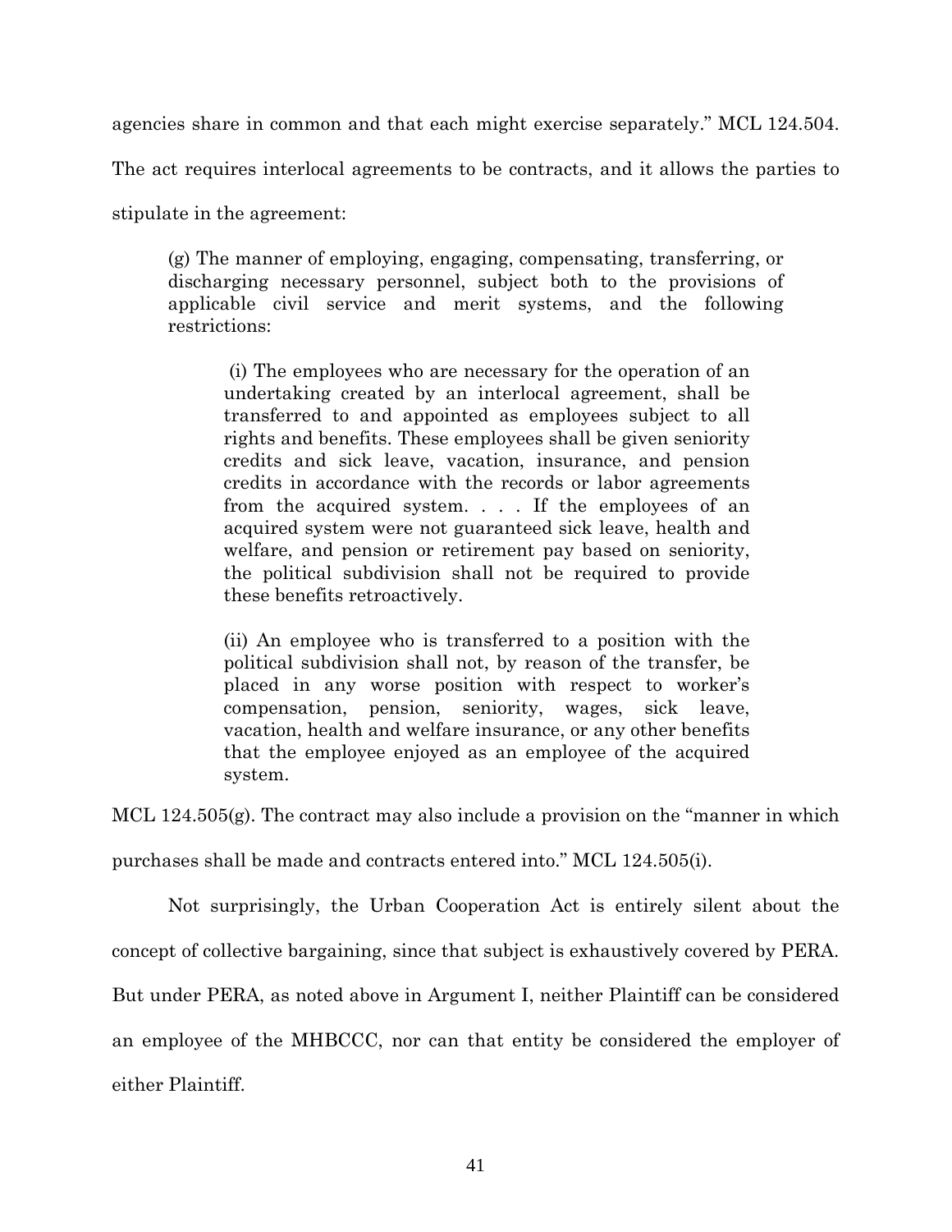agencies share in common and that each might exercise separately." MCL 124.504. The act requires interlocal agreements to be contracts, and it allows the parties to stipulate in the agreement:

> (g) The manner of employing, engaging, compensating, transferring, or discharging necessary personnel, subject both to the provisions of applicable civil service and merit systems, and the following restrictions:
>
> > (i) The employees who are necessary for the operation of an undertaking created by an interlocal agreement, shall be transferred to and appointed as employees subject to all rights and benefits. These employees shall be given seniority credits and sick leave, vacation, insurance, and pension credits in accordance with the records or labor agreements from the acquired system. . . . If the employees of an acquired system were not guaranteed sick leave, health and welfare, and pension or retirement pay based on seniority, the political subdivision shall not be required to provide these benefits retroactively.
> >
> > (ii) An employee who is transferred to a position with the political subdivision shall not, by reason of the transfer, be placed in any worse position with respect to worker's compensation, pension, seniority, wages, sick leave, vacation, health and welfare insurance, or any other benefits that the employee enjoyed as an employee of the acquired system.

MCL 124.505(g). The contract may also include a provision on the "manner in which purchases shall be made and contracts entered into." MCL 124.505(i).

Not surprisingly, the Urban Cooperation Act is entirely silent about the concept of collective bargaining, since that subject is exhaustively covered by PERA. But under PERA, as noted above in Argument I, neither Plaintiff can be considered an employee of the MHBCCC, nor can that entity be considered the employer of either Plaintiff.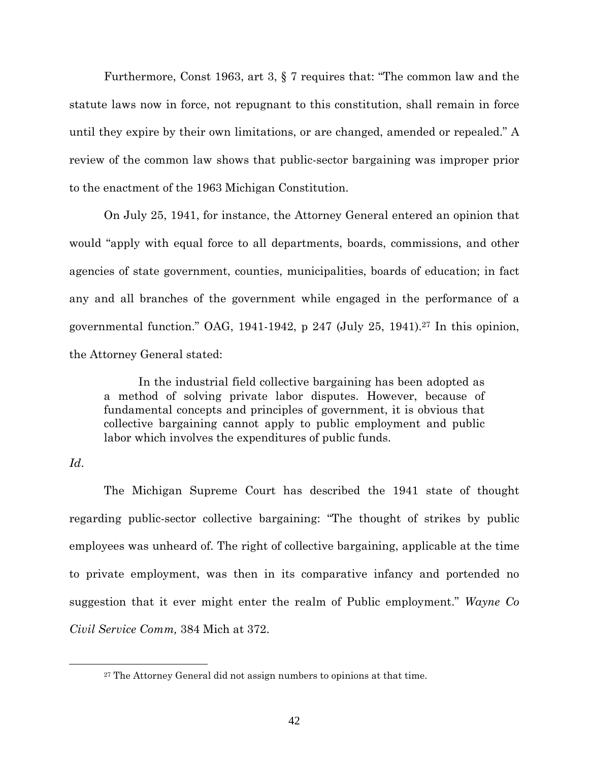Furthermore, Const 1963, art 3, § 7 requires that: "The common law and the statute laws now in force, not repugnant to this constitution, shall remain in force until they expire by their own limitations, or are changed, amended or repealed." A review of the common law shows that public-sector bargaining was improper prior to the enactment of the 1963 Michigan Constitution.

On July 25, 1941, for instance, the Attorney General entered an opinion that would "apply with equal force to all departments, boards, commissions, and other agencies of state government, counties, municipalities, boards of education; in fact any and all branches of the government while engaged in the performance of a governmental function." OAG, 1941-1942, p 247 (July 25, 1941).[27] In this opinion, the Attorney General stated:

> In the industrial field collective bargaining has been adopted as a method of solving private labor disputes. However, because of fundamental concepts and principles of government, it is obvious that collective bargaining cannot apply to public employment and public labor which involves the expenditures of public funds.

*Id*.

The Michigan Supreme Court has described the 1941 state of thought regarding public-sector collective bargaining: "The thought of strikes by public employees was unheard of. The right of collective bargaining, applicable at the time to private employment, was then in its comparative infancy and portended no suggestion that it ever might enter the realm of Public employment." *Wayne Co Civil Service Comm,* 384 Mich at 372.

---

[27] The Attorney General did not assign numbers to opinions at that time.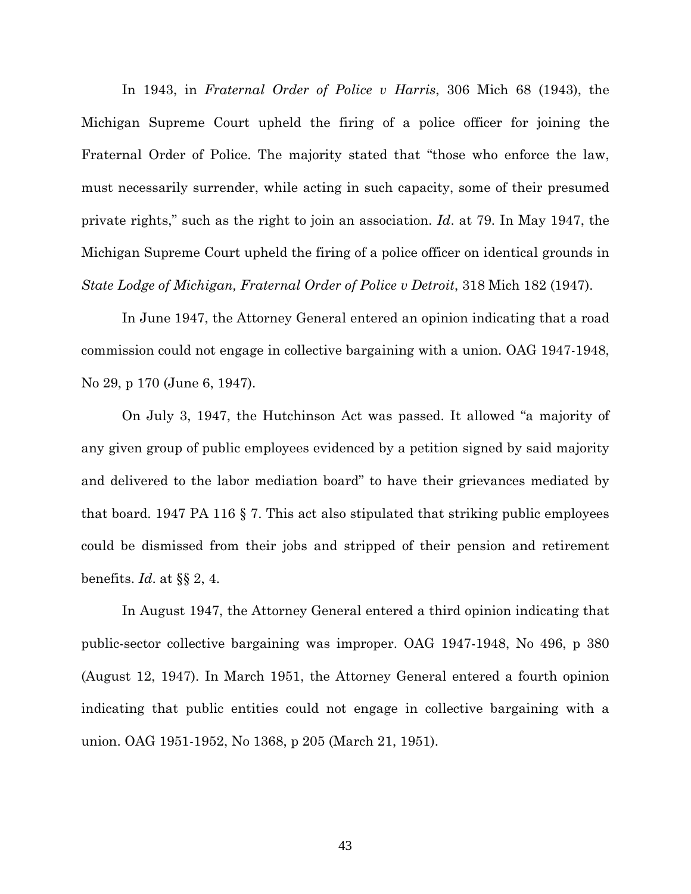In 1943, in *Fraternal Order of Police v Harris*, 306 Mich 68 (1943), the Michigan Supreme Court upheld the firing of a police officer for joining the Fraternal Order of Police. The majority stated that "those who enforce the law, must necessarily surrender, while acting in such capacity, some of their presumed private rights," such as the right to join an association. *Id*. at 79. In May 1947, the Michigan Supreme Court upheld the firing of a police officer on identical grounds in *State Lodge of Michigan, Fraternal Order of Police v Detroit*, 318 Mich 182 (1947).

In June 1947, the Attorney General entered an opinion indicating that a road commission could not engage in collective bargaining with a union. OAG 1947-1948, No 29, p 170 (June 6, 1947).

On July 3, 1947, the Hutchinson Act was passed. It allowed "a majority of any given group of public employees evidenced by a petition signed by said majority and delivered to the labor mediation board" to have their grievances mediated by that board. 1947 PA 116 § 7. This act also stipulated that striking public employees could be dismissed from their jobs and stripped of their pension and retirement benefits. *Id*. at §§ 2, 4.

In August 1947, the Attorney General entered a third opinion indicating that public-sector collective bargaining was improper. OAG 1947-1948, No 496, p 380 (August 12, 1947). In March 1951, the Attorney General entered a fourth opinion indicating that public entities could not engage in collective bargaining with a union. OAG 1951-1952, No 1368, p 205 (March 21, 1951).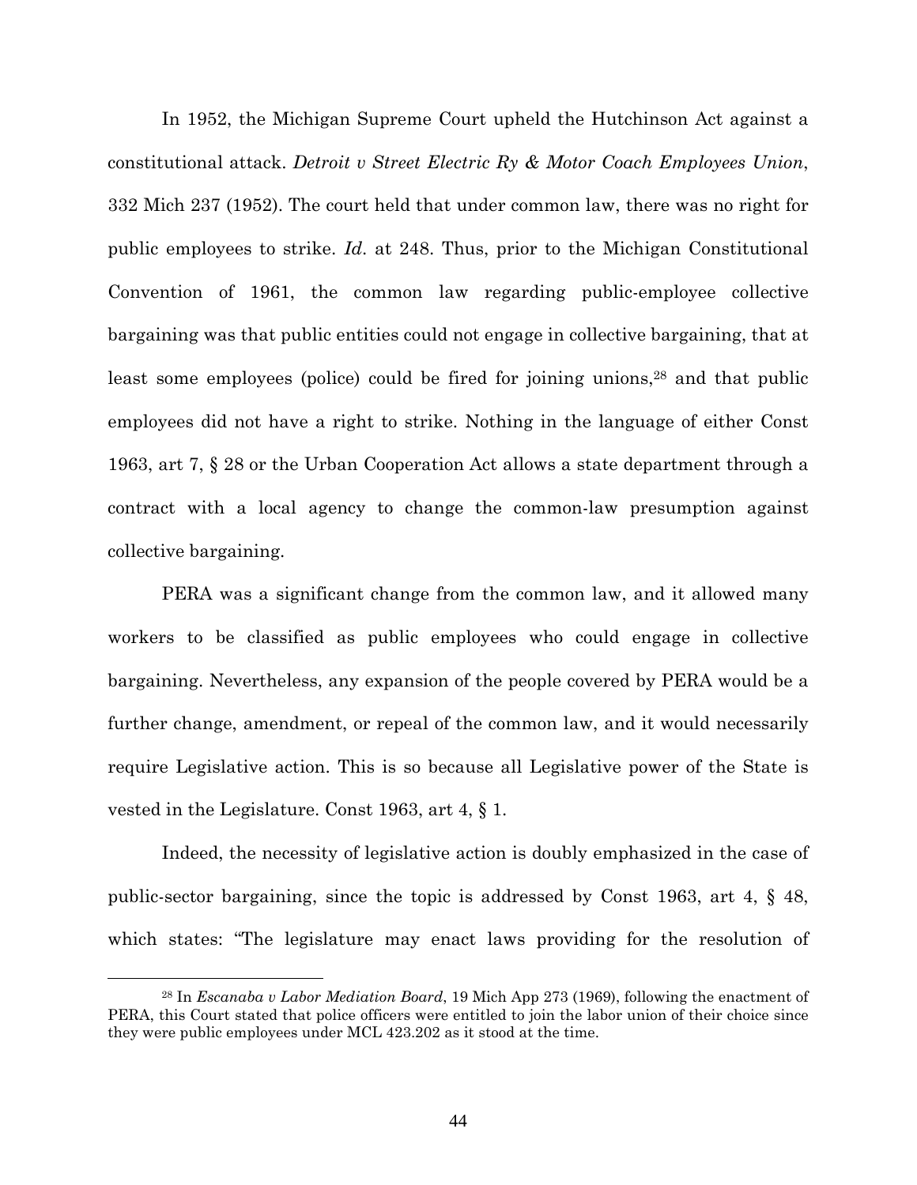In 1952, the Michigan Supreme Court upheld the Hutchinson Act against a constitutional attack. *Detroit v Street Electric Ry & Motor Coach Employees Union*, 332 Mich 237 (1952). The court held that under common law, there was no right for public employees to strike. *Id*. at 248. Thus, prior to the Michigan Constitutional Convention of 1961, the common law regarding public-employee collective bargaining was that public entities could not engage in collective bargaining, that at least some employees (police) could be fired for joining unions,[28] and that public employees did not have a right to strike. Nothing in the language of either Const 1963, art 7, § 28 or the Urban Cooperation Act allows a state department through a contract with a local agency to change the common-law presumption against collective bargaining.

PERA was a significant change from the common law, and it allowed many workers to be classified as public employees who could engage in collective bargaining. Nevertheless, any expansion of the people covered by PERA would be a further change, amendment, or repeal of the common law, and it would necessarily require Legislative action. This is so because all Legislative power of the State is vested in the Legislature. Const 1963, art 4, § 1.

Indeed, the necessity of legislative action is doubly emphasized in the case of public-sector bargaining, since the topic is addressed by Const 1963, art 4, § 48, which states: "The legislature may enact laws providing for the resolution of

[28] In *Escanaba v Labor Mediation Board*, 19 Mich App 273 (1969), following the enactment of PERA, this Court stated that police officers were entitled to join the labor union of their choice since they were public employees under MCL 423.202 as it stood at the time.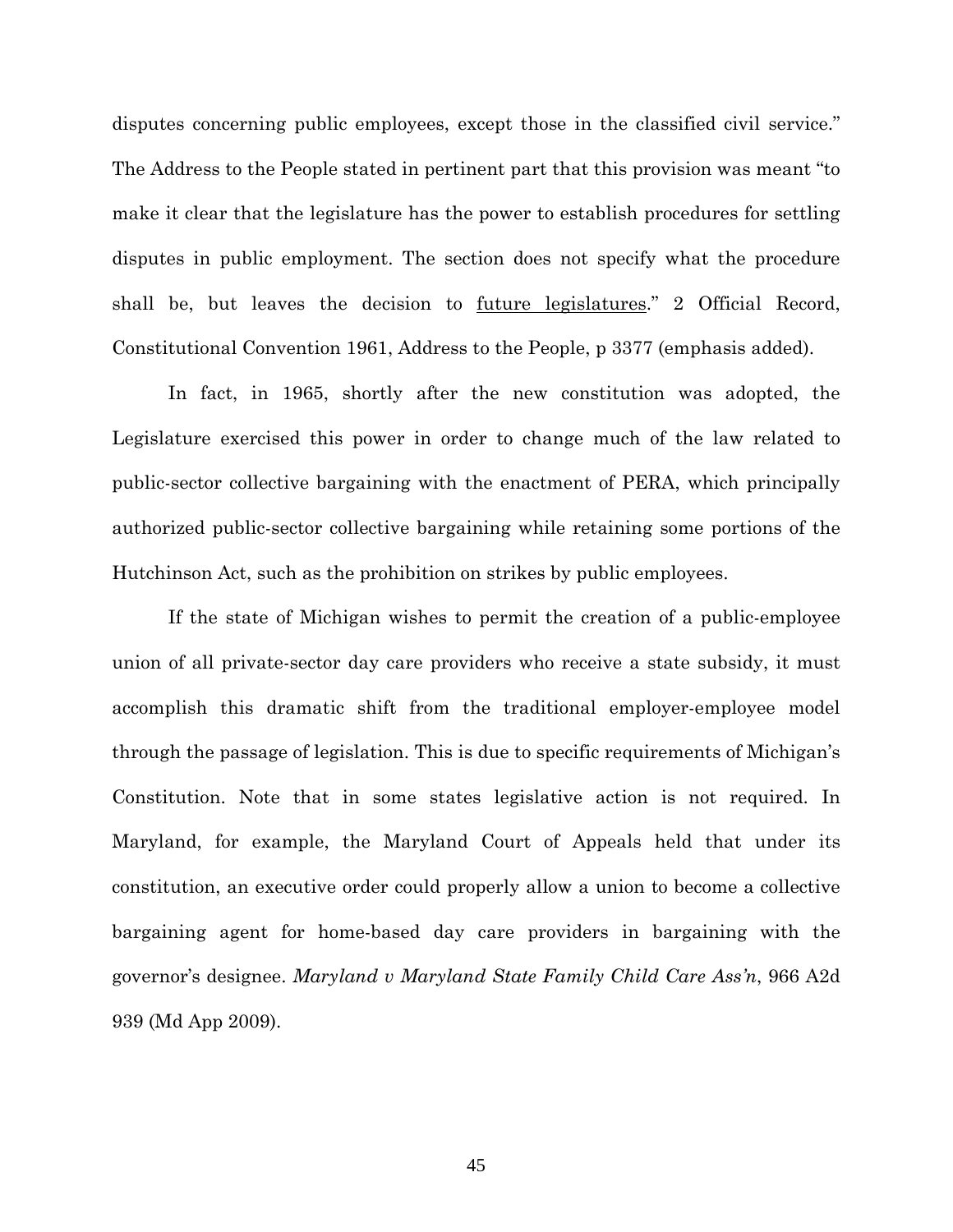disputes concerning public employees, except those in the classified civil service." The Address to the People stated in pertinent part that this provision was meant "to make it clear that the legislature has the power to establish procedures for settling disputes in public employment. The section does not specify what the procedure shall be, but leaves the decision to <u>future legislatures</u>." 2 Official Record, Constitutional Convention 1961, Address to the People, p 3377 (emphasis added).

In fact, in 1965, shortly after the new constitution was adopted, the Legislature exercised this power in order to change much of the law related to public-sector collective bargaining with the enactment of PERA, which principally authorized public-sector collective bargaining while retaining some portions of the Hutchinson Act, such as the prohibition on strikes by public employees.

If the state of Michigan wishes to permit the creation of a public-employee union of all private-sector day care providers who receive a state subsidy, it must accomplish this dramatic shift from the traditional employer-employee model through the passage of legislation. This is due to specific requirements of Michigan's Constitution. Note that in some states legislative action is not required. In Maryland, for example, the Maryland Court of Appeals held that under its constitution, an executive order could properly allow a union to become a collective bargaining agent for home-based day care providers in bargaining with the governor's designee. *Maryland v Maryland State Family Child Care Ass'n*, 966 A2d 939 (Md App 2009).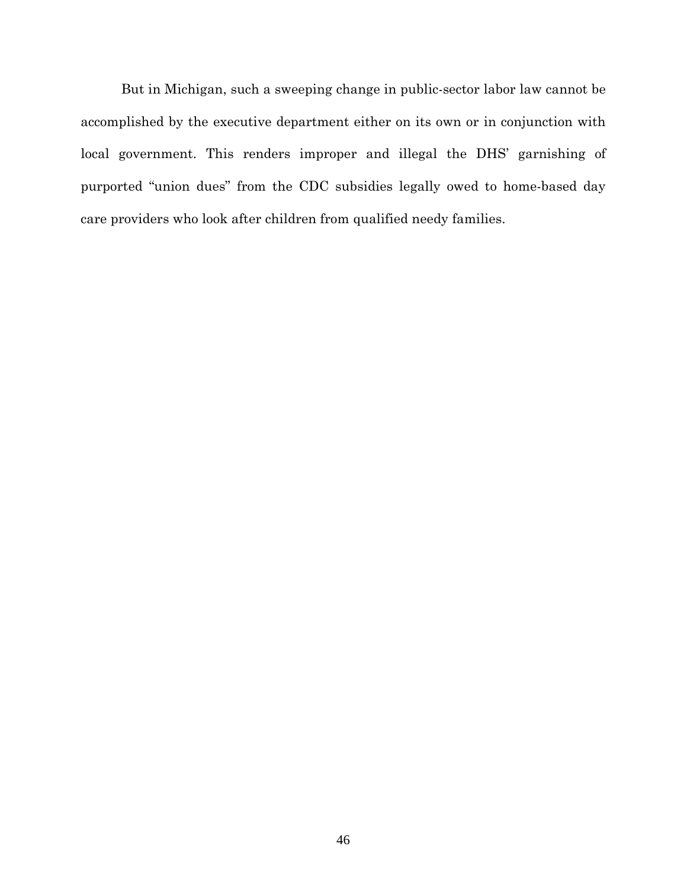But in Michigan, such a sweeping change in public-sector labor law cannot be accomplished by the executive department either on its own or in conjunction with local government. This renders improper and illegal the DHS' garnishing of purported "union dues" from the CDC subsidies legally owed to home-based day care providers who look after children from qualified needy families.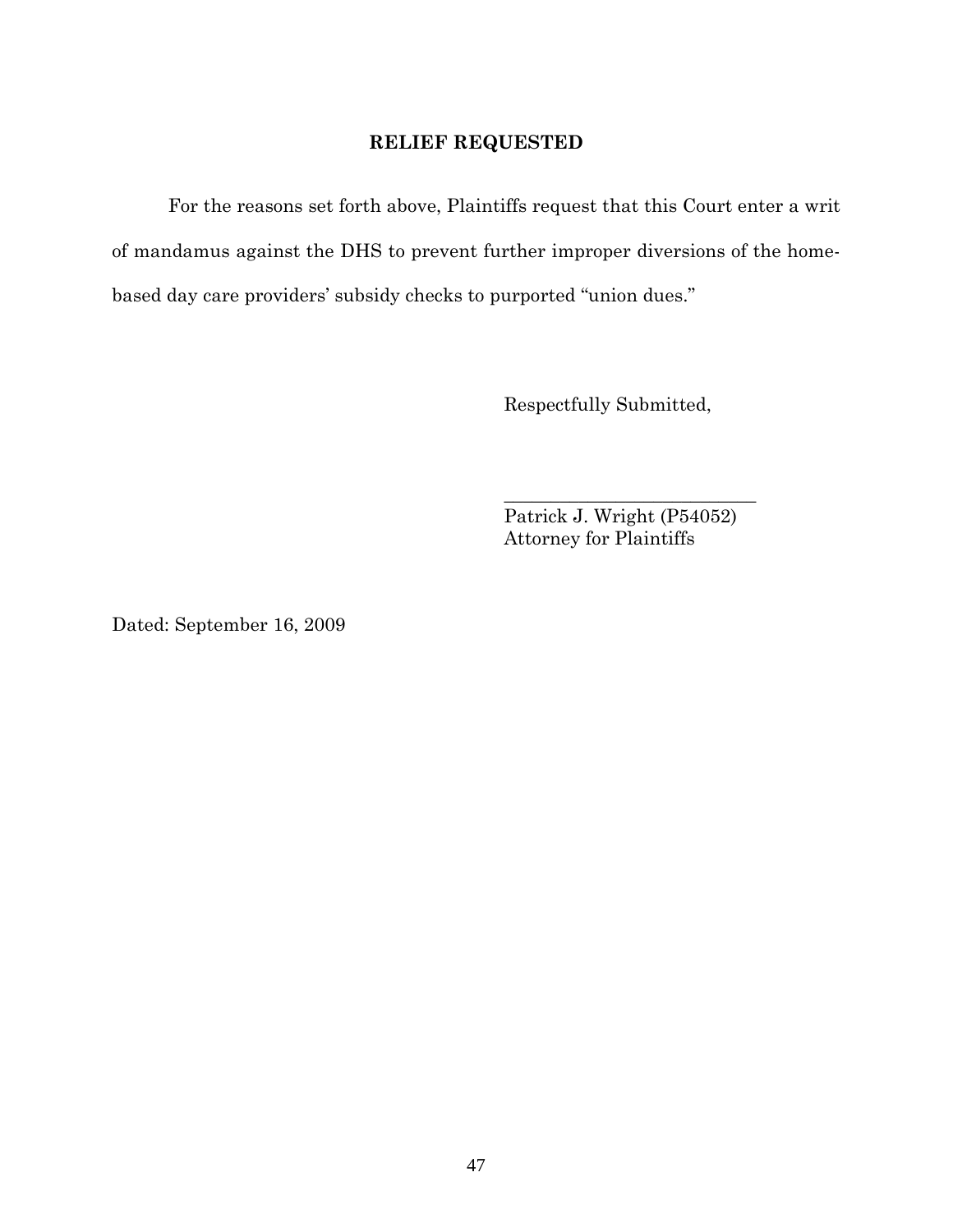## RELIEF REQUESTED

For the reasons set forth above, Plaintiffs request that this Court enter a writ of mandamus against the DHS to prevent further improper diversions of the home-based day care providers' subsidy checks to purported "union dues."

Respectfully Submitted,

\_\_\_\_\_\_\_\_\_\_\_\_\_\_\_\_\_\_\_\_\_\_\_\_\_\_\_\_

Patrick J. Wright (P54052)
Attorney for Plaintiffs

Dated: September 16, 2009